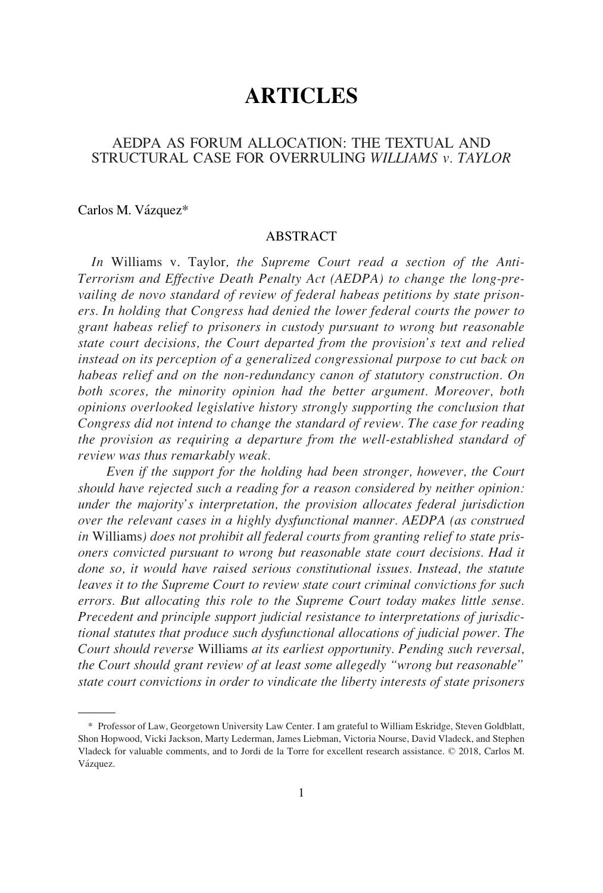# ARTICLES

## AEDPA AS FORUM ALLOCATION: THE TEXTUAL AND STRUCTURAL CASE FOR OVERRULING *WILLIAMS v. TAYLOR*

Carlos M. Vázquez*

### ABSTRACT

*In* Williams v. Taylor*, the Supreme Court read a section of the Anti-Terrorism and Effective Death Penalty Act (AEDPA) to change the long-prevailing de novo standard of review of federal habeas petitions by state prisoners. In holding that Congress had denied the lower federal courts the power to grant habeas relief to prisoners in custody pursuant to wrong but reasonable state court decisions, the Court departed from the provision's text and relied instead on its perception of a generalized congressional purpose to cut back on habeas relief and on the non-redundancy canon of statutory construction. On both scores, the minority opinion had the better argument. Moreover, both opinions overlooked legislative history strongly supporting the conclusion that Congress did not intend to change the standard of review. The case for reading the provision as requiring a departure from the well-established standard of review was thus remarkably weak.*

*Even if the support for the holding had been stronger, however, the Court should have rejected such a reading for a reason considered by neither opinion: under the majority's interpretation, the provision allocates federal jurisdiction over the relevant cases in a highly dysfunctional manner. AEDPA (as construed in* Williams*) does not prohibit all federal courts from granting relief to state prisoners convicted pursuant to wrong but reasonable state court decisions. Had it done so, it would have raised serious constitutional issues. Instead, the statute leaves it to the Supreme Court to review state court criminal convictions for such errors. But allocating this role to the Supreme Court today makes little sense. Precedent and principle support judicial resistance to interpretations of jurisdictional statutes that produce such dysfunctional allocations of judicial power. The Court should reverse* Williams *at its earliest opportunity. Pending such reversal, the Court should grant review of at least some allegedly "wrong but reasonable" state court convictions in order to vindicate the liberty interests of state prisoners*

---

\* Professor of Law, Georgetown University Law Center. I am grateful to William Eskridge, Steven Goldblatt, Shon Hopwood, Vicki Jackson, Marty Lederman, James Liebman, Victoria Nourse, David Vladeck, and Stephen Vladeck for valuable comments, and to Jordi de la Torre for excellent research assistance. © 2018, Carlos M. Vázquez.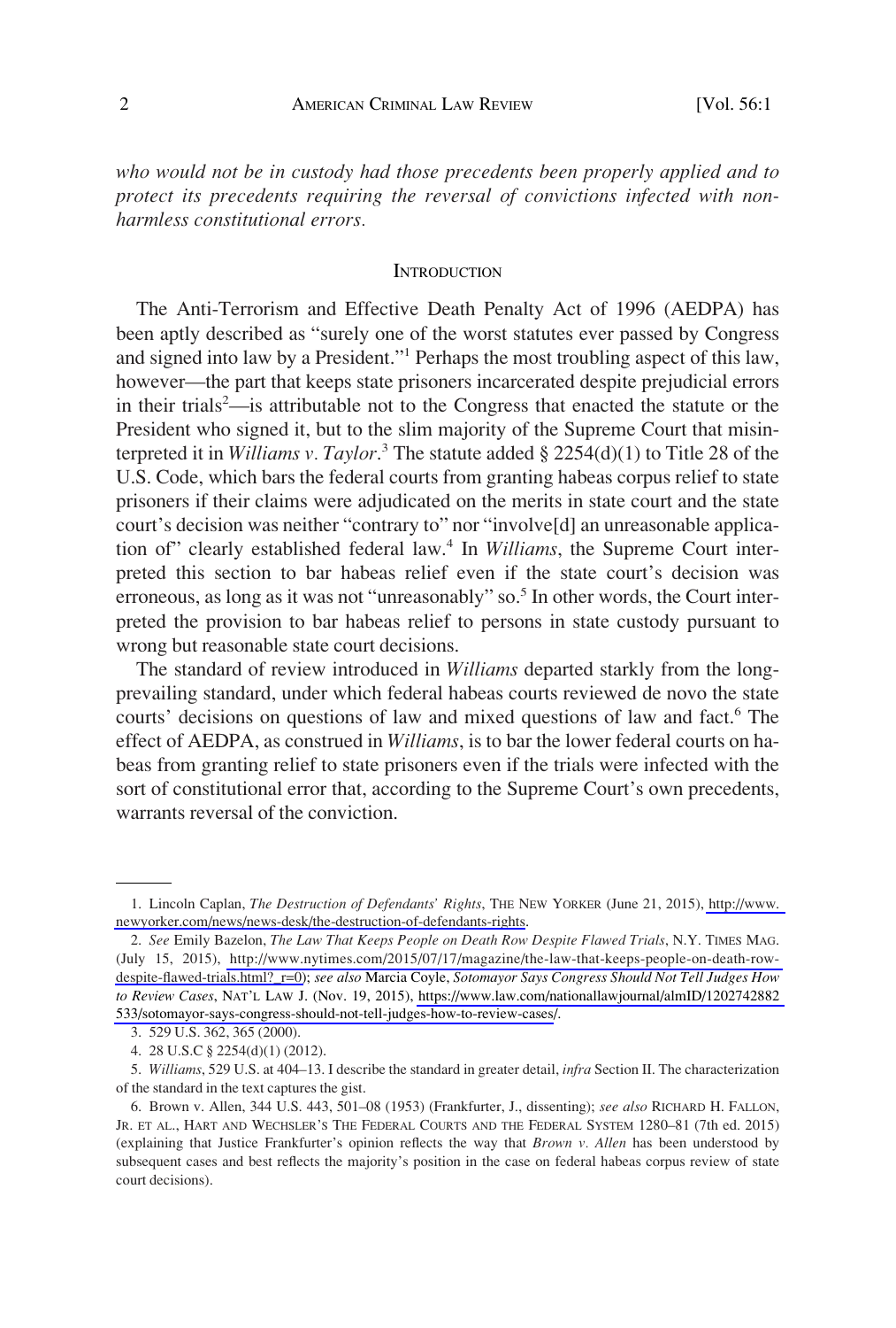*who would not be in custody had those precedents been properly applied and to protect its precedents requiring the reversal of convictions infected with non-harmless constitutional errors.*

## INTRODUCTION

The Anti-Terrorism and Effective Death Penalty Act of 1996 (AEDPA) has been aptly described as "surely one of the worst statutes ever passed by Congress and signed into law by a President."[1] Perhaps the most troubling aspect of this law, however—the part that keeps state prisoners incarcerated despite prejudicial errors in their trials[2]—is attributable not to the Congress that enacted the statute or the President who signed it, but to the slim majority of the Supreme Court that misinterpreted it in *Williams v. Taylor*.[3] The statute added § 2254(d)(1) to Title 28 of the U.S. Code, which bars the federal courts from granting habeas corpus relief to state prisoners if their claims were adjudicated on the merits in state court and the state court's decision was neither "contrary to" nor "involve[d] an unreasonable application of" clearly established federal law.[4] In *Williams*, the Supreme Court interpreted this section to bar habeas relief even if the state court's decision was erroneous, as long as it was not "unreasonably" so.[5] In other words, the Court interpreted the provision to bar habeas relief to persons in state custody pursuant to wrong but reasonable state court decisions.

The standard of review introduced in *Williams* departed starkly from the long-prevailing standard, under which federal habeas courts reviewed de novo the state courts' decisions on questions of law and mixed questions of law and fact.[6] The effect of AEDPA, as construed in *Williams*, is to bar the lower federal courts on habeas from granting relief to state prisoners even if the trials were infected with the sort of constitutional error that, according to the Supreme Court's own precedents, warrants reversal of the conviction.

---

1. Lincoln Caplan, *The Destruction of Defendants' Rights*, THE NEW YORKER (June 21, 2015), http://www.newyorker.com/news/news-desk/the-destruction-of-defendants-rights.

2. *See* Emily Bazelon, *The Law That Keeps People on Death Row Despite Flawed Trials*, N.Y. TIMES MAG. (July 15, 2015), http://www.nytimes.com/2015/07/17/magazine/the-law-that-keeps-people-on-death-row-despite-flawed-trials.html?_r=0); *see also* Marcia Coyle, *Sotomayor Says Congress Should Not Tell Judges How to Review Cases*, NAT'L LAW J. (Nov. 19, 2015), https://www.law.com/nationallawjournal/almID/1202742882533/sotomayor-says-congress-should-not-tell-judges-how-to-review-cases/.

3. 529 U.S. 362, 365 (2000).

4. 28 U.S.C § 2254(d)(1) (2012).

5. *Williams*, 529 U.S. at 404–13. I describe the standard in greater detail, *infra* Section II. The characterization of the standard in the text captures the gist.

6. Brown v. Allen, 344 U.S. 443, 501–08 (1953) (Frankfurter, J., dissenting); *see also* RICHARD H. FALLON, JR. ET AL., HART AND WECHSLER'S THE FEDERAL COURTS AND THE FEDERAL SYSTEM 1280–81 (7th ed. 2015) (explaining that Justice Frankfurter's opinion reflects the way that *Brown v. Allen* has been understood by subsequent cases and best reflects the majority's position in the case on federal habeas corpus review of state court decisions).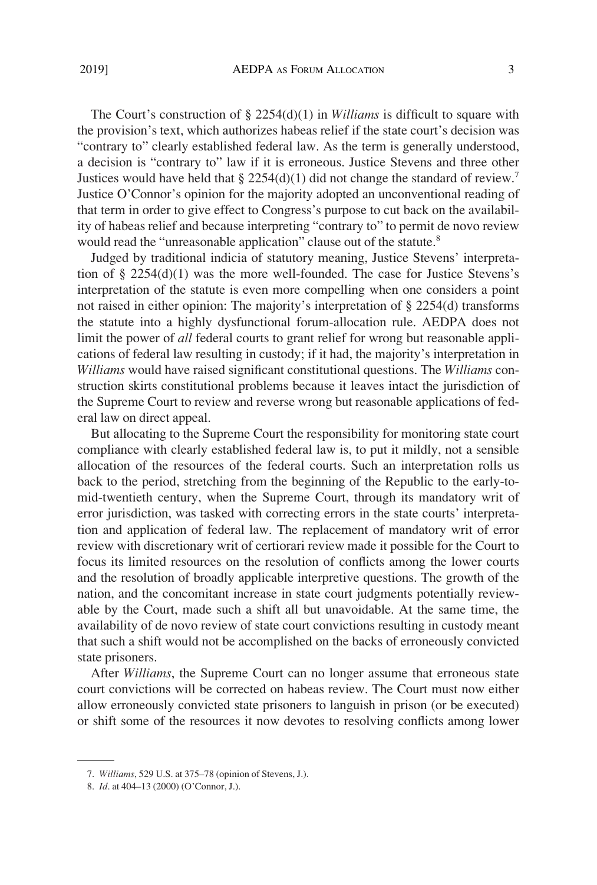The Court's construction of § 2254(d)(1) in *Williams* is difficult to square with the provision's text, which authorizes habeas relief if the state court's decision was "contrary to" clearly established federal law. As the term is generally understood, a decision is "contrary to" law if it is erroneous. Justice Stevens and three other Justices would have held that § 2254(d)(1) did not change the standard of review.[7] Justice O'Connor's opinion for the majority adopted an unconventional reading of that term in order to give effect to Congress's purpose to cut back on the availability of habeas relief and because interpreting "contrary to" to permit de novo review would read the "unreasonable application" clause out of the statute.[8]

Judged by traditional indicia of statutory meaning, Justice Stevens' interpretation of § 2254(d)(1) was the more well-founded. The case for Justice Stevens's interpretation of the statute is even more compelling when one considers a point not raised in either opinion: The majority's interpretation of § 2254(d) transforms the statute into a highly dysfunctional forum-allocation rule. AEDPA does not limit the power of *all* federal courts to grant relief for wrong but reasonable applications of federal law resulting in custody; if it had, the majority's interpretation in *Williams* would have raised significant constitutional questions. The *Williams* construction skirts constitutional problems because it leaves intact the jurisdiction of the Supreme Court to review and reverse wrong but reasonable applications of federal law on direct appeal.

But allocating to the Supreme Court the responsibility for monitoring state court compliance with clearly established federal law is, to put it mildly, not a sensible allocation of the resources of the federal courts. Such an interpretation rolls us back to the period, stretching from the beginning of the Republic to the early-to-mid-twentieth century, when the Supreme Court, through its mandatory writ of error jurisdiction, was tasked with correcting errors in the state courts' interpretation and application of federal law. The replacement of mandatory writ of error review with discretionary writ of certiorari review made it possible for the Court to focus its limited resources on the resolution of conflicts among the lower courts and the resolution of broadly applicable interpretive questions. The growth of the nation, and the concomitant increase in state court judgments potentially reviewable by the Court, made such a shift all but unavoidable. At the same time, the availability of de novo review of state court convictions resulting in custody meant that such a shift would not be accomplished on the backs of erroneously convicted state prisoners.

After *Williams*, the Supreme Court can no longer assume that erroneous state court convictions will be corrected on habeas review. The Court must now either allow erroneously convicted state prisoners to languish in prison (or be executed) or shift some of the resources it now devotes to resolving conflicts among lower

---

7. *Williams*, 529 U.S. at 375–78 (opinion of Stevens, J.).

8. *Id*. at 404–13 (2000) (O'Connor, J.).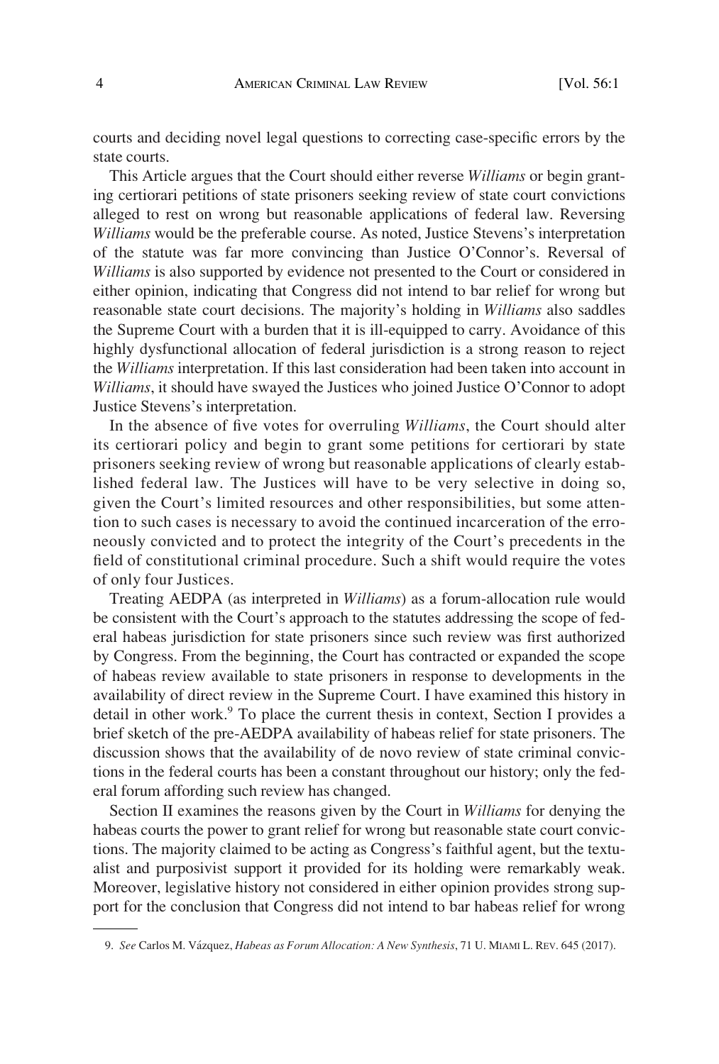courts and deciding novel legal questions to correcting case-specific errors by the state courts.

This Article argues that the Court should either reverse *Williams* or begin granting certiorari petitions of state prisoners seeking review of state court convictions alleged to rest on wrong but reasonable applications of federal law. Reversing *Williams* would be the preferable course. As noted, Justice Stevens's interpretation of the statute was far more convincing than Justice O'Connor's. Reversal of *Williams* is also supported by evidence not presented to the Court or considered in either opinion, indicating that Congress did not intend to bar relief for wrong but reasonable state court decisions. The majority's holding in *Williams* also saddles the Supreme Court with a burden that it is ill-equipped to carry. Avoidance of this highly dysfunctional allocation of federal jurisdiction is a strong reason to reject the *Williams* interpretation. If this last consideration had been taken into account in *Williams*, it should have swayed the Justices who joined Justice O'Connor to adopt Justice Stevens's interpretation.

In the absence of five votes for overruling *Williams*, the Court should alter its certiorari policy and begin to grant some petitions for certiorari by state prisoners seeking review of wrong but reasonable applications of clearly established federal law. The Justices will have to be very selective in doing so, given the Court's limited resources and other responsibilities, but some attention to such cases is necessary to avoid the continued incarceration of the erroneously convicted and to protect the integrity of the Court's precedents in the field of constitutional criminal procedure. Such a shift would require the votes of only four Justices.

Treating AEDPA (as interpreted in *Williams*) as a forum-allocation rule would be consistent with the Court's approach to the statutes addressing the scope of federal habeas jurisdiction for state prisoners since such review was first authorized by Congress. From the beginning, the Court has contracted or expanded the scope of habeas review available to state prisoners in response to developments in the availability of direct review in the Supreme Court. I have examined this history in detail in other work.[9] To place the current thesis in context, Section I provides a brief sketch of the pre-AEDPA availability of habeas relief for state prisoners. The discussion shows that the availability of de novo review of state criminal convictions in the federal courts has been a constant throughout our history; only the federal forum affording such review has changed.

Section II examines the reasons given by the Court in *Williams* for denying the habeas courts the power to grant relief for wrong but reasonable state court convictions. The majority claimed to be acting as Congress's faithful agent, but the textualist and purposivist support it provided for its holding were remarkably weak. Moreover, legislative history not considered in either opinion provides strong support for the conclusion that Congress did not intend to bar habeas relief for wrong

---

9. *See* Carlos M. Vázquez, *Habeas as Forum Allocation: A New Synthesis*, 71 U. MIAMI L. REV. 645 (2017).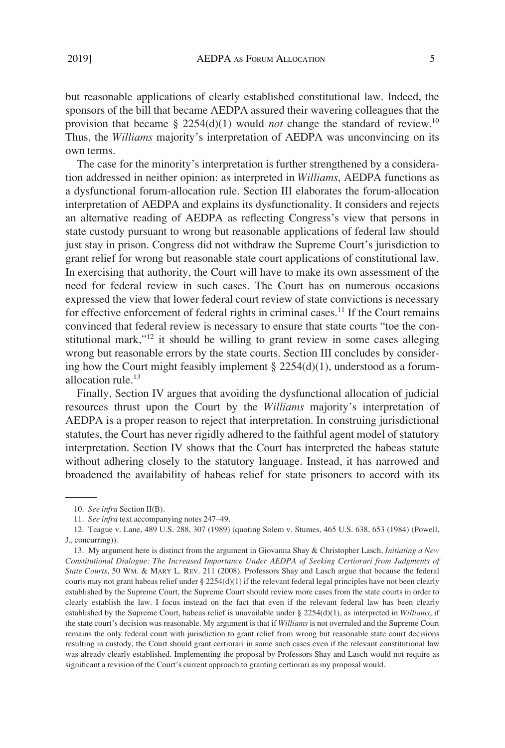but reasonable applications of clearly established constitutional law. Indeed, the sponsors of the bill that became AEDPA assured their wavering colleagues that the provision that became § 2254(d)(1) would *not* change the standard of review.[10] Thus, the *Williams* majority's interpretation of AEDPA was unconvincing on its own terms.

The case for the minority's interpretation is further strengthened by a consideration addressed in neither opinion: as interpreted in *Williams*, AEDPA functions as a dysfunctional forum-allocation rule. Section III elaborates the forum-allocation interpretation of AEDPA and explains its dysfunctionality. It considers and rejects an alternative reading of AEDPA as reflecting Congress's view that persons in state custody pursuant to wrong but reasonable applications of federal law should just stay in prison. Congress did not withdraw the Supreme Court's jurisdiction to grant relief for wrong but reasonable state court applications of constitutional law. In exercising that authority, the Court will have to make its own assessment of the need for federal review in such cases. The Court has on numerous occasions expressed the view that lower federal court review of state convictions is necessary for effective enforcement of federal rights in criminal cases.[11] If the Court remains convinced that federal review is necessary to ensure that state courts "toe the constitutional mark,"[12] it should be willing to grant review in some cases alleging wrong but reasonable errors by the state courts. Section III concludes by considering how the Court might feasibly implement § 2254(d)(1), understood as a forum-allocation rule.[13]

Finally, Section IV argues that avoiding the dysfunctional allocation of judicial resources thrust upon the Court by the *Williams* majority's interpretation of AEDPA is a proper reason to reject that interpretation. In construing jurisdictional statutes, the Court has never rigidly adhered to the faithful agent model of statutory interpretation. Section IV shows that the Court has interpreted the habeas statute without adhering closely to the statutory language. Instead, it has narrowed and broadened the availability of habeas relief for state prisoners to accord with its

---

10. *See infra* Section II(B).

11. *See infra* text accompanying notes 247–49.

12. Teague v. Lane, 489 U.S. 288, 307 (1989) (quoting Solem v. Stumes, 465 U.S. 638, 653 (1984) (Powell, J., concurring)).

13. My argument here is distinct from the argument in Giovanna Shay & Christopher Lasch, *Initiating a New Constitutional Dialogue: The Increased Importance Under AEDPA of Seeking Certiorari from Judgments of State Courts*, 50 WM. & MARY L. REV. 211 (2008). Professors Shay and Lasch argue that because the federal courts may not grant habeas relief under § 2254(d)(1) if the relevant federal legal principles have not been clearly established by the Supreme Court, the Supreme Court should review more cases from the state courts in order to clearly establish the law. I focus instead on the fact that even if the relevant federal law has been clearly established by the Supreme Court, habeas relief is unavailable under § 2254(d)(1), as interpreted in *Williams*, if the state court's decision was reasonable. My argument is that if *Williams* is not overruled and the Supreme Court remains the only federal court with jurisdiction to grant relief from wrong but reasonable state court decisions resulting in custody, the Court should grant certiorari in some such cases even if the relevant constitutional law was already clearly established. Implementing the proposal by Professors Shay and Lasch would not require as significant a revision of the Court's current approach to granting certiorari as my proposal would.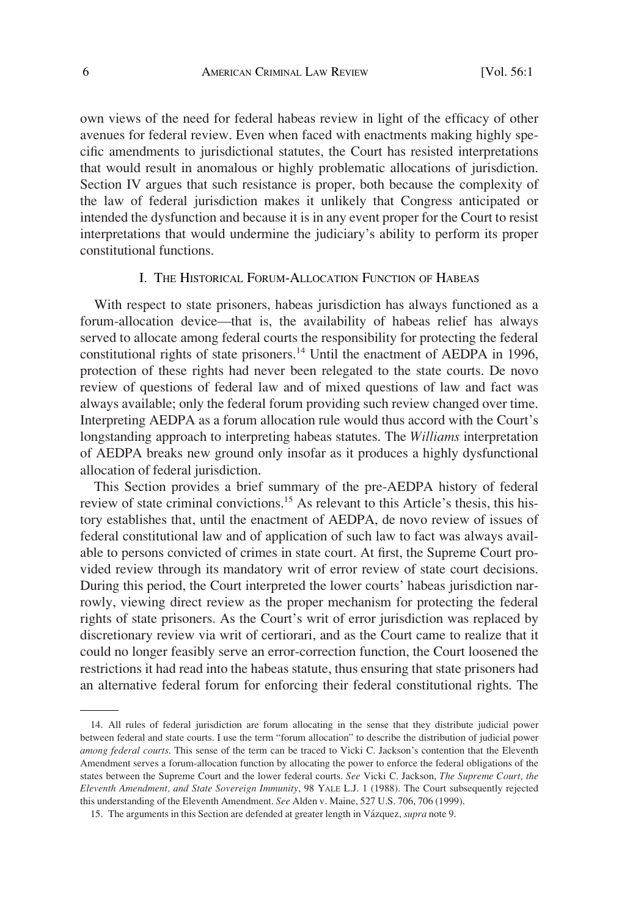own views of the need for federal habeas review in light of the efficacy of other avenues for federal review. Even when faced with enactments making highly specific amendments to jurisdictional statutes, the Court has resisted interpretations that would result in anomalous or highly problematic allocations of jurisdiction. Section IV argues that such resistance is proper, both because the complexity of the law of federal jurisdiction makes it unlikely that Congress anticipated or intended the dysfunction and because it is in any event proper for the Court to resist interpretations that would undermine the judiciary's ability to perform its proper constitutional functions.

## I. THE HISTORICAL FORUM-ALLOCATION FUNCTION OF HABEAS

With respect to state prisoners, habeas jurisdiction has always functioned as a forum-allocation device—that is, the availability of habeas relief has always served to allocate among federal courts the responsibility for protecting the federal constitutional rights of state prisoners.[14] Until the enactment of AEDPA in 1996, protection of these rights had never been relegated to the state courts. De novo review of questions of federal law and of mixed questions of law and fact was always available; only the federal forum providing such review changed over time. Interpreting AEDPA as a forum allocation rule would thus accord with the Court's longstanding approach to interpreting habeas statutes. The *Williams* interpretation of AEDPA breaks new ground only insofar as it produces a highly dysfunctional allocation of federal jurisdiction.

This Section provides a brief summary of the pre-AEDPA history of federal review of state criminal convictions.[15] As relevant to this Article's thesis, this history establishes that, until the enactment of AEDPA, de novo review of issues of federal constitutional law and of application of such law to fact was always available to persons convicted of crimes in state court. At first, the Supreme Court provided review through its mandatory writ of error review of state court decisions. During this period, the Court interpreted the lower courts' habeas jurisdiction narrowly, viewing direct review as the proper mechanism for protecting the federal rights of state prisoners. As the Court's writ of error jurisdiction was replaced by discretionary review via writ of certiorari, and as the Court came to realize that it could no longer feasibly serve an error-correction function, the Court loosened the restrictions it had read into the habeas statute, thus ensuring that state prisoners had an alternative federal forum for enforcing their federal constitutional rights. The

---

14. All rules of federal jurisdiction are forum allocating in the sense that they distribute judicial power between federal and state courts. I use the term "forum allocation" to describe the distribution of judicial power *among federal courts*. This sense of the term can be traced to Vicki C. Jackson's contention that the Eleventh Amendment serves a forum-allocation function by allocating the power to enforce the federal obligations of the states between the Supreme Court and the lower federal courts. *See* Vicki C. Jackson, *The Supreme Court, the Eleventh Amendment, and State Sovereign Immunity*, 98 YALE L.J. 1 (1988). The Court subsequently rejected this understanding of the Eleventh Amendment. *See* Alden v. Maine, 527 U.S. 706, 706 (1999).

15. The arguments in this Section are defended at greater length in Vázquez, *supra* note 9.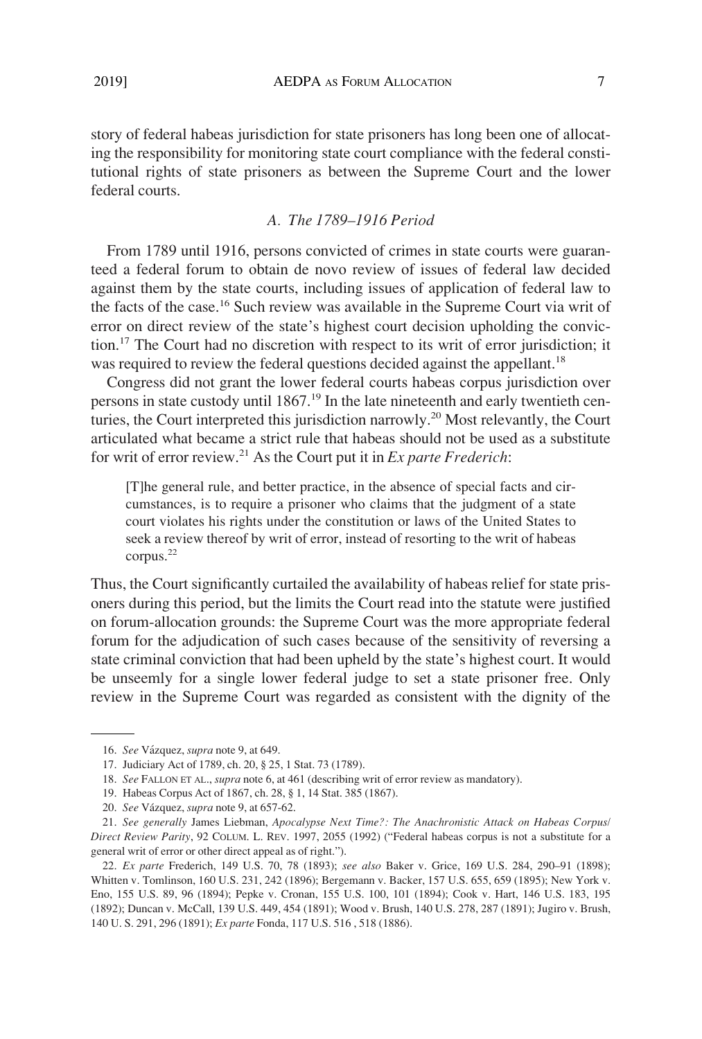story of federal habeas jurisdiction for state prisoners has long been one of allocating the responsibility for monitoring state court compliance with the federal constitutional rights of state prisoners as between the Supreme Court and the lower federal courts.

### *A. The 1789–1916 Period*

From 1789 until 1916, persons convicted of crimes in state courts were guaranteed a federal forum to obtain de novo review of issues of federal law decided against them by the state courts, including issues of application of federal law to the facts of the case.[16] Such review was available in the Supreme Court via writ of error on direct review of the state's highest court decision upholding the conviction.[17] The Court had no discretion with respect to its writ of error jurisdiction; it was required to review the federal questions decided against the appellant.[18]

Congress did not grant the lower federal courts habeas corpus jurisdiction over persons in state custody until 1867.[19] In the late nineteenth and early twentieth centuries, the Court interpreted this jurisdiction narrowly.[20] Most relevantly, the Court articulated what became a strict rule that habeas should not be used as a substitute for writ of error review.[21] As the Court put it in *Ex parte Frederich*:

> [T]he general rule, and better practice, in the absence of special facts and circumstances, is to require a prisoner who claims that the judgment of a state court violates his rights under the constitution or laws of the United States to seek a review thereof by writ of error, instead of resorting to the writ of habeas corpus.[22]

Thus, the Court significantly curtailed the availability of habeas relief for state prisoners during this period, but the limits the Court read into the statute were justified on forum-allocation grounds: the Supreme Court was the more appropriate federal forum for the adjudication of such cases because of the sensitivity of reversing a state criminal conviction that had been upheld by the state's highest court. It would be unseemly for a single lower federal judge to set a state prisoner free. Only review in the Supreme Court was regarded as consistent with the dignity of the

---

16. *See* Vázquez, *supra* note 9, at 649.

17. Judiciary Act of 1789, ch. 20, § 25, 1 Stat. 73 (1789).

18. *See* FALLON ET AL., *supra* note 6, at 461 (describing writ of error review as mandatory).

19. Habeas Corpus Act of 1867, ch. 28, § 1, 14 Stat. 385 (1867).

20. *See* Vázquez, *supra* note 9, at 657-62.

21. *See generally* James Liebman, *Apocalypse Next Time?: The Anachronistic Attack on Habeas Corpus/Direct Review Parity*, 92 COLUM. L. REV. 1997, 2055 (1992) ("Federal habeas corpus is not a substitute for a general writ of error or other direct appeal as of right.").

22. *Ex parte* Frederich, 149 U.S. 70, 78 (1893); *see also* Baker v. Grice, 169 U.S. 284, 290–91 (1898); Whitten v. Tomlinson, 160 U.S. 231, 242 (1896); Bergemann v. Backer, 157 U.S. 655, 659 (1895); New York v. Eno, 155 U.S. 89, 96 (1894); Pepke v. Cronan, 155 U.S. 100, 101 (1894); Cook v. Hart, 146 U.S. 183, 195 (1892); Duncan v. McCall, 139 U.S. 449, 454 (1891); Wood v. Brush, 140 U.S. 278, 287 (1891); Jugiro v. Brush, 140 U. S. 291, 296 (1891); *Ex parte* Fonda, 117 U.S. 516 , 518 (1886).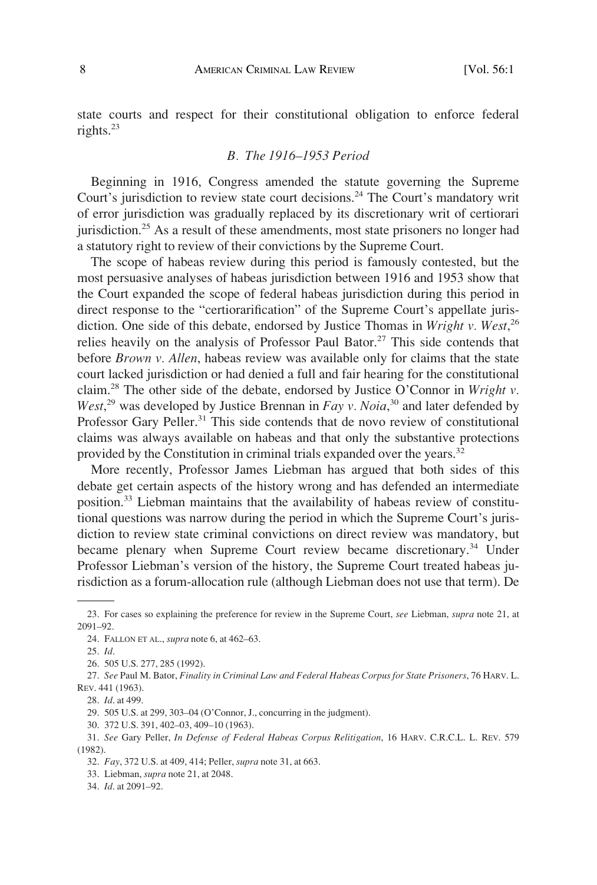state courts and respect for their constitutional obligation to enforce federal rights.[23]

### *B. The 1916–1953 Period*

Beginning in 1916, Congress amended the statute governing the Supreme Court's jurisdiction to review state court decisions.[24] The Court's mandatory writ of error jurisdiction was gradually replaced by its discretionary writ of certiorari jurisdiction.[25] As a result of these amendments, most state prisoners no longer had a statutory right to review of their convictions by the Supreme Court.

The scope of habeas review during this period is famously contested, but the most persuasive analyses of habeas jurisdiction between 1916 and 1953 show that the Court expanded the scope of federal habeas jurisdiction during this period in direct response to the "certiorarification" of the Supreme Court's appellate jurisdiction. One side of this debate, endorsed by Justice Thomas in *Wright v. West*,[26] relies heavily on the analysis of Professor Paul Bator.[27] This side contends that before *Brown v. Allen*, habeas review was available only for claims that the state court lacked jurisdiction or had denied a full and fair hearing for the constitutional claim.[28] The other side of the debate, endorsed by Justice O'Connor in *Wright v. West*,[29] was developed by Justice Brennan in *Fay v. Noia*,[30] and later defended by Professor Gary Peller.[31] This side contends that de novo review of constitutional claims was always available on habeas and that only the substantive protections provided by the Constitution in criminal trials expanded over the years.[32]

More recently, Professor James Liebman has argued that both sides of this debate get certain aspects of the history wrong and has defended an intermediate position.[33] Liebman maintains that the availability of habeas review of constitutional questions was narrow during the period in which the Supreme Court's jurisdiction to review state criminal convictions on direct review was mandatory, but became plenary when Supreme Court review became discretionary.[34] Under Professor Liebman's version of the history, the Supreme Court treated habeas jurisdiction as a forum-allocation rule (although Liebman does not use that term). De

---

23. For cases so explaining the preference for review in the Supreme Court, *see* Liebman, *supra* note 21, at 2091–92.

24. FALLON ET AL., *supra* note 6, at 462–63.

25. *Id*.

26. 505 U.S. 277, 285 (1992).

27. *See* Paul M. Bator, *Finality in Criminal Law and Federal Habeas Corpus for State Prisoners*, 76 HARV. L. REV. 441 (1963).

28. *Id*. at 499.

29. 505 U.S. at 299, 303–04 (O'Connor, J., concurring in the judgment).

30. 372 U.S. 391, 402–03, 409–10 (1963).

31. *See* Gary Peller, *In Defense of Federal Habeas Corpus Relitigation*, 16 HARV. C.R.C.L. L. REV. 579 (1982).

32. *Fay*, 372 U.S. at 409, 414; Peller, *supra* note 31, at 663.

33. Liebman, *supra* note 21, at 2048.

34. *Id*. at 2091–92.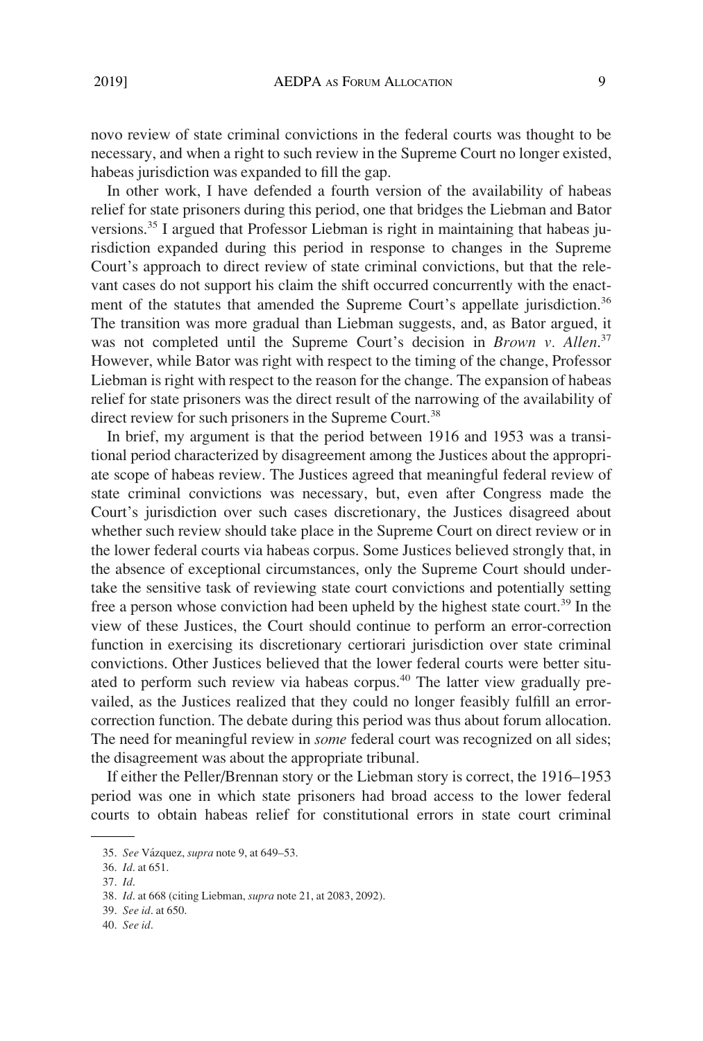novo review of state criminal convictions in the federal courts was thought to be necessary, and when a right to such review in the Supreme Court no longer existed, habeas jurisdiction was expanded to fill the gap.

In other work, I have defended a fourth version of the availability of habeas relief for state prisoners during this period, one that bridges the Liebman and Bator versions.[35] I argued that Professor Liebman is right in maintaining that habeas jurisdiction expanded during this period in response to changes in the Supreme Court's approach to direct review of state criminal convictions, but that the relevant cases do not support his claim the shift occurred concurrently with the enactment of the statutes that amended the Supreme Court's appellate jurisdiction.[36] The transition was more gradual than Liebman suggests, and, as Bator argued, it was not completed until the Supreme Court's decision in *Brown v. Allen*.[37] However, while Bator was right with respect to the timing of the change, Professor Liebman is right with respect to the reason for the change. The expansion of habeas relief for state prisoners was the direct result of the narrowing of the availability of direct review for such prisoners in the Supreme Court.[38]

In brief, my argument is that the period between 1916 and 1953 was a transitional period characterized by disagreement among the Justices about the appropriate scope of habeas review. The Justices agreed that meaningful federal review of state criminal convictions was necessary, but, even after Congress made the Court's jurisdiction over such cases discretionary, the Justices disagreed about whether such review should take place in the Supreme Court on direct review or in the lower federal courts via habeas corpus. Some Justices believed strongly that, in the absence of exceptional circumstances, only the Supreme Court should undertake the sensitive task of reviewing state court convictions and potentially setting free a person whose conviction had been upheld by the highest state court.[39] In the view of these Justices, the Court should continue to perform an error-correction function in exercising its discretionary certiorari jurisdiction over state criminal convictions. Other Justices believed that the lower federal courts were better situated to perform such review via habeas corpus.[40] The latter view gradually prevailed, as the Justices realized that they could no longer feasibly fulfill an error-correction function. The debate during this period was thus about forum allocation. The need for meaningful review in *some* federal court was recognized on all sides; the disagreement was about the appropriate tribunal.

If either the Peller/Brennan story or the Liebman story is correct, the 1916–1953 period was one in which state prisoners had broad access to the lower federal courts to obtain habeas relief for constitutional errors in state court criminal

35. *See* Vázquez, *supra* note 9, at 649–53.

36. *Id*. at 651.

37. *Id*.

38. *Id*. at 668 (citing Liebman, *supra* note 21, at 2083, 2092).

39. *See id*. at 650.

40. *See id*.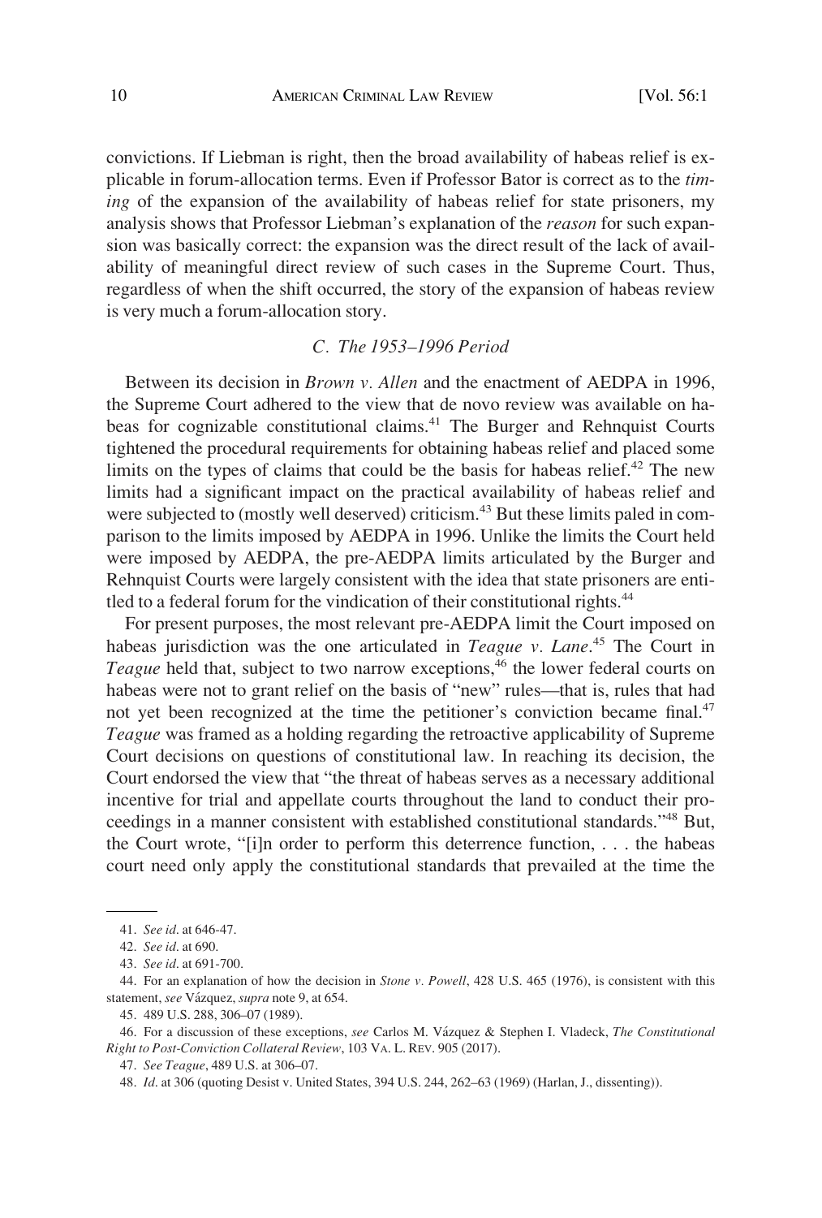convictions. If Liebman is right, then the broad availability of habeas relief is explicable in forum-allocation terms. Even if Professor Bator is correct as to the *timing* of the expansion of the availability of habeas relief for state prisoners, my analysis shows that Professor Liebman's explanation of the *reason* for such expansion was basically correct: the expansion was the direct result of the lack of availability of meaningful direct review of such cases in the Supreme Court. Thus, regardless of when the shift occurred, the story of the expansion of habeas review is very much a forum-allocation story.

### *C. The 1953–1996 Period*

Between its decision in *Brown v. Allen* and the enactment of AEDPA in 1996, the Supreme Court adhered to the view that de novo review was available on habeas for cognizable constitutional claims.[41] The Burger and Rehnquist Courts tightened the procedural requirements for obtaining habeas relief and placed some limits on the types of claims that could be the basis for habeas relief.[42] The new limits had a significant impact on the practical availability of habeas relief and were subjected to (mostly well deserved) criticism.[43] But these limits paled in comparison to the limits imposed by AEDPA in 1996. Unlike the limits the Court held were imposed by AEDPA, the pre-AEDPA limits articulated by the Burger and Rehnquist Courts were largely consistent with the idea that state prisoners are entitled to a federal forum for the vindication of their constitutional rights.[44]

For present purposes, the most relevant pre-AEDPA limit the Court imposed on habeas jurisdiction was the one articulated in *Teague v. Lane*.[45] The Court in *Teague* held that, subject to two narrow exceptions,[46] the lower federal courts on habeas were not to grant relief on the basis of "new" rules—that is, rules that had not yet been recognized at the time the petitioner's conviction became final.[47] *Teague* was framed as a holding regarding the retroactive applicability of Supreme Court decisions on questions of constitutional law. In reaching its decision, the Court endorsed the view that "the threat of habeas serves as a necessary additional incentive for trial and appellate courts throughout the land to conduct their proceedings in a manner consistent with established constitutional standards."[48] But, the Court wrote, "[i]n order to perform this deterrence function, . . . the habeas court need only apply the constitutional standards that prevailed at the time the

---

41. *See id*. at 646-47.

42. *See id*. at 690.

43. *See id*. at 691-700.

44. For an explanation of how the decision in *Stone v. Powell*, 428 U.S. 465 (1976), is consistent with this statement, *see* Vázquez, *supra* note 9, at 654.

45. 489 U.S. 288, 306–07 (1989).

46. For a discussion of these exceptions, *see* Carlos M. Vázquez & Stephen I. Vladeck, *The Constitutional Right to Post-Conviction Collateral Review*, 103 VA. L. REV. 905 (2017).

47. *See Teague*, 489 U.S. at 306–07.

48. *Id*. at 306 (quoting Desist v. United States, 394 U.S. 244, 262–63 (1969) (Harlan, J., dissenting)).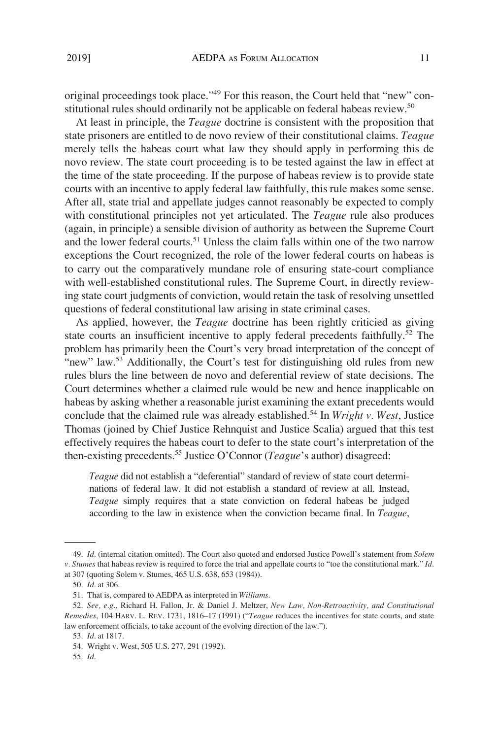original proceedings took place."[49] For this reason, the Court held that "new" constitutional rules should ordinarily not be applicable on federal habeas review.[50]

At least in principle, the *Teague* doctrine is consistent with the proposition that state prisoners are entitled to de novo review of their constitutional claims. *Teague* merely tells the habeas court what law they should apply in performing this de novo review. The state court proceeding is to be tested against the law in effect at the time of the state proceeding. If the purpose of habeas review is to provide state courts with an incentive to apply federal law faithfully, this rule makes some sense. After all, state trial and appellate judges cannot reasonably be expected to comply with constitutional principles not yet articulated. The *Teague* rule also produces (again, in principle) a sensible division of authority as between the Supreme Court and the lower federal courts.[51] Unless the claim falls within one of the two narrow exceptions the Court recognized, the role of the lower federal courts on habeas is to carry out the comparatively mundane role of ensuring state-court compliance with well-established constitutional rules. The Supreme Court, in directly reviewing state court judgments of conviction, would retain the task of resolving unsettled questions of federal constitutional law arising in state criminal cases.

As applied, however, the *Teague* doctrine has been rightly criticied as giving state courts an insufficient incentive to apply federal precedents faithfully.[52] The problem has primarily been the Court's very broad interpretation of the concept of "new" law.[53] Additionally, the Court's test for distinguishing old rules from new rules blurs the line between de novo and deferential review of state decisions. The Court determines whether a claimed rule would be new and hence inapplicable on habeas by asking whether a reasonable jurist examining the extant precedents would conclude that the claimed rule was already established.[54] In *Wright v. West*, Justice Thomas (joined by Chief Justice Rehnquist and Justice Scalia) argued that this test effectively requires the habeas court to defer to the state court's interpretation of the then-existing precedents.[55] Justice O'Connor (*Teague*'s author) disagreed:

> *Teague* did not establish a "deferential" standard of review of state court determinations of federal law. It did not establish a standard of review at all. Instead, *Teague* simply requires that a state conviction on federal habeas be judged according to the law in existence when the conviction became final. In *Teague*,

---

49. *Id*. (internal citation omitted). The Court also quoted and endorsed Justice Powell's statement from *Solem v. Stumes* that habeas review is required to force the trial and appellate courts to "toe the constitutional mark." *Id*. at 307 (quoting Solem v. Stumes, 465 U.S. 638, 653 (1984)).

50. *Id*. at 306.

51. That is, compared to AEDPA as interpreted in *Williams*.

52. *See, e.g.*, Richard H. Fallon, Jr. & Daniel J. Meltzer, *New Law, Non-Retroactivity, and Constitutional Remedies*, 104 HARV. L. REV. 1731, 1816–17 (1991) ("*Teague* reduces the incentives for state courts, and state law enforcement officials, to take account of the evolving direction of the law.").

53. *Id*. at 1817.

54. Wright v. West, 505 U.S. 277, 291 (1992).

55. *Id*.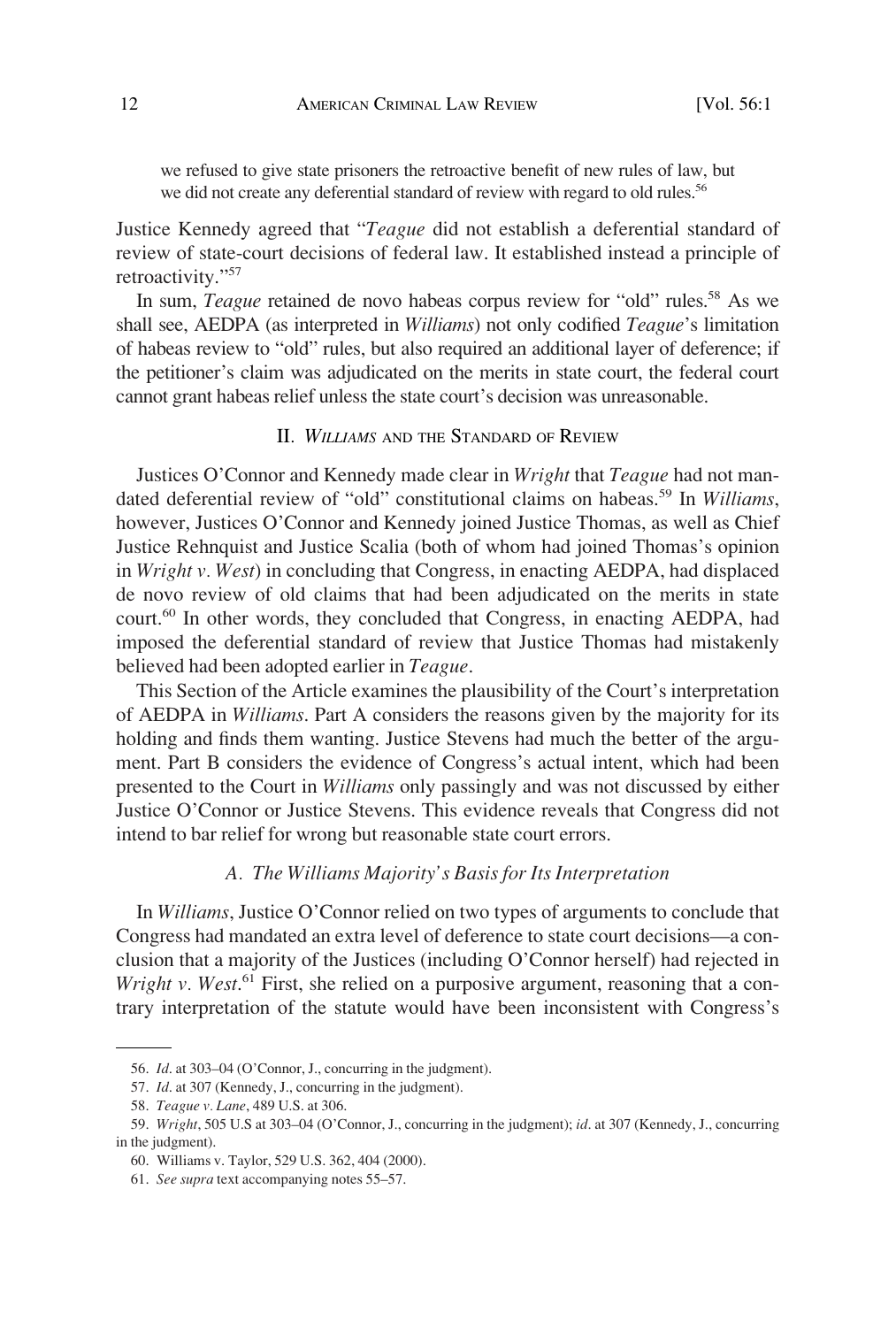> we refused to give state prisoners the retroactive benefit of new rules of law, but we did not create any deferential standard of review with regard to old rules.[56]

Justice Kennedy agreed that "*Teague* did not establish a deferential standard of review of state-court decisions of federal law. It established instead a principle of retroactivity."[57]

In sum, *Teague* retained de novo habeas corpus review for "old" rules.[58] As we shall see, AEDPA (as interpreted in *Williams*) not only codified *Teague*'s limitation of habeas review to "old" rules, but also required an additional layer of deference; if the petitioner's claim was adjudicated on the merits in state court, the federal court cannot grant habeas relief unless the state court's decision was unreasonable.

## II. *Williams* and the Standard of Review

Justices O'Connor and Kennedy made clear in *Wright* that *Teague* had not mandated deferential review of "old" constitutional claims on habeas.[59] In *Williams*, however, Justices O'Connor and Kennedy joined Justice Thomas, as well as Chief Justice Rehnquist and Justice Scalia (both of whom had joined Thomas's opinion in *Wright v. West*) in concluding that Congress, in enacting AEDPA, had displaced de novo review of old claims that had been adjudicated on the merits in state court.[60] In other words, they concluded that Congress, in enacting AEDPA, had imposed the deferential standard of review that Justice Thomas had mistakenly believed had been adopted earlier in *Teague*.

This Section of the Article examines the plausibility of the Court's interpretation of AEDPA in *Williams*. Part A considers the reasons given by the majority for its holding and finds them wanting. Justice Stevens had much the better of the argument. Part B considers the evidence of Congress's actual intent, which had been presented to the Court in *Williams* only passingly and was not discussed by either Justice O'Connor or Justice Stevens. This evidence reveals that Congress did not intend to bar relief for wrong but reasonable state court errors.

### A. *The Williams Majority's Basis for Its Interpretation*

In *Williams*, Justice O'Connor relied on two types of arguments to conclude that Congress had mandated an extra level of deference to state court decisions—a conclusion that a majority of the Justices (including O'Connor herself) had rejected in *Wright v. West*.[61] First, she relied on a purposive argument, reasoning that a contrary interpretation of the statute would have been inconsistent with Congress's

---

56. *Id.* at 303–04 (O'Connor, J., concurring in the judgment).

57. *Id.* at 307 (Kennedy, J., concurring in the judgment).

58. *Teague v. Lane*, 489 U.S. at 306.

59. *Wright*, 505 U.S at 303–04 (O'Connor, J., concurring in the judgment); *id.* at 307 (Kennedy, J., concurring in the judgment).

60. Williams v. Taylor, 529 U.S. 362, 404 (2000).

61. *See supra* text accompanying notes 55–57.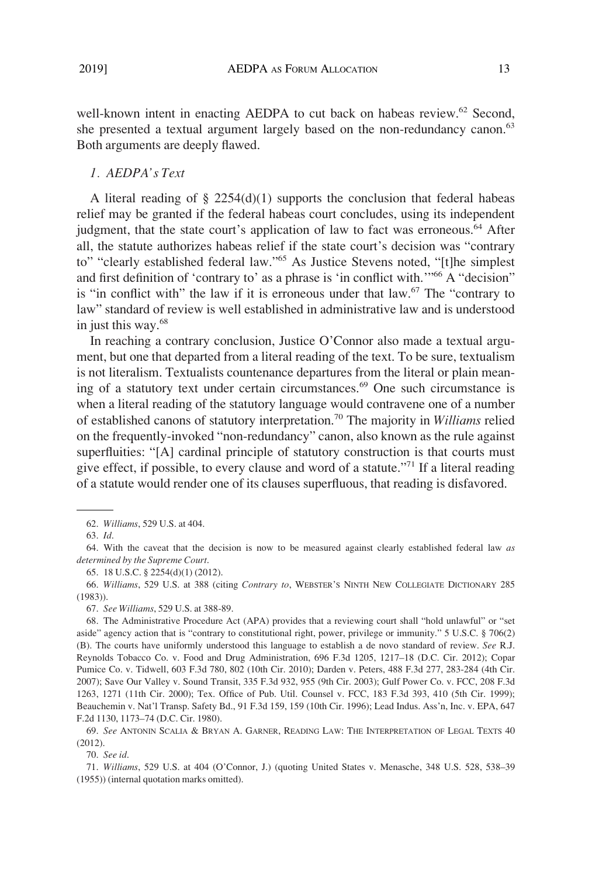well-known intent in enacting AEDPA to cut back on habeas review.[62] Second, she presented a textual argument largely based on the non-redundancy canon.[63] Both arguments are deeply flawed.

### *1. AEDPA's Text*

A literal reading of § 2254(d)(1) supports the conclusion that federal habeas relief may be granted if the federal habeas court concludes, using its independent judgment, that the state court's application of law to fact was erroneous.[64] After all, the statute authorizes habeas relief if the state court's decision was "contrary to" "clearly established federal law."[65] As Justice Stevens noted, "[t]he simplest and first definition of 'contrary to' as a phrase is 'in conflict with.'"[66] A "decision" is "in conflict with" the law if it is erroneous under that law.[67] The "contrary to law" standard of review is well established in administrative law and is understood in just this way.[68]

In reaching a contrary conclusion, Justice O'Connor also made a textual argument, but one that departed from a literal reading of the text. To be sure, textualism is not literalism. Textualists countenance departures from the literal or plain meaning of a statutory text under certain circumstances.[69] One such circumstance is when a literal reading of the statutory language would contravene one of a number of established canons of statutory interpretation.[70] The majority in *Williams* relied on the frequently-invoked "non-redundancy" canon, also known as the rule against superfluities: "[A] cardinal principle of statutory construction is that courts must give effect, if possible, to every clause and word of a statute."[71] If a literal reading of a statute would render one of its clauses superfluous, that reading is disfavored.

---

62. *Williams*, 529 U.S. at 404.

63. *Id*.

64. With the caveat that the decision is now to be measured against clearly established federal law *as determined by the Supreme Court*.

65. 18 U.S.C. § 2254(d)(1) (2012).

66. *Williams*, 529 U.S. at 388 (citing *Contrary to*, WEBSTER'S NINTH NEW COLLEGIATE DICTIONARY 285 (1983)).

67. *See Williams*, 529 U.S. at 388-89.

68. The Administrative Procedure Act (APA) provides that a reviewing court shall "hold unlawful" or "set aside" agency action that is "contrary to constitutional right, power, privilege or immunity." 5 U.S.C. § 706(2)(B). The courts have uniformly understood this language to establish a de novo standard of review. *See* R.J. Reynolds Tobacco Co. v. Food and Drug Administration, 696 F.3d 1205, 1217–18 (D.C. Cir. 2012); Copar Pumice Co. v. Tidwell, 603 F.3d 780, 802 (10th Cir. 2010); Darden v. Peters, 488 F.3d 277, 283-284 (4th Cir. 2007); Save Our Valley v. Sound Transit, 335 F.3d 932, 955 (9th Cir. 2003); Gulf Power Co. v. FCC, 208 F.3d 1263, 1271 (11th Cir. 2000); Tex. Office of Pub. Util. Counsel v. FCC, 183 F.3d 393, 410 (5th Cir. 1999); Beauchemin v. Nat'l Transp. Safety Bd., 91 F.3d 159, 159 (10th Cir. 1996); Lead Indus. Ass'n, Inc. v. EPA, 647 F.2d 1130, 1173–74 (D.C. Cir. 1980).

69. *See* ANTONIN SCALIA & BRYAN A. GARNER, READING LAW: THE INTERPRETATION OF LEGAL TEXTS 40 (2012).

70. *See id*.

71. *Williams*, 529 U.S. at 404 (O'Connor, J.) (quoting United States v. Menasche, 348 U.S. 528, 538–39 (1955)) (internal quotation marks omitted).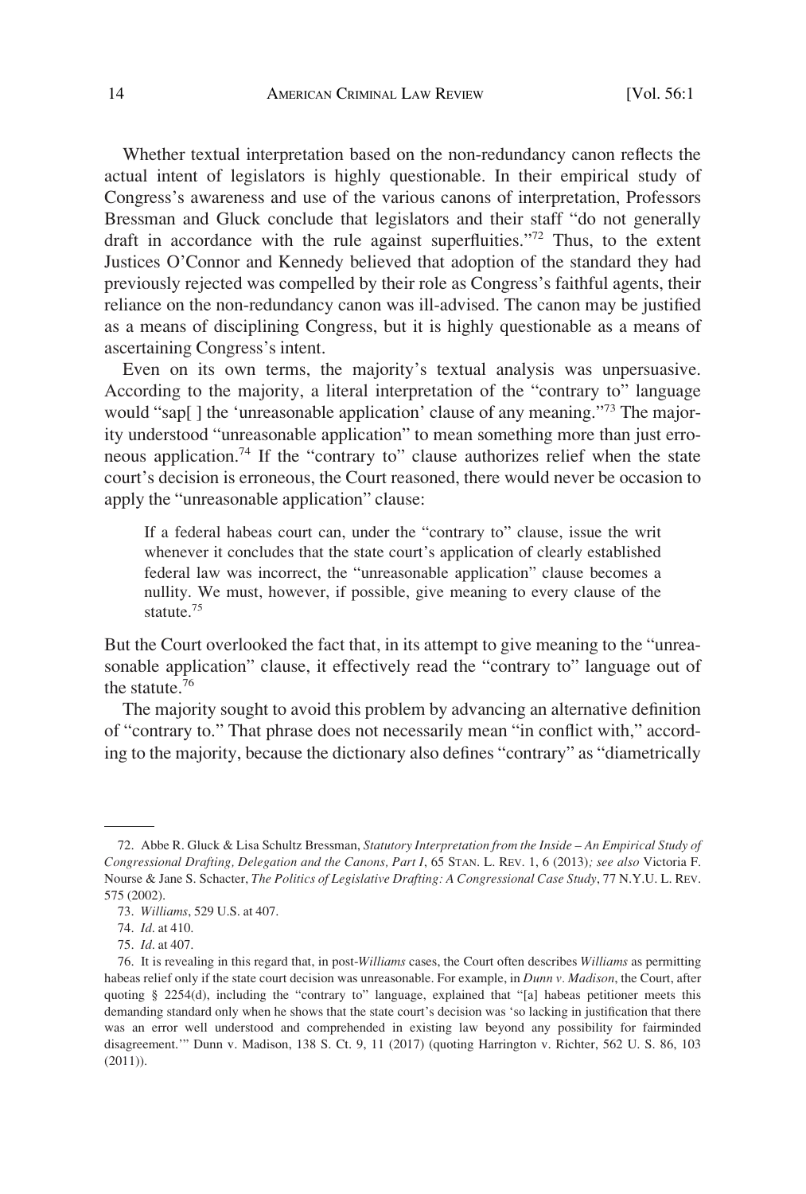Whether textual interpretation based on the non-redundancy canon reflects the actual intent of legislators is highly questionable. In their empirical study of Congress's awareness and use of the various canons of interpretation, Professors Bressman and Gluck conclude that legislators and their staff "do not generally draft in accordance with the rule against superfluities."[72] Thus, to the extent Justices O'Connor and Kennedy believed that adoption of the standard they had previously rejected was compelled by their role as Congress's faithful agents, their reliance on the non-redundancy canon was ill-advised. The canon may be justified as a means of disciplining Congress, but it is highly questionable as a means of ascertaining Congress's intent.

Even on its own terms, the majority's textual analysis was unpersuasive. According to the majority, a literal interpretation of the "contrary to" language would "sap[ ] the 'unreasonable application' clause of any meaning."[73] The majority understood "unreasonable application" to mean something more than just erroneous application.[74] If the "contrary to" clause authorizes relief when the state court's decision is erroneous, the Court reasoned, there would never be occasion to apply the "unreasonable application" clause:

> If a federal habeas court can, under the "contrary to" clause, issue the writ whenever it concludes that the state court's application of clearly established federal law was incorrect, the "unreasonable application" clause becomes a nullity. We must, however, if possible, give meaning to every clause of the statute.[75]

But the Court overlooked the fact that, in its attempt to give meaning to the "unreasonable application" clause, it effectively read the "contrary to" language out of the statute.[76]

The majority sought to avoid this problem by advancing an alternative definition of "contrary to." That phrase does not necessarily mean "in conflict with," according to the majority, because the dictionary also defines "contrary" as "diametrically

---

72. Abbe R. Gluck & Lisa Schultz Bressman, *Statutory Interpretation from the Inside – An Empirical Study of Congressional Drafting, Delegation and the Canons, Part I*, 65 STAN. L. REV. 1, 6 (2013)*; see also* Victoria F. Nourse & Jane S. Schacter, *The Politics of Legislative Drafting: A Congressional Case Study*, 77 N.Y.U. L. REV. 575 (2002).

73. *Williams*, 529 U.S. at 407.

74. *Id*. at 410.

75. *Id*. at 407.

76. It is revealing in this regard that, in post-*Williams* cases, the Court often describes *Williams* as permitting habeas relief only if the state court decision was unreasonable. For example, in *Dunn v. Madison*, the Court, after quoting § 2254(d), including the "contrary to" language, explained that "[a] habeas petitioner meets this demanding standard only when he shows that the state court's decision was 'so lacking in justification that there was an error well understood and comprehended in existing law beyond any possibility for fairminded disagreement.'" Dunn v. Madison, 138 S. Ct. 9, 11 (2017) (quoting Harrington v. Richter, 562 U. S. 86, 103 (2011)).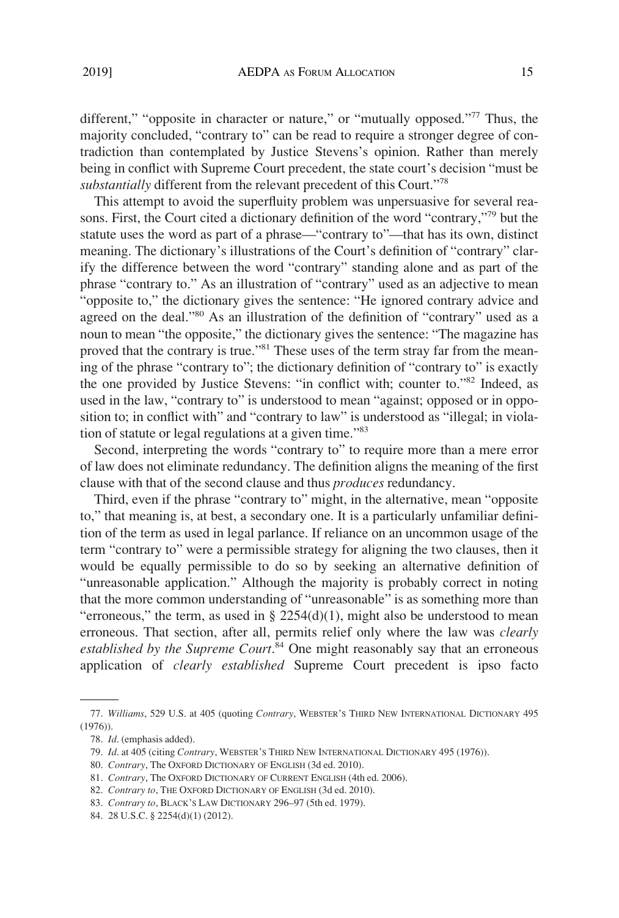different," "opposite in character or nature," or "mutually opposed."[77] Thus, the majority concluded, "contrary to" can be read to require a stronger degree of contradiction than contemplated by Justice Stevens's opinion. Rather than merely being in conflict with Supreme Court precedent, the state court's decision "must be *substantially* different from the relevant precedent of this Court."[78]

This attempt to avoid the superfluity problem was unpersuasive for several reasons. First, the Court cited a dictionary definition of the word "contrary,"[79] but the statute uses the word as part of a phrase—"contrary to"—that has its own, distinct meaning. The dictionary's illustrations of the Court's definition of "contrary" clarify the difference between the word "contrary" standing alone and as part of the phrase "contrary to." As an illustration of "contrary" used as an adjective to mean "opposite to," the dictionary gives the sentence: "He ignored contrary advice and agreed on the deal."[80] As an illustration of the definition of "contrary" used as a noun to mean "the opposite," the dictionary gives the sentence: "The magazine has proved that the contrary is true."[81] These uses of the term stray far from the meaning of the phrase "contrary to"; the dictionary definition of "contrary to" is exactly the one provided by Justice Stevens: "in conflict with; counter to."[82] Indeed, as used in the law, "contrary to" is understood to mean "against; opposed or in opposition to; in conflict with" and "contrary to law" is understood as "illegal; in violation of statute or legal regulations at a given time."[83]

Second, interpreting the words "contrary to" to require more than a mere error of law does not eliminate redundancy. The definition aligns the meaning of the first clause with that of the second clause and thus *produces* redundancy.

Third, even if the phrase "contrary to" might, in the alternative, mean "opposite to," that meaning is, at best, a secondary one. It is a particularly unfamiliar definition of the term as used in legal parlance. If reliance on an uncommon usage of the term "contrary to" were a permissible strategy for aligning the two clauses, then it would be equally permissible to do so by seeking an alternative definition of "unreasonable application." Although the majority is probably correct in noting that the more common understanding of "unreasonable" is as something more than "erroneous," the term, as used in § 2254(d)(1), might also be understood to mean erroneous. That section, after all, permits relief only where the law was *clearly established by the Supreme Court*.[84] One might reasonably say that an erroneous application of *clearly established* Supreme Court precedent is ipso facto

---

77. *Williams*, 529 U.S. at 405 (quoting *Contrary*, WEBSTER'S THIRD NEW INTERNATIONAL DICTIONARY 495 (1976)).

78. *Id*. (emphasis added).

79. *Id*. at 405 (citing *Contrary*, WEBSTER'S THIRD NEW INTERNATIONAL DICTIONARY 495 (1976)).

80. *Contrary*, The OXFORD DICTIONARY OF ENGLISH (3d ed. 2010).

81. *Contrary*, The OXFORD DICTIONARY OF CURRENT ENGLISH (4th ed. 2006).

82. *Contrary to*, THE OXFORD DICTIONARY OF ENGLISH (3d ed. 2010).

83. *Contrary to*, BLACK'S LAW DICTIONARY 296–97 (5th ed. 1979).

84. 28 U.S.C. § 2254(d)(1) (2012).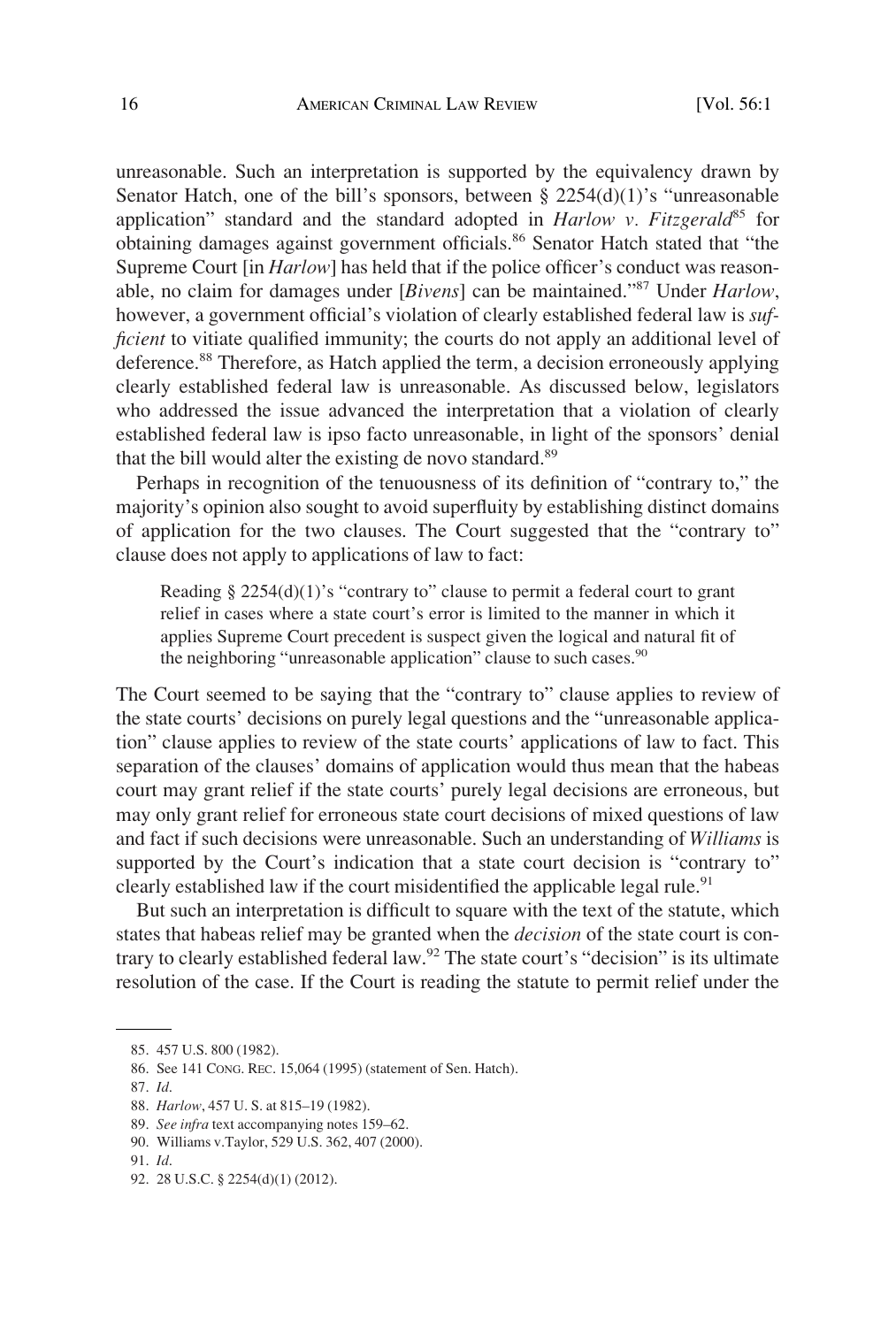unreasonable. Such an interpretation is supported by the equivalency drawn by Senator Hatch, one of the bill's sponsors, between § 2254(d)(1)'s "unreasonable application" standard and the standard adopted in *Harlow v. Fitzgerald*[85] for obtaining damages against government officials.[86] Senator Hatch stated that "the Supreme Court [in *Harlow*] has held that if the police officer's conduct was reasonable, no claim for damages under [*Bivens*] can be maintained."[87] Under *Harlow*, however, a government official's violation of clearly established federal law is *sufficient* to vitiate qualified immunity; the courts do not apply an additional level of deference.[88] Therefore, as Hatch applied the term, a decision erroneously applying clearly established federal law is unreasonable. As discussed below, legislators who addressed the issue advanced the interpretation that a violation of clearly established federal law is ipso facto unreasonable, in light of the sponsors' denial that the bill would alter the existing de novo standard.[89]

Perhaps in recognition of the tenuousness of its definition of "contrary to," the majority's opinion also sought to avoid superfluity by establishing distinct domains of application for the two clauses. The Court suggested that the "contrary to" clause does not apply to applications of law to fact:

> Reading § 2254(d)(1)'s "contrary to" clause to permit a federal court to grant relief in cases where a state court's error is limited to the manner in which it applies Supreme Court precedent is suspect given the logical and natural fit of the neighboring "unreasonable application" clause to such cases.[90]

The Court seemed to be saying that the "contrary to" clause applies to review of the state courts' decisions on purely legal questions and the "unreasonable application" clause applies to review of the state courts' applications of law to fact. This separation of the clauses' domains of application would thus mean that the habeas court may grant relief if the state courts' purely legal decisions are erroneous, but may only grant relief for erroneous state court decisions of mixed questions of law and fact if such decisions were unreasonable. Such an understanding of *Williams* is supported by the Court's indication that a state court decision is "contrary to" clearly established law if the court misidentified the applicable legal rule.[91]

But such an interpretation is difficult to square with the text of the statute, which states that habeas relief may be granted when the *decision* of the state court is contrary to clearly established federal law.[92] The state court's "decision" is its ultimate resolution of the case. If the Court is reading the statute to permit relief under the

---

85. 457 U.S. 800 (1982).

86. See 141 CONG. REC. 15,064 (1995) (statement of Sen. Hatch).

87. *Id*.

88. *Harlow*, 457 U. S. at 815–19 (1982).

89. *See infra* text accompanying notes 159–62.

90. Williams v.Taylor, 529 U.S. 362, 407 (2000).

91. *Id*.

92. 28 U.S.C. § 2254(d)(1) (2012).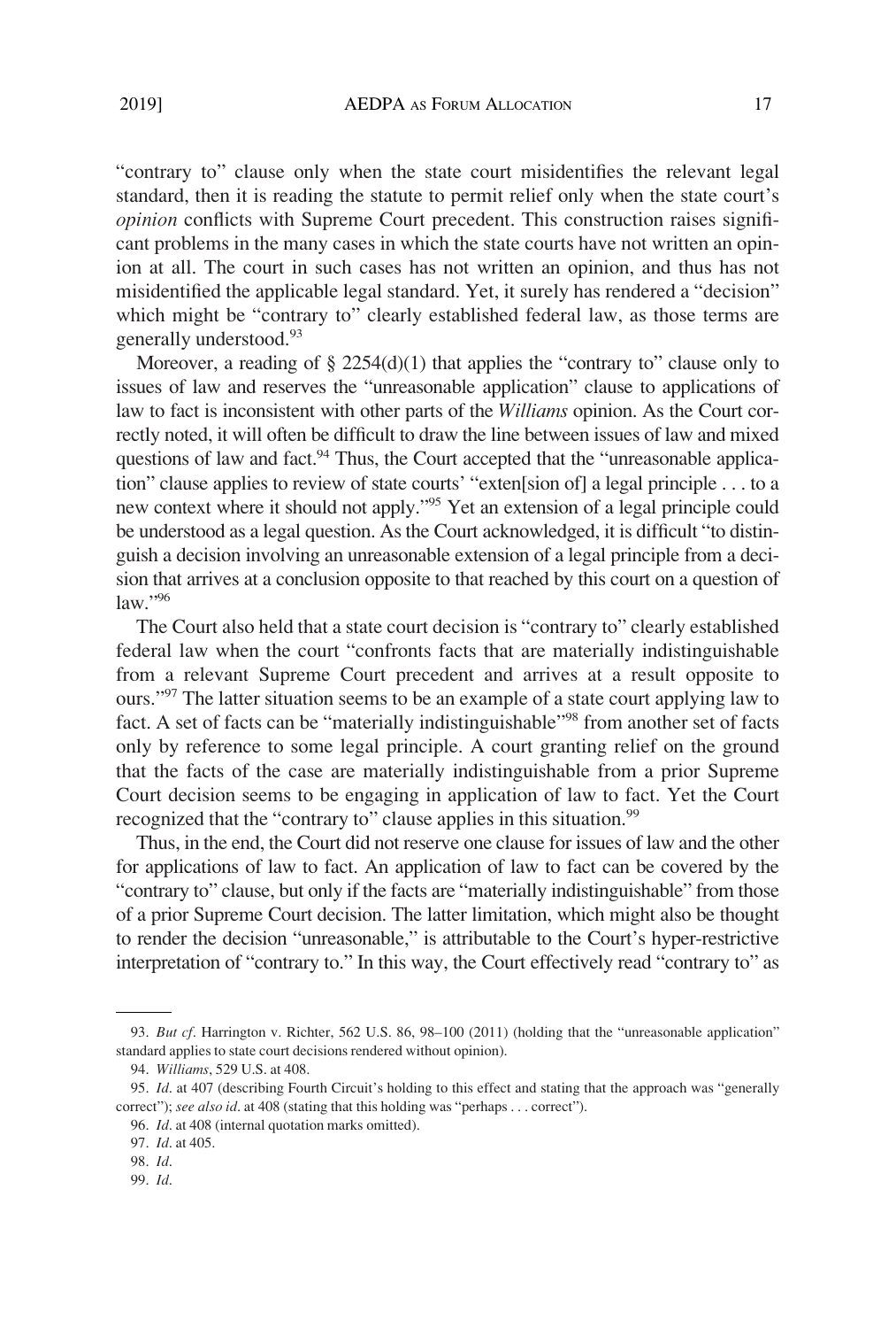"contrary to" clause only when the state court misidentifies the relevant legal standard, then it is reading the statute to permit relief only when the state court's *opinion* conflicts with Supreme Court precedent. This construction raises significant problems in the many cases in which the state courts have not written an opinion at all. The court in such cases has not written an opinion, and thus has not misidentified the applicable legal standard. Yet, it surely has rendered a "decision" which might be "contrary to" clearly established federal law, as those terms are generally understood.[93]

Moreover, a reading of § 2254(d)(1) that applies the "contrary to" clause only to issues of law and reserves the "unreasonable application" clause to applications of law to fact is inconsistent with other parts of the *Williams* opinion. As the Court correctly noted, it will often be difficult to draw the line between issues of law and mixed questions of law and fact.[94] Thus, the Court accepted that the "unreasonable application" clause applies to review of state courts' "exten[sion of] a legal principle . . . to a new context where it should not apply."[95] Yet an extension of a legal principle could be understood as a legal question. As the Court acknowledged, it is difficult "to distinguish a decision involving an unreasonable extension of a legal principle from a decision that arrives at a conclusion opposite to that reached by this court on a question of law."[96]

The Court also held that a state court decision is "contrary to" clearly established federal law when the court "confronts facts that are materially indistinguishable from a relevant Supreme Court precedent and arrives at a result opposite to ours."[97] The latter situation seems to be an example of a state court applying law to fact. A set of facts can be "materially indistinguishable"[98] from another set of facts only by reference to some legal principle. A court granting relief on the ground that the facts of the case are materially indistinguishable from a prior Supreme Court decision seems to be engaging in application of law to fact. Yet the Court recognized that the "contrary to" clause applies in this situation.[99]

Thus, in the end, the Court did not reserve one clause for issues of law and the other for applications of law to fact. An application of law to fact can be covered by the "contrary to" clause, but only if the facts are "materially indistinguishable" from those of a prior Supreme Court decision. The latter limitation, which might also be thought to render the decision "unreasonable," is attributable to the Court's hyper-restrictive interpretation of "contrary to." In this way, the Court effectively read "contrary to" as

---

93. *But cf*. Harrington v. Richter, 562 U.S. 86, 98–100 (2011) (holding that the "unreasonable application" standard applies to state court decisions rendered without opinion).

94. *Williams*, 529 U.S. at 408.

95. *Id*. at 407 (describing Fourth Circuit's holding to this effect and stating that the approach was "generally correct"); *see also id*. at 408 (stating that this holding was "perhaps . . . correct").

96. *Id*. at 408 (internal quotation marks omitted).

97. *Id*. at 405.

98. *Id*.

99. *Id*.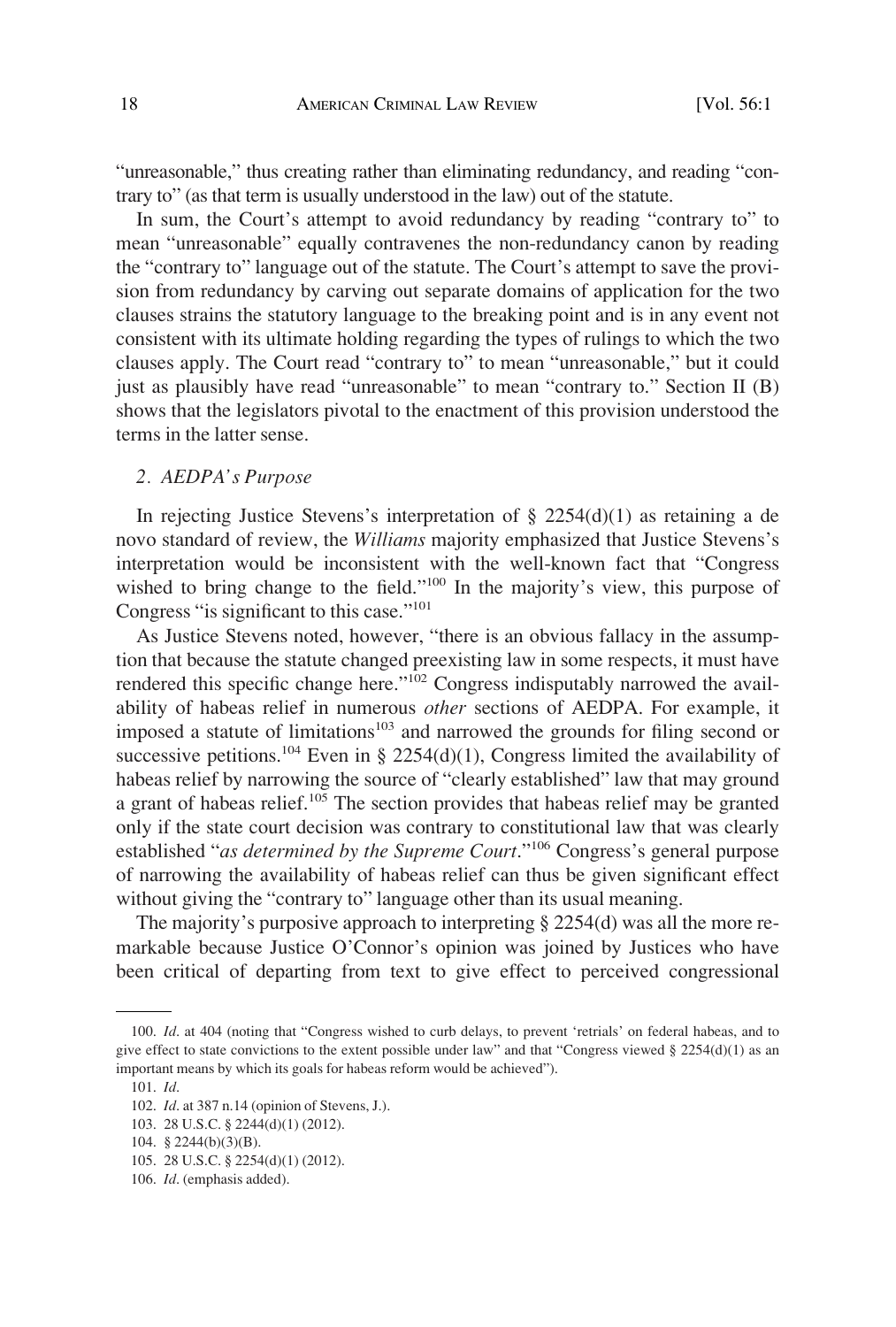"unreasonable," thus creating rather than eliminating redundancy, and reading "contrary to" (as that term is usually understood in the law) out of the statute.

In sum, the Court's attempt to avoid redundancy by reading "contrary to" to mean "unreasonable" equally contravenes the non-redundancy canon by reading the "contrary to" language out of the statute. The Court's attempt to save the provision from redundancy by carving out separate domains of application for the two clauses strains the statutory language to the breaking point and is in any event not consistent with its ultimate holding regarding the types of rulings to which the two clauses apply. The Court read "contrary to" to mean "unreasonable," but it could just as plausibly have read "unreasonable" to mean "contrary to." Section II (B) shows that the legislators pivotal to the enactment of this provision understood the terms in the latter sense.

### *2. AEDPA's Purpose*

In rejecting Justice Stevens's interpretation of § 2254(d)(1) as retaining a de novo standard of review, the *Williams* majority emphasized that Justice Stevens's interpretation would be inconsistent with the well-known fact that "Congress wished to bring change to the field."[100] In the majority's view, this purpose of Congress "is significant to this case."[101]

As Justice Stevens noted, however, "there is an obvious fallacy in the assumption that because the statute changed preexisting law in some respects, it must have rendered this specific change here."[102] Congress indisputably narrowed the availability of habeas relief in numerous *other* sections of AEDPA. For example, it imposed a statute of limitations[103] and narrowed the grounds for filing second or successive petitions.[104] Even in § 2254(d)(1), Congress limited the availability of habeas relief by narrowing the source of "clearly established" law that may ground a grant of habeas relief.[105] The section provides that habeas relief may be granted only if the state court decision was contrary to constitutional law that was clearly established "*as determined by the Supreme Court*."[106] Congress's general purpose of narrowing the availability of habeas relief can thus be given significant effect without giving the "contrary to" language other than its usual meaning.

The majority's purposive approach to interpreting § 2254(d) was all the more remarkable because Justice O'Connor's opinion was joined by Justices who have been critical of departing from text to give effect to perceived congressional

---

100. *Id*. at 404 (noting that "Congress wished to curb delays, to prevent 'retrials' on federal habeas, and to give effect to state convictions to the extent possible under law" and that "Congress viewed § 2254(d)(1) as an important means by which its goals for habeas reform would be achieved").

101. *Id*.

102. *Id*. at 387 n.14 (opinion of Stevens, J.).

103. 28 U.S.C. § 2244(d)(1) (2012).

104. § 2244(b)(3)(B).

105. 28 U.S.C. § 2254(d)(1) (2012).

106. *Id*. (emphasis added).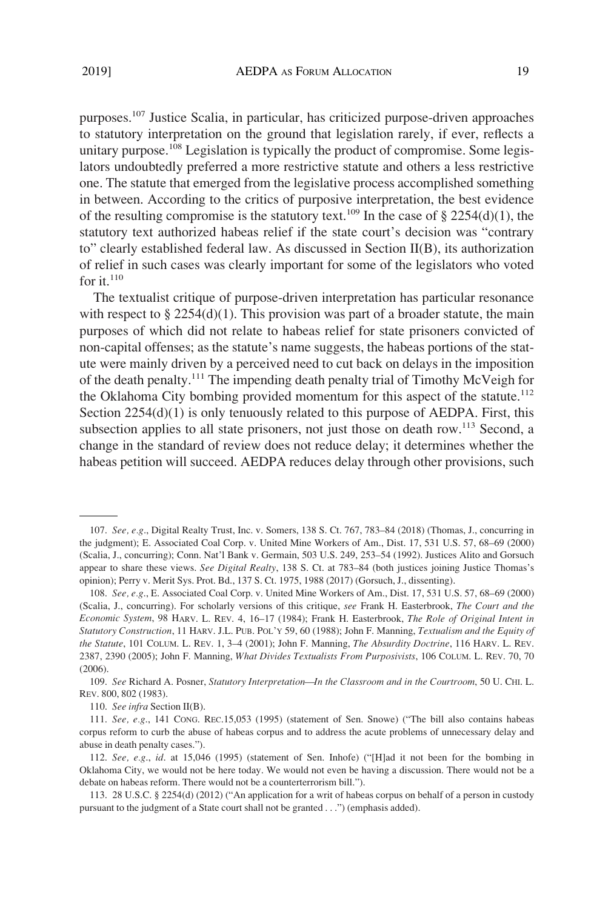purposes.[107] Justice Scalia, in particular, has criticized purpose-driven approaches to statutory interpretation on the ground that legislation rarely, if ever, reflects a unitary purpose.[108] Legislation is typically the product of compromise. Some legislators undoubtedly preferred a more restrictive statute and others a less restrictive one. The statute that emerged from the legislative process accomplished something in between. According to the critics of purposive interpretation, the best evidence of the resulting compromise is the statutory text.[109] In the case of § 2254(d)(1), the statutory text authorized habeas relief if the state court's decision was "contrary to" clearly established federal law. As discussed in Section II(B), its authorization of relief in such cases was clearly important for some of the legislators who voted for it.[110]

The textualist critique of purpose-driven interpretation has particular resonance with respect to § 2254(d)(1). This provision was part of a broader statute, the main purposes of which did not relate to habeas relief for state prisoners convicted of non-capital offenses; as the statute's name suggests, the habeas portions of the statute were mainly driven by a perceived need to cut back on delays in the imposition of the death penalty.[111] The impending death penalty trial of Timothy McVeigh for the Oklahoma City bombing provided momentum for this aspect of the statute.[112] Section 2254(d)(1) is only tenuously related to this purpose of AEDPA. First, this subsection applies to all state prisoners, not just those on death row.[113] Second, a change in the standard of review does not reduce delay; it determines whether the habeas petition will succeed. AEDPA reduces delay through other provisions, such

---

107. *See, e.g.*, Digital Realty Trust, Inc. v. Somers, 138 S. Ct. 767, 783–84 (2018) (Thomas, J., concurring in the judgment); E. Associated Coal Corp. v. United Mine Workers of Am., Dist. 17, 531 U.S. 57, 68–69 (2000) (Scalia, J., concurring); Conn. Nat'l Bank v. Germain, 503 U.S. 249, 253–54 (1992). Justices Alito and Gorsuch appear to share these views. *See Digital Realty*, 138 S. Ct. at 783–84 (both justices joining Justice Thomas's opinion); Perry v. Merit Sys. Prot. Bd., 137 S. Ct. 1975, 1988 (2017) (Gorsuch, J., dissenting).

108. *See, e.g.*, E. Associated Coal Corp. v. United Mine Workers of Am., Dist. 17, 531 U.S. 57, 68–69 (2000) (Scalia, J., concurring). For scholarly versions of this critique, *see* Frank H. Easterbrook, *The Court and the Economic System*, 98 HARV. L. REV. 4, 16–17 (1984); Frank H. Easterbrook, *The Role of Original Intent in Statutory Construction*, 11 HARV. J.L. PUB. POL'Y 59, 60 (1988); John F. Manning, *Textualism and the Equity of the Statute*, 101 COLUM. L. REV. 1, 3–4 (2001); John F. Manning, *The Absurdity Doctrine*, 116 HARV. L. REV. 2387, 2390 (2005); John F. Manning, *What Divides Textualists From Purposivists*, 106 COLUM. L. REV. 70, 70 (2006).

109. *See* Richard A. Posner, *Statutory Interpretation—In the Classroom and in the Courtroom*, 50 U. CHI. L. REV. 800, 802 (1983).

110. *See infra* Section II(B).

111. *See, e.g.*, 141 CONG. REC.15,053 (1995) (statement of Sen. Snowe) ("The bill also contains habeas corpus reform to curb the abuse of habeas corpus and to address the acute problems of unnecessary delay and abuse in death penalty cases.").

112. *See, e.g.*, *id*. at 15,046 (1995) (statement of Sen. Inhofe) ("[H]ad it not been for the bombing in Oklahoma City, we would not be here today. We would not even be having a discussion. There would not be a debate on habeas reform. There would not be a counterterrorism bill.").

113. 28 U.S.C. § 2254(d) (2012) ("An application for a writ of habeas corpus on behalf of a person in custody pursuant to the judgment of a State court shall not be granted . . .") (emphasis added).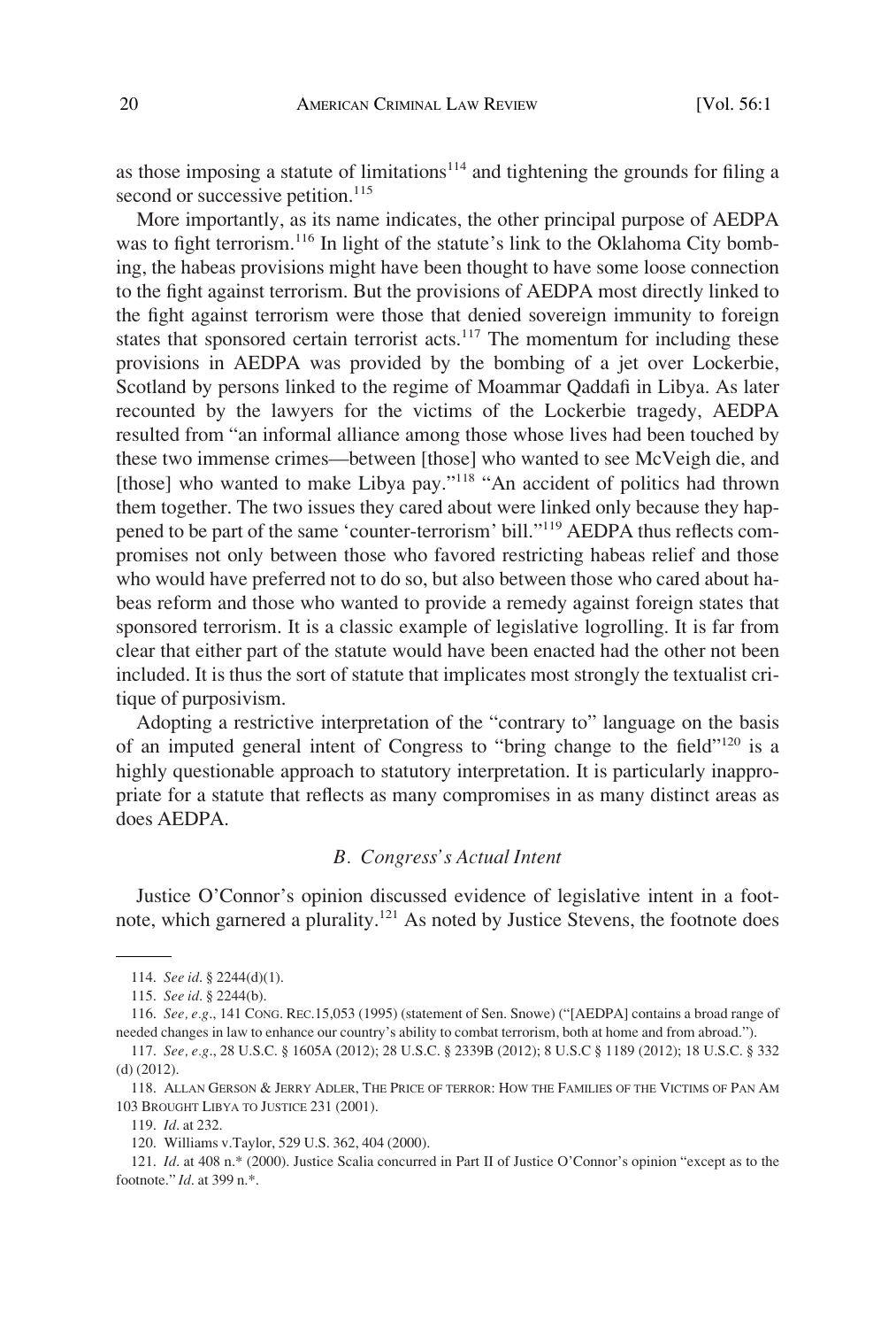as those imposing a statute of limitations[114] and tightening the grounds for filing a second or successive petition.[115]

More importantly, as its name indicates, the other principal purpose of AEDPA was to fight terrorism.[116] In light of the statute's link to the Oklahoma City bombing, the habeas provisions might have been thought to have some loose connection to the fight against terrorism. But the provisions of AEDPA most directly linked to the fight against terrorism were those that denied sovereign immunity to foreign states that sponsored certain terrorist acts.[117] The momentum for including these provisions in AEDPA was provided by the bombing of a jet over Lockerbie, Scotland by persons linked to the regime of Moammar Qaddafi in Libya. As later recounted by the lawyers for the victims of the Lockerbie tragedy, AEDPA resulted from "an informal alliance among those whose lives had been touched by these two immense crimes—between [those] who wanted to see McVeigh die, and [those] who wanted to make Libya pay."[118] "An accident of politics had thrown them together. The two issues they cared about were linked only because they happened to be part of the same 'counter-terrorism' bill."[119] AEDPA thus reflects compromises not only between those who favored restricting habeas relief and those who would have preferred not to do so, but also between those who cared about habeas reform and those who wanted to provide a remedy against foreign states that sponsored terrorism. It is a classic example of legislative logrolling. It is far from clear that either part of the statute would have been enacted had the other not been included. It is thus the sort of statute that implicates most strongly the textualist critique of purposivism.

Adopting a restrictive interpretation of the "contrary to" language on the basis of an imputed general intent of Congress to "bring change to the field"[120] is a highly questionable approach to statutory interpretation. It is particularly inappropriate for a statute that reflects as many compromises in as many distinct areas as does AEDPA.

### *B. Congress's Actual Intent*

Justice O'Connor's opinion discussed evidence of legislative intent in a footnote, which garnered a plurality.[121] As noted by Justice Stevens, the footnote does

---

114. *See id.* § 2244(d)(1).

115. *See id.* § 2244(b).

116. *See, e.g.*, 141 CONG. REC.15,053 (1995) (statement of Sen. Snowe) ("[AEDPA] contains a broad range of needed changes in law to enhance our country's ability to combat terrorism, both at home and from abroad.").

117. *See, e.g.*, 28 U.S.C. § 1605A (2012); 28 U.S.C. § 2339B (2012); 8 U.S.C § 1189 (2012); 18 U.S.C. § 332 (d) (2012).

118. ALLAN GERSON & JERRY ADLER, THE PRICE OF TERROR: HOW THE FAMILIES OF THE VICTIMS OF PAN AM 103 BROUGHT LIBYA TO JUSTICE 231 (2001).

119. *Id.* at 232.

120. Williams v.Taylor, 529 U.S. 362, 404 (2000).

121. *Id.* at 408 n.* (2000). Justice Scalia concurred in Part II of Justice O'Connor's opinion "except as to the footnote." *Id.* at 399 n.*.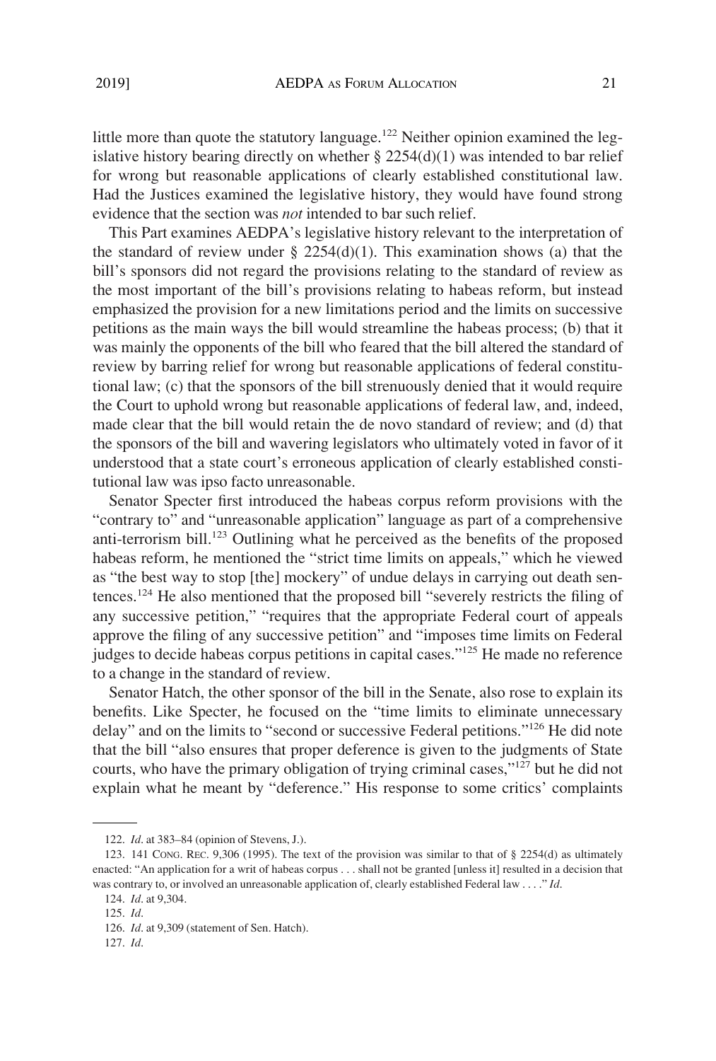little more than quote the statutory language.[122] Neither opinion examined the legislative history bearing directly on whether § 2254(d)(1) was intended to bar relief for wrong but reasonable applications of clearly established constitutional law. Had the Justices examined the legislative history, they would have found strong evidence that the section was *not* intended to bar such relief.

This Part examines AEDPA's legislative history relevant to the interpretation of the standard of review under § 2254(d)(1). This examination shows (a) that the bill's sponsors did not regard the provisions relating to the standard of review as the most important of the bill's provisions relating to habeas reform, but instead emphasized the provision for a new limitations period and the limits on successive petitions as the main ways the bill would streamline the habeas process; (b) that it was mainly the opponents of the bill who feared that the bill altered the standard of review by barring relief for wrong but reasonable applications of federal constitutional law; (c) that the sponsors of the bill strenuously denied that it would require the Court to uphold wrong but reasonable applications of federal law, and, indeed, made clear that the bill would retain the de novo standard of review; and (d) that the sponsors of the bill and wavering legislators who ultimately voted in favor of it understood that a state court's erroneous application of clearly established constitutional law was ipso facto unreasonable.

Senator Specter first introduced the habeas corpus reform provisions with the "contrary to" and "unreasonable application" language as part of a comprehensive anti-terrorism bill.[123] Outlining what he perceived as the benefits of the proposed habeas reform, he mentioned the "strict time limits on appeals," which he viewed as "the best way to stop [the] mockery" of undue delays in carrying out death sentences.[124] He also mentioned that the proposed bill "severely restricts the filing of any successive petition," "requires that the appropriate Federal court of appeals approve the filing of any successive petition" and "imposes time limits on Federal judges to decide habeas corpus petitions in capital cases."[125] He made no reference to a change in the standard of review.

Senator Hatch, the other sponsor of the bill in the Senate, also rose to explain its benefits. Like Specter, he focused on the "time limits to eliminate unnecessary delay" and on the limits to "second or successive Federal petitions."[126] He did note that the bill "also ensures that proper deference is given to the judgments of State courts, who have the primary obligation of trying criminal cases,"[127] but he did not explain what he meant by "deference." His response to some critics' complaints

---

122. *Id.* at 383–84 (opinion of Stevens, J.).

123. 141 CONG. REC. 9,306 (1995). The text of the provision was similar to that of § 2254(d) as ultimately enacted: "An application for a writ of habeas corpus . . . shall not be granted [unless it] resulted in a decision that was contrary to, or involved an unreasonable application of, clearly established Federal law . . . ." *Id.*

124. *Id.* at 9,304.

125. *Id.*

126. *Id.* at 9,309 (statement of Sen. Hatch).

127. *Id.*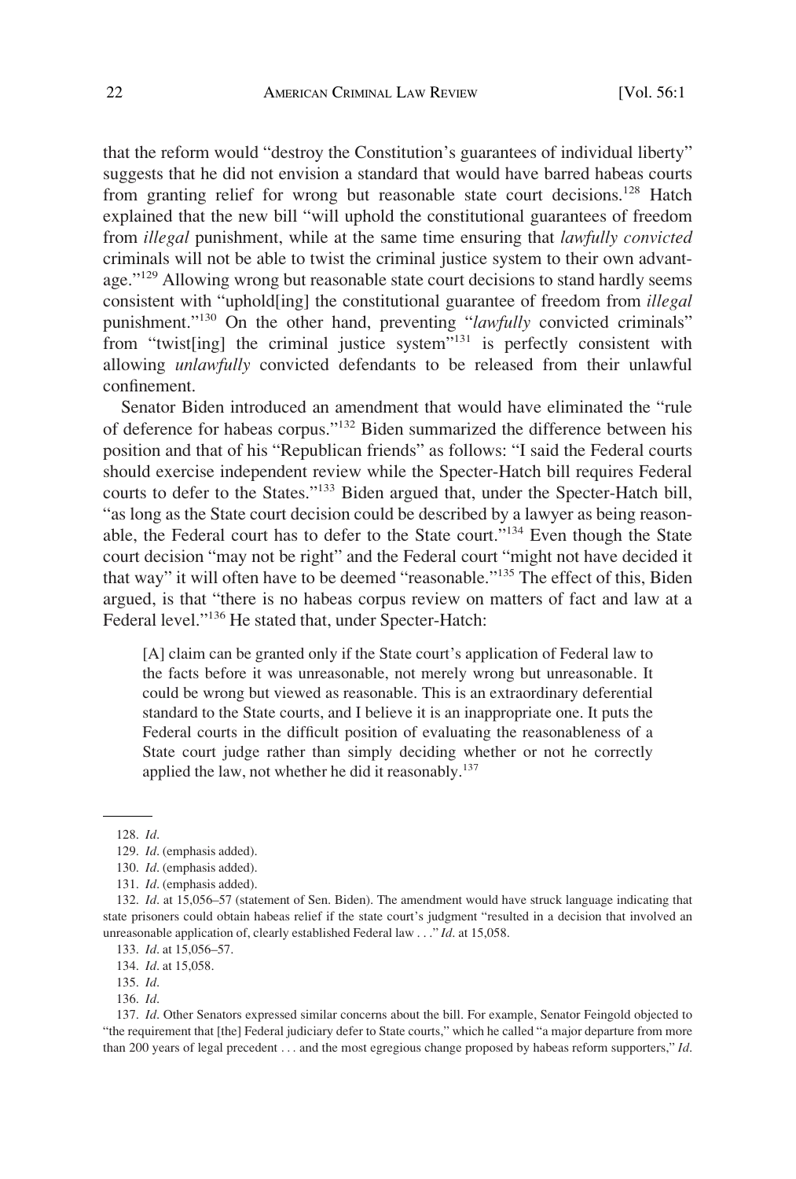that the reform would "destroy the Constitution's guarantees of individual liberty" suggests that he did not envision a standard that would have barred habeas courts from granting relief for wrong but reasonable state court decisions.[128] Hatch explained that the new bill "will uphold the constitutional guarantees of freedom from *illegal* punishment, while at the same time ensuring that *lawfully convicted* criminals will not be able to twist the criminal justice system to their own advantage."[129] Allowing wrong but reasonable state court decisions to stand hardly seems consistent with "uphold[ing] the constitutional guarantee of freedom from *illegal* punishment."[130] On the other hand, preventing "*lawfully* convicted criminals" from "twist[ing] the criminal justice system"[131] is perfectly consistent with allowing *unlawfully* convicted defendants to be released from their unlawful confinement.

Senator Biden introduced an amendment that would have eliminated the "rule of deference for habeas corpus."[132] Biden summarized the difference between his position and that of his "Republican friends" as follows: "I said the Federal courts should exercise independent review while the Specter-Hatch bill requires Federal courts to defer to the States."[133] Biden argued that, under the Specter-Hatch bill, "as long as the State court decision could be described by a lawyer as being reasonable, the Federal court has to defer to the State court."[134] Even though the State court decision "may not be right" and the Federal court "might not have decided it that way" it will often have to be deemed "reasonable."[135] The effect of this, Biden argued, is that "there is no habeas corpus review on matters of fact and law at a Federal level."[136] He stated that, under Specter-Hatch:

> [A] claim can be granted only if the State court's application of Federal law to the facts before it was unreasonable, not merely wrong but unreasonable. It could be wrong but viewed as reasonable. This is an extraordinary deferential standard to the State courts, and I believe it is an inappropriate one. It puts the Federal courts in the difficult position of evaluating the reasonableness of a State court judge rather than simply deciding whether or not he correctly applied the law, not whether he did it reasonably.[137]

---

128. *Id*.

129. *Id*. (emphasis added).

130. *Id*. (emphasis added).

131. *Id*. (emphasis added).

132. *Id*. at 15,056–57 (statement of Sen. Biden). The amendment would have struck language indicating that state prisoners could obtain habeas relief if the state court's judgment "resulted in a decision that involved an unreasonable application of, clearly established Federal law . . ." *Id*. at 15,058.

133. *Id*. at 15,056–57.

134. *Id*. at 15,058.

135. *Id*.

136. *Id*.

137. *Id*. Other Senators expressed similar concerns about the bill. For example, Senator Feingold objected to "the requirement that [the] Federal judiciary defer to State courts," which he called "a major departure from more than 200 years of legal precedent . . . and the most egregious change proposed by habeas reform supporters," *Id*.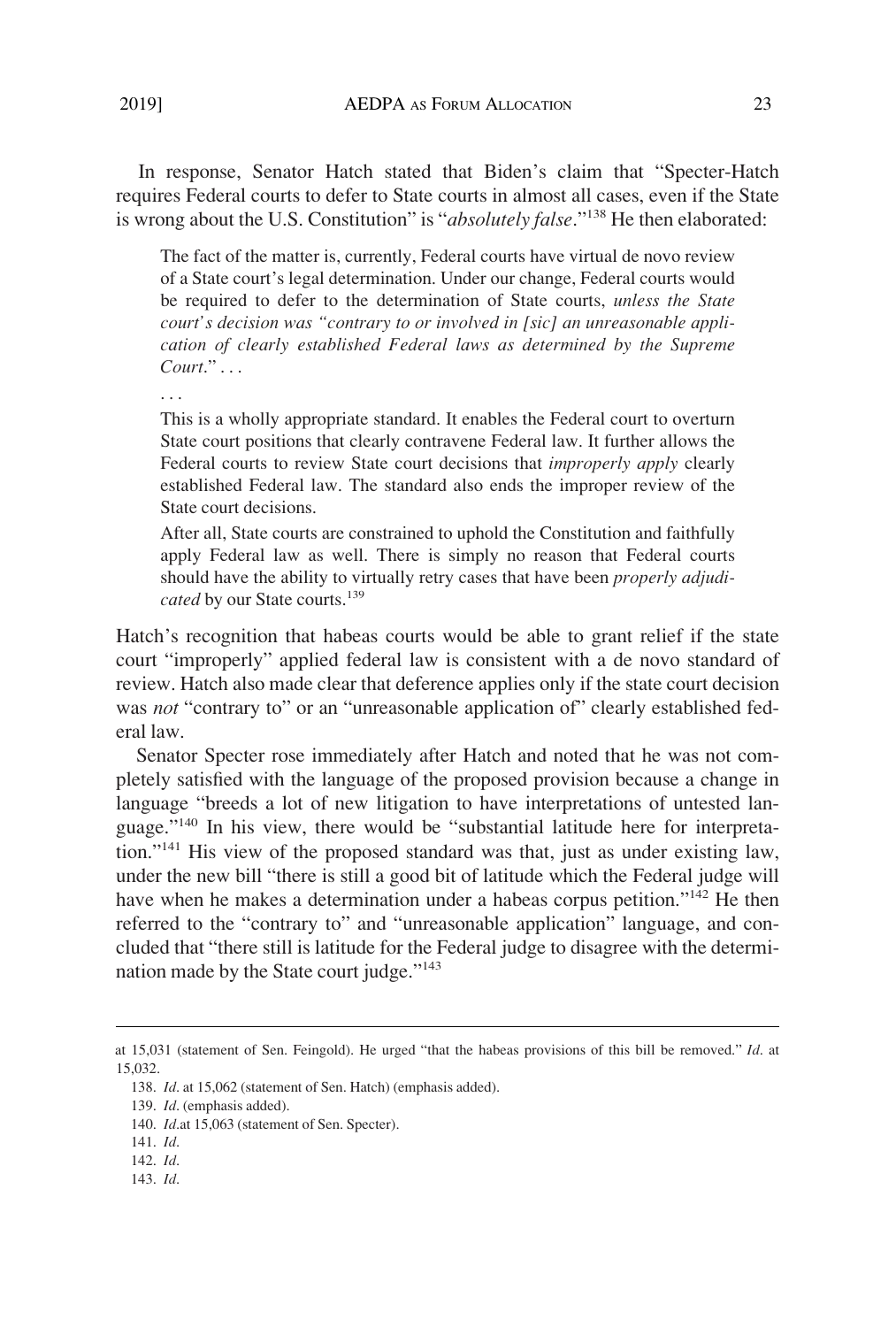In response, Senator Hatch stated that Biden's claim that "Specter-Hatch requires Federal courts to defer to State courts in almost all cases, even if the State is wrong about the U.S. Constitution" is "*absolutely false*."[138] He then elaborated:

> The fact of the matter is, currently, Federal courts have virtual de novo review of a State court's legal determination. Under our change, Federal courts would be required to defer to the determination of State courts, *unless the State court's decision was "contrary to or involved in [sic] an unreasonable application of clearly established Federal laws as determined by the Supreme Court."* . . .
>
> . . .
>
> This is a wholly appropriate standard. It enables the Federal court to overturn State court positions that clearly contravene Federal law. It further allows the Federal courts to review State court decisions that *improperly apply* clearly established Federal law. The standard also ends the improper review of the State court decisions.
>
> After all, State courts are constrained to uphold the Constitution and faithfully apply Federal law as well. There is simply no reason that Federal courts should have the ability to virtually retry cases that have been *properly adjudicated* by our State courts.[139]

Hatch's recognition that habeas courts would be able to grant relief if the state court "improperly" applied federal law is consistent with a de novo standard of review. Hatch also made clear that deference applies only if the state court decision was *not* "contrary to" or an "unreasonable application of" clearly established federal law.

Senator Specter rose immediately after Hatch and noted that he was not completely satisfied with the language of the proposed provision because a change in language "breeds a lot of new litigation to have interpretations of untested language."[140] In his view, there would be "substantial latitude here for interpretation."[141] His view of the proposed standard was that, just as under existing law, under the new bill "there is still a good bit of latitude which the Federal judge will have when he makes a determination under a habeas corpus petition."[142] He then referred to the "contrary to" and "unreasonable application" language, and concluded that "there still is latitude for the Federal judge to disagree with the determination made by the State court judge."[143]

---

at 15,031 (statement of Sen. Feingold). He urged "that the habeas provisions of this bill be removed." *Id*. at 15,032.

138. *Id*. at 15,062 (statement of Sen. Hatch) (emphasis added).

139. *Id*. (emphasis added).

140. *Id*.at 15,063 (statement of Sen. Specter).

141. *Id*.

142. *Id*.

143. *Id*.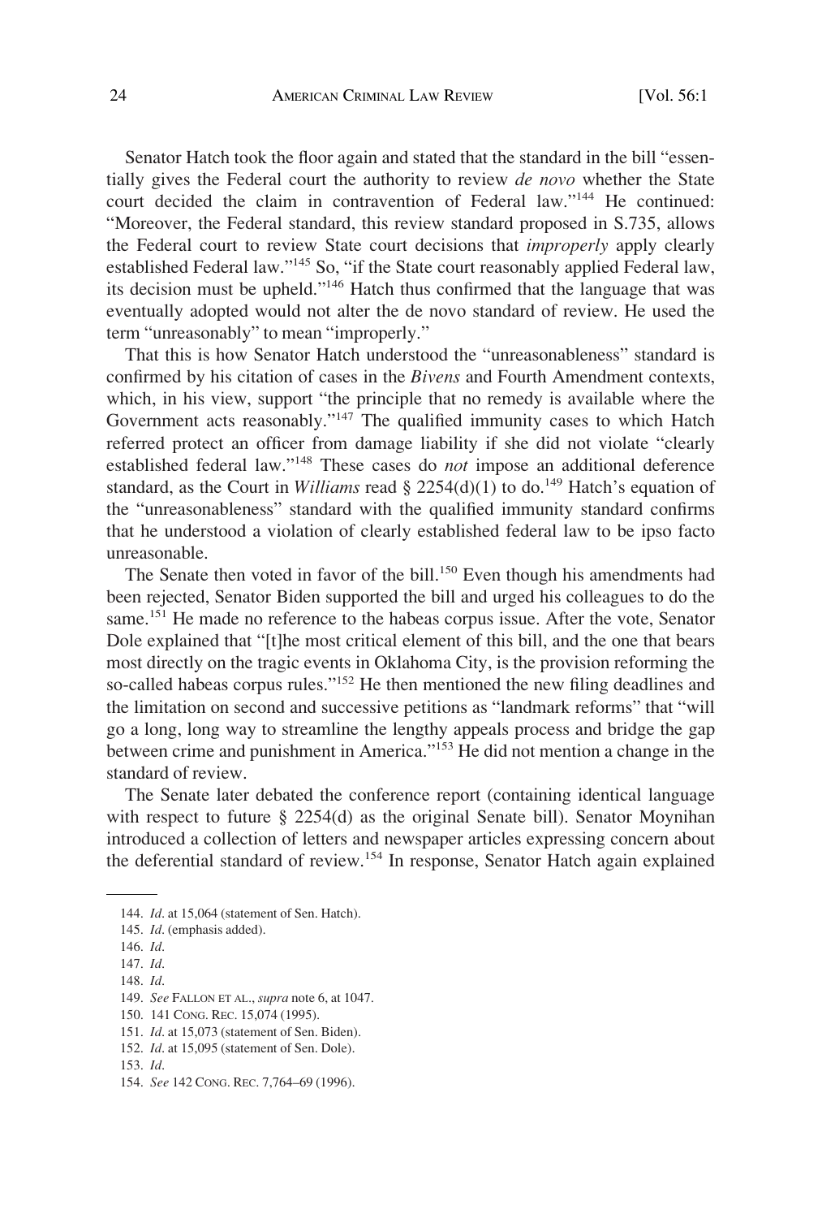Senator Hatch took the floor again and stated that the standard in the bill "essentially gives the Federal court the authority to review *de novo* whether the State court decided the claim in contravention of Federal law."[144] He continued: "Moreover, the Federal standard, this review standard proposed in S.735, allows the Federal court to review State court decisions that *improperly* apply clearly established Federal law."[145] So, "if the State court reasonably applied Federal law, its decision must be upheld."[146] Hatch thus confirmed that the language that was eventually adopted would not alter the de novo standard of review. He used the term "unreasonably" to mean "improperly."

That this is how Senator Hatch understood the "unreasonableness" standard is confirmed by his citation of cases in the *Bivens* and Fourth Amendment contexts, which, in his view, support "the principle that no remedy is available where the Government acts reasonably."[147] The qualified immunity cases to which Hatch referred protect an officer from damage liability if she did not violate "clearly established federal law."[148] These cases do *not* impose an additional deference standard, as the Court in *Williams* read § 2254(d)(1) to do.[149] Hatch's equation of the "unreasonableness" standard with the qualified immunity standard confirms that he understood a violation of clearly established federal law to be ipso facto unreasonable.

The Senate then voted in favor of the bill.[150] Even though his amendments had been rejected, Senator Biden supported the bill and urged his colleagues to do the same.[151] He made no reference to the habeas corpus issue. After the vote, Senator Dole explained that "[t]he most critical element of this bill, and the one that bears most directly on the tragic events in Oklahoma City, is the provision reforming the so-called habeas corpus rules."[152] He then mentioned the new filing deadlines and the limitation on second and successive petitions as "landmark reforms" that "will go a long, long way to streamline the lengthy appeals process and bridge the gap between crime and punishment in America."[153] He did not mention a change in the standard of review.

The Senate later debated the conference report (containing identical language with respect to future § 2254(d) as the original Senate bill). Senator Moynihan introduced a collection of letters and newspaper articles expressing concern about the deferential standard of review.[154] In response, Senator Hatch again explained

---

144. *Id*. at 15,064 (statement of Sen. Hatch).
145. *Id*. (emphasis added).
146. *Id*.
147. *Id*.
148. *Id*.
149. *See* FALLON ET AL., *supra* note 6, at 1047.
150. 141 CONG. REC. 15,074 (1995).
151. *Id*. at 15,073 (statement of Sen. Biden).
152. *Id*. at 15,095 (statement of Sen. Dole).
153. *Id*.
154. *See* 142 CONG. REC. 7,764–69 (1996).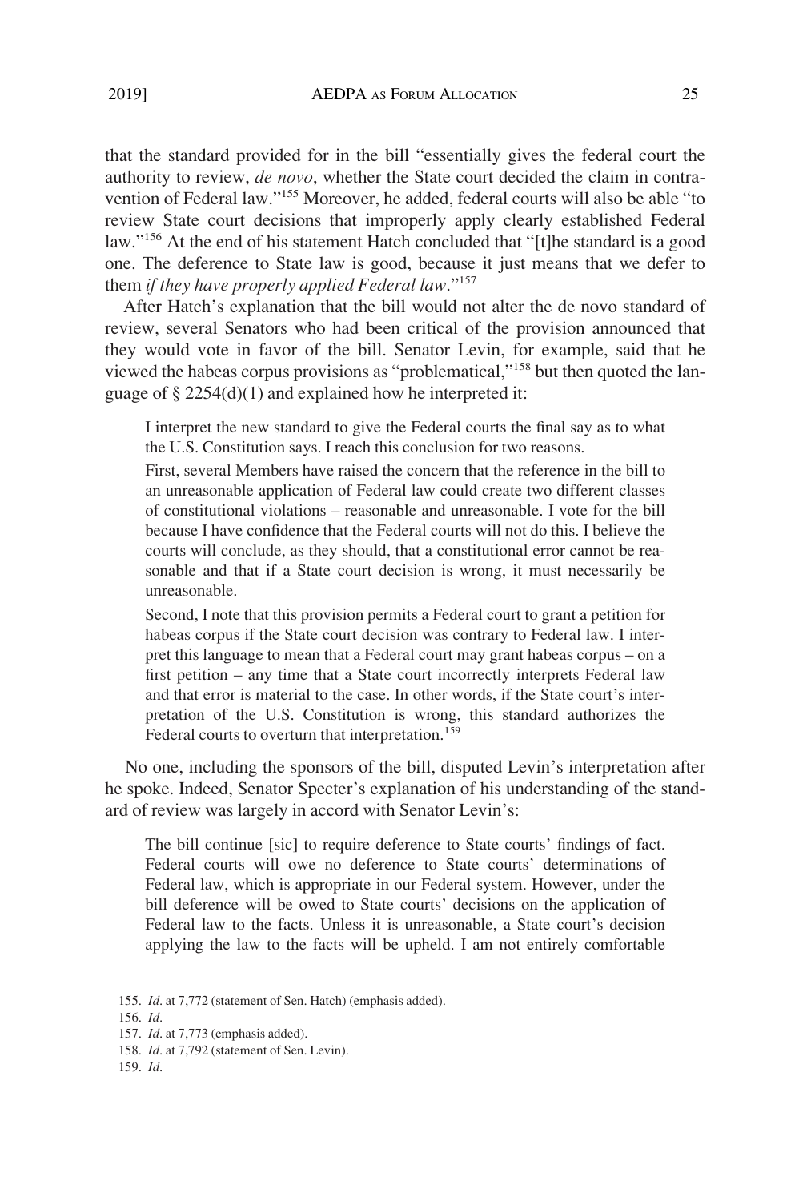that the standard provided for in the bill "essentially gives the federal court the authority to review, *de novo*, whether the State court decided the claim in contravention of Federal law."[155] Moreover, he added, federal courts will also be able "to review State court decisions that improperly apply clearly established Federal law."[156] At the end of his statement Hatch concluded that "[t]he standard is a good one. The deference to State law is good, because it just means that we defer to them *if they have properly applied Federal law*."[157]

After Hatch's explanation that the bill would not alter the de novo standard of review, several Senators who had been critical of the provision announced that they would vote in favor of the bill. Senator Levin, for example, said that he viewed the habeas corpus provisions as "problematical,"[158] but then quoted the language of § 2254(d)(1) and explained how he interpreted it:

> I interpret the new standard to give the Federal courts the final say as to what the U.S. Constitution says. I reach this conclusion for two reasons.
>
> First, several Members have raised the concern that the reference in the bill to an unreasonable application of Federal law could create two different classes of constitutional violations – reasonable and unreasonable. I vote for the bill because I have confidence that the Federal courts will not do this. I believe the courts will conclude, as they should, that a constitutional error cannot be reasonable and that if a State court decision is wrong, it must necessarily be unreasonable.
>
> Second, I note that this provision permits a Federal court to grant a petition for habeas corpus if the State court decision was contrary to Federal law. I interpret this language to mean that a Federal court may grant habeas corpus – on a first petition – any time that a State court incorrectly interprets Federal law and that error is material to the case. In other words, if the State court's interpretation of the U.S. Constitution is wrong, this standard authorizes the Federal courts to overturn that interpretation.[159]

No one, including the sponsors of the bill, disputed Levin's interpretation after he spoke. Indeed, Senator Specter's explanation of his understanding of the standard of review was largely in accord with Senator Levin's:

> The bill continue [sic] to require deference to State courts' findings of fact. Federal courts will owe no deference to State courts' determinations of Federal law, which is appropriate in our Federal system. However, under the bill deference will be owed to State courts' decisions on the application of Federal law to the facts. Unless it is unreasonable, a State court's decision applying the law to the facts will be upheld. I am not entirely comfortable

---

155. *Id*. at 7,772 (statement of Sen. Hatch) (emphasis added).

156. *Id*.

157. *Id*. at 7,773 (emphasis added).

158. *Id*. at 7,792 (statement of Sen. Levin).

159. *Id*.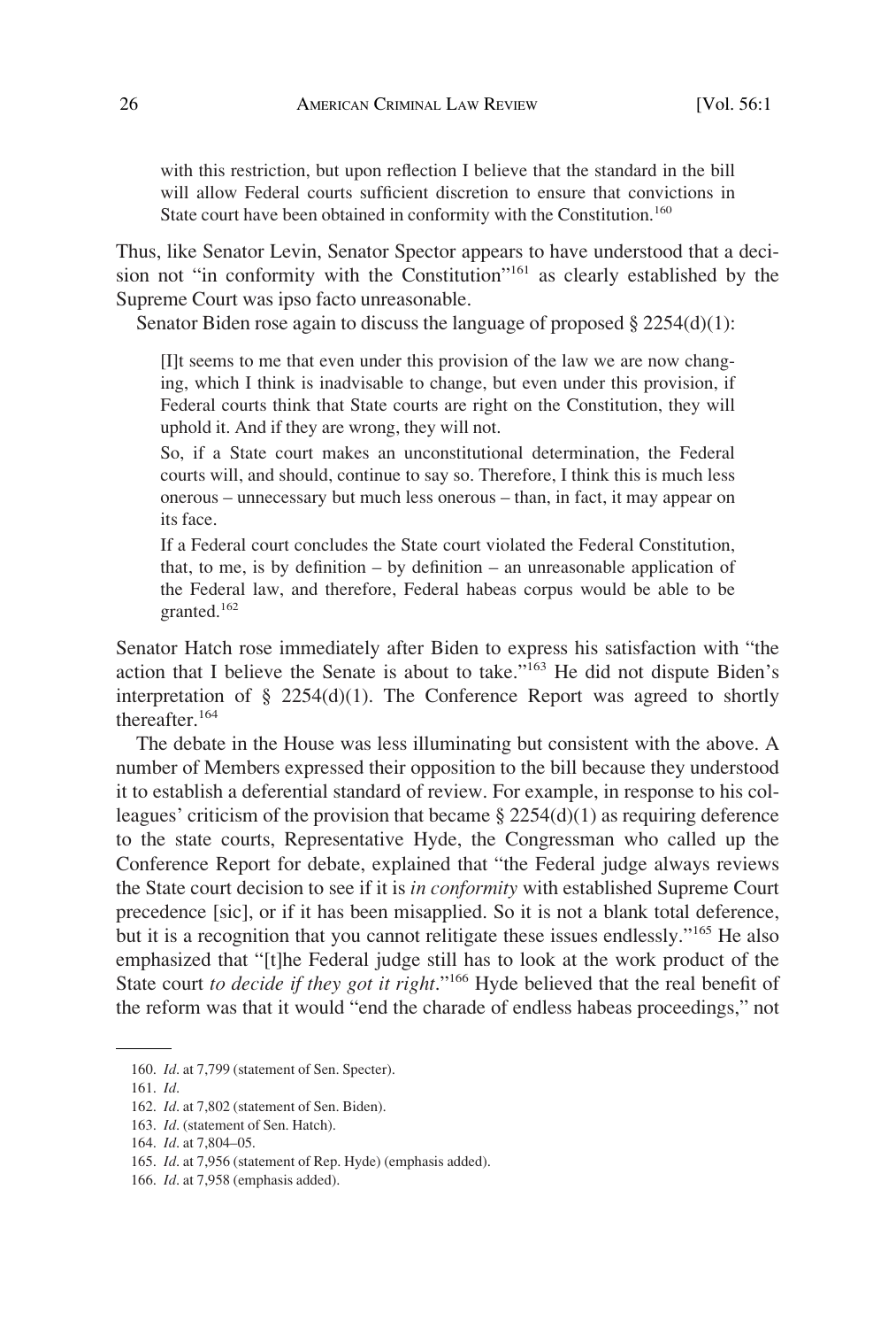> with this restriction, but upon reflection I believe that the standard in the bill will allow Federal courts sufficient discretion to ensure that convictions in State court have been obtained in conformity with the Constitution.[160]

Thus, like Senator Levin, Senator Spector appears to have understood that a decision not "in conformity with the Constitution"[161] as clearly established by the Supreme Court was ipso facto unreasonable.

Senator Biden rose again to discuss the language of proposed § 2254(d)(1):

> [I]t seems to me that even under this provision of the law we are now changing, which I think is inadvisable to change, but even under this provision, if Federal courts think that State courts are right on the Constitution, they will uphold it. And if they are wrong, they will not.
>
> So, if a State court makes an unconstitutional determination, the Federal courts will, and should, continue to say so. Therefore, I think this is much less onerous – unnecessary but much less onerous – than, in fact, it may appear on its face.
>
> If a Federal court concludes the State court violated the Federal Constitution, that, to me, is by definition – by definition – an unreasonable application of the Federal law, and therefore, Federal habeas corpus would be able to be granted.[162]

Senator Hatch rose immediately after Biden to express his satisfaction with "the action that I believe the Senate is about to take."[163] He did not dispute Biden's interpretation of § 2254(d)(1). The Conference Report was agreed to shortly thereafter.[164]

The debate in the House was less illuminating but consistent with the above. A number of Members expressed their opposition to the bill because they understood it to establish a deferential standard of review. For example, in response to his colleagues' criticism of the provision that became § 2254(d)(1) as requiring deference to the state courts, Representative Hyde, the Congressman who called up the Conference Report for debate, explained that "the Federal judge always reviews the State court decision to see if it is *in conformity* with established Supreme Court precedence [sic], or if it has been misapplied. So it is not a blank total deference, but it is a recognition that you cannot relitigate these issues endlessly."[165] He also emphasized that "[t]he Federal judge still has to look at the work product of the State court *to decide if they got it right*."[166] Hyde believed that the real benefit of the reform was that it would "end the charade of endless habeas proceedings," not

---

160. *Id*. at 7,799 (statement of Sen. Specter).

161. *Id*.

162. *Id*. at 7,802 (statement of Sen. Biden).

163. *Id*. (statement of Sen. Hatch).

164. *Id*. at 7,804–05.

165. *Id*. at 7,956 (statement of Rep. Hyde) (emphasis added).

166. *Id*. at 7,958 (emphasis added).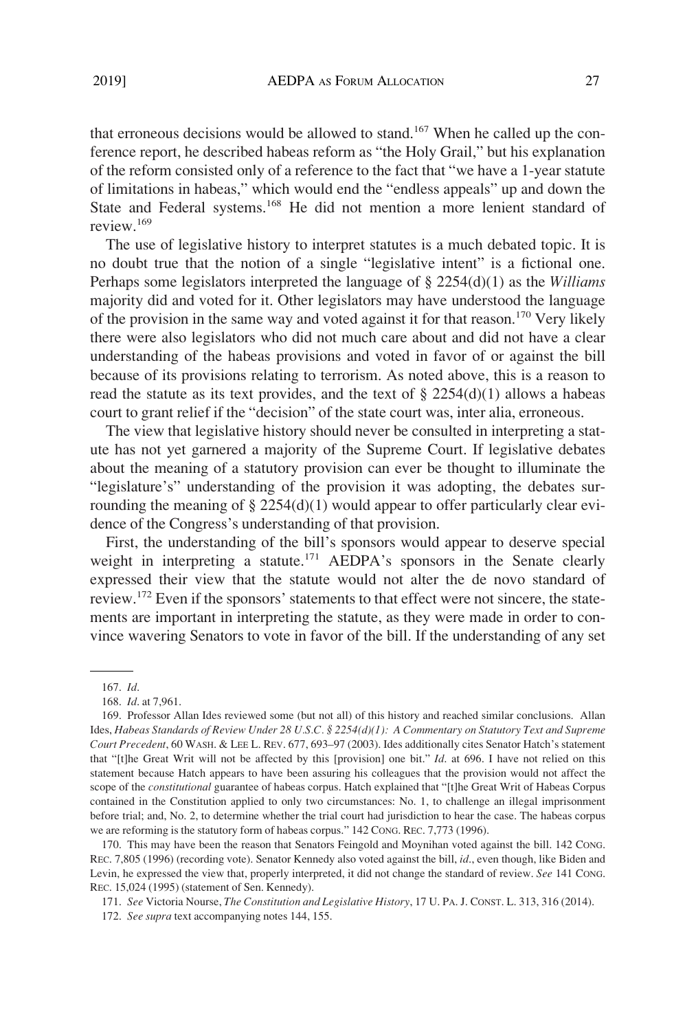that erroneous decisions would be allowed to stand.[167] When he called up the conference report, he described habeas reform as "the Holy Grail," but his explanation of the reform consisted only of a reference to the fact that "we have a 1-year statute of limitations in habeas," which would end the "endless appeals" up and down the State and Federal systems.[168] He did not mention a more lenient standard of review.[169]

The use of legislative history to interpret statutes is a much debated topic. It is no doubt true that the notion of a single "legislative intent" is a fictional one. Perhaps some legislators interpreted the language of § 2254(d)(1) as the *Williams* majority did and voted for it. Other legislators may have understood the language of the provision in the same way and voted against it for that reason.[170] Very likely there were also legislators who did not much care about and did not have a clear understanding of the habeas provisions and voted in favor of or against the bill because of its provisions relating to terrorism. As noted above, this is a reason to read the statute as its text provides, and the text of § 2254(d)(1) allows a habeas court to grant relief if the "decision" of the state court was, inter alia, erroneous.

The view that legislative history should never be consulted in interpreting a statute has not yet garnered a majority of the Supreme Court. If legislative debates about the meaning of a statutory provision can ever be thought to illuminate the "legislature's" understanding of the provision it was adopting, the debates surrounding the meaning of § 2254(d)(1) would appear to offer particularly clear evidence of the Congress's understanding of that provision.

First, the understanding of the bill's sponsors would appear to deserve special weight in interpreting a statute.[171] AEDPA's sponsors in the Senate clearly expressed their view that the statute would not alter the de novo standard of review.[172] Even if the sponsors' statements to that effect were not sincere, the statements are important in interpreting the statute, as they were made in order to convince wavering Senators to vote in favor of the bill. If the understanding of any set

---

167. *Id*.

168. *Id*. at 7,961.

169. Professor Allan Ides reviewed some (but not all) of this history and reached similar conclusions. Allan Ides, *Habeas Standards of Review Under 28 U.S.C. § 2254(d)(1): A Commentary on Statutory Text and Supreme Court Precedent*, 60 WASH. & LEE L. REV. 677, 693–97 (2003). Ides additionally cites Senator Hatch's statement that "[t]he Great Writ will not be affected by this [provision] one bit." *Id*. at 696. I have not relied on this statement because Hatch appears to have been assuring his colleagues that the provision would not affect the scope of the *constitutional* guarantee of habeas corpus. Hatch explained that "[t]he Great Writ of Habeas Corpus contained in the Constitution applied to only two circumstances: No. 1, to challenge an illegal imprisonment before trial; and, No. 2, to determine whether the trial court had jurisdiction to hear the case. The habeas corpus we are reforming is the statutory form of habeas corpus." 142 CONG. REC. 7,773 (1996).

170. This may have been the reason that Senators Feingold and Moynihan voted against the bill. 142 CONG. REC. 7,805 (1996) (recording vote). Senator Kennedy also voted against the bill, *id*., even though, like Biden and Levin, he expressed the view that, properly interpreted, it did not change the standard of review. *See* 141 CONG. REC. 15,024 (1995) (statement of Sen. Kennedy).

171. *See* Victoria Nourse, *The Constitution and Legislative History*, 17 U. PA. J. CONST. L. 313, 316 (2014).

172. *See supra* text accompanying notes 144, 155.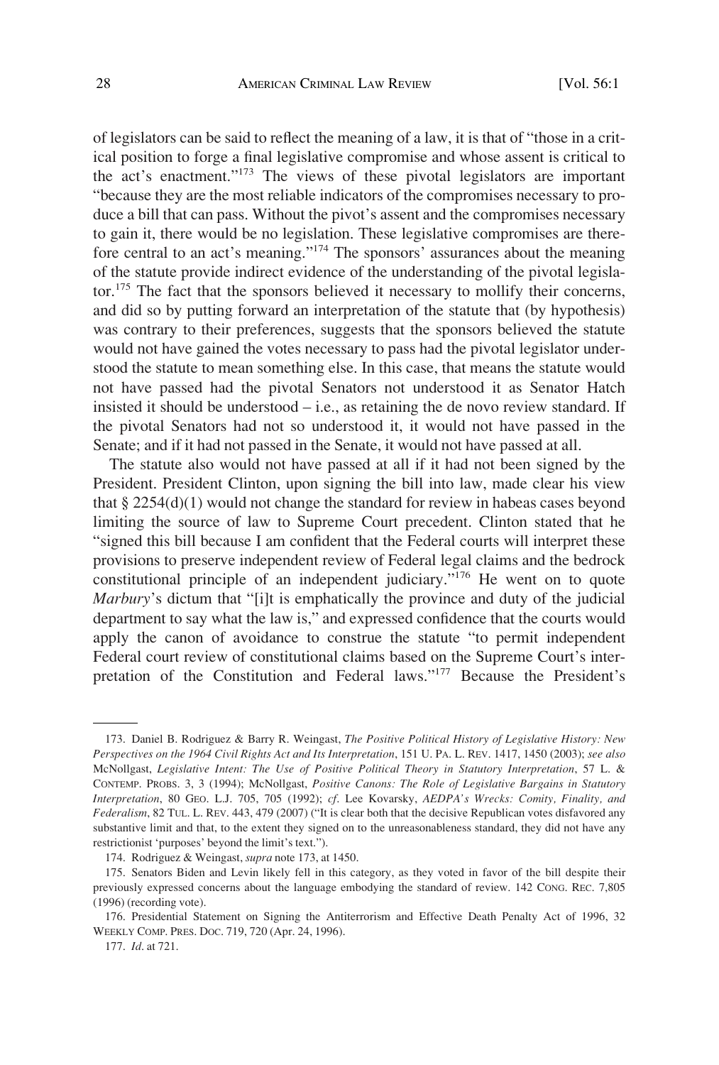of legislators can be said to reflect the meaning of a law, it is that of "those in a critical position to forge a final legislative compromise and whose assent is critical to the act's enactment."[173] The views of these pivotal legislators are important "because they are the most reliable indicators of the compromises necessary to produce a bill that can pass. Without the pivot's assent and the compromises necessary to gain it, there would be no legislation. These legislative compromises are therefore central to an act's meaning."[174] The sponsors' assurances about the meaning of the statute provide indirect evidence of the understanding of the pivotal legislator.[175] The fact that the sponsors believed it necessary to mollify their concerns, and did so by putting forward an interpretation of the statute that (by hypothesis) was contrary to their preferences, suggests that the sponsors believed the statute would not have gained the votes necessary to pass had the pivotal legislator understood the statute to mean something else. In this case, that means the statute would not have passed had the pivotal Senators not understood it as Senator Hatch insisted it should be understood – i.e., as retaining the de novo review standard. If the pivotal Senators had not so understood it, it would not have passed in the Senate; and if it had not passed in the Senate, it would not have passed at all.

The statute also would not have passed at all if it had not been signed by the President. President Clinton, upon signing the bill into law, made clear his view that § 2254(d)(1) would not change the standard for review in habeas cases beyond limiting the source of law to Supreme Court precedent. Clinton stated that he "signed this bill because I am confident that the Federal courts will interpret these provisions to preserve independent review of Federal legal claims and the bedrock constitutional principle of an independent judiciary."[176] He went on to quote *Marbury*'s dictum that "[i]t is emphatically the province and duty of the judicial department to say what the law is," and expressed confidence that the courts would apply the canon of avoidance to construe the statute "to permit independent Federal court review of constitutional claims based on the Supreme Court's interpretation of the Constitution and Federal laws."[177] Because the President's

---

173. Daniel B. Rodriguez & Barry R. Weingast, *The Positive Political History of Legislative History: New Perspectives on the 1964 Civil Rights Act and Its Interpretation*, 151 U. PA. L. REV. 1417, 1450 (2003); *see also* McNollgast, *Legislative Intent: The Use of Positive Political Theory in Statutory Interpretation*, 57 L. & CONTEMP. PROBS. 3, 3 (1994); McNollgast, *Positive Canons: The Role of Legislative Bargains in Statutory Interpretation*, 80 GEO. L.J. 705, 705 (1992); *cf*. Lee Kovarsky, *AEDPA's Wrecks: Comity, Finality, and Federalism*, 82 TUL. L. REV. 443, 479 (2007) ("It is clear both that the decisive Republican votes disfavored any substantive limit and that, to the extent they signed on to the unreasonableness standard, they did not have any restrictionist 'purposes' beyond the limit's text.").

174. Rodriguez & Weingast, *supra* note 173, at 1450.

175. Senators Biden and Levin likely fell in this category, as they voted in favor of the bill despite their previously expressed concerns about the language embodying the standard of review. 142 CONG. REC. 7,805 (1996) (recording vote).

176. Presidential Statement on Signing the Antiterrorism and Effective Death Penalty Act of 1996, 32 WEEKLY COMP. PRES. DOC. 719, 720 (Apr. 24, 1996).

177. *Id*. at 721.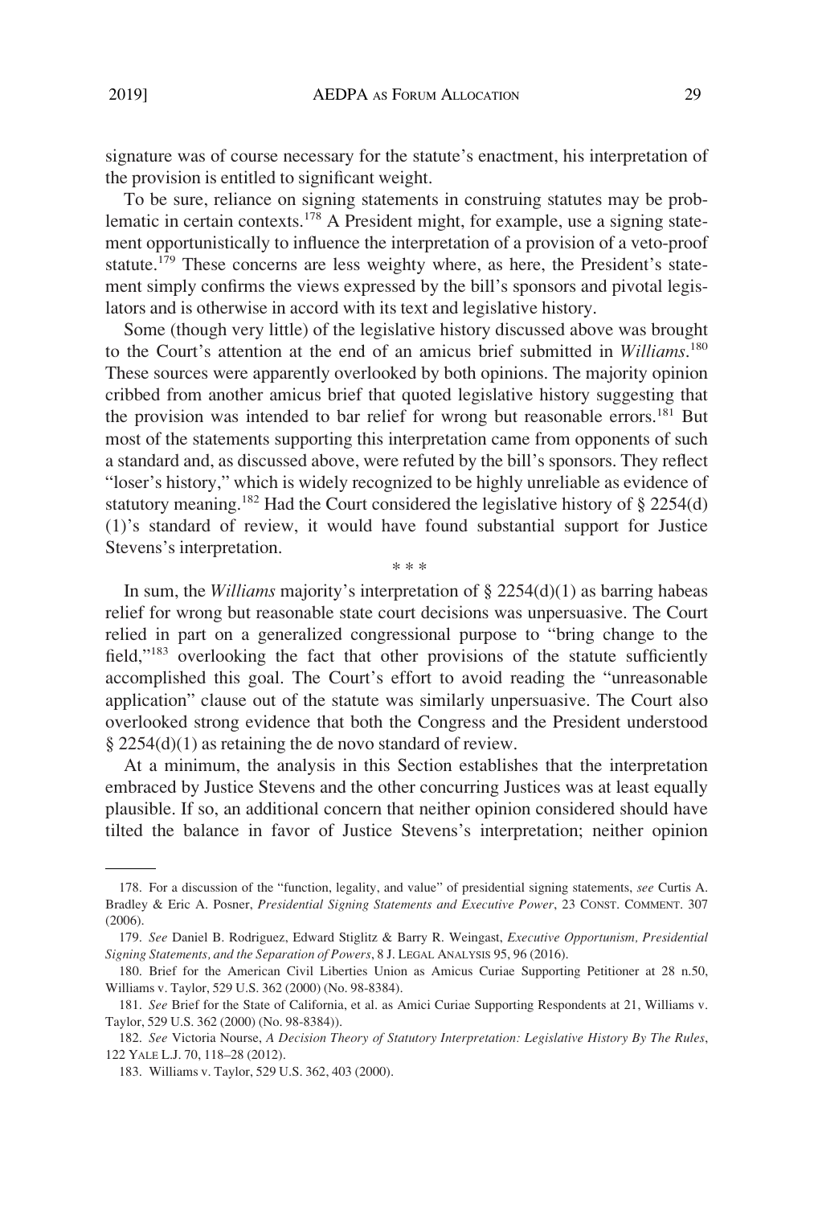signature was of course necessary for the statute's enactment, his interpretation of the provision is entitled to significant weight.

To be sure, reliance on signing statements in construing statutes may be problematic in certain contexts.[178] A President might, for example, use a signing statement opportunistically to influence the interpretation of a provision of a veto-proof statute.[179] These concerns are less weighty where, as here, the President's statement simply confirms the views expressed by the bill's sponsors and pivotal legislators and is otherwise in accord with its text and legislative history.

Some (though very little) of the legislative history discussed above was brought to the Court's attention at the end of an amicus brief submitted in *Williams*.[180] These sources were apparently overlooked by both opinions. The majority opinion cribbed from another amicus brief that quoted legislative history suggesting that the provision was intended to bar relief for wrong but reasonable errors.[181] But most of the statements supporting this interpretation came from opponents of such a standard and, as discussed above, were refuted by the bill's sponsors. They reflect "loser's history," which is widely recognized to be highly unreliable as evidence of statutory meaning.[182] Had the Court considered the legislative history of § 2254(d)(1)'s standard of review, it would have found substantial support for Justice Stevens's interpretation.

\* \* \*

In sum, the *Williams* majority's interpretation of § 2254(d)(1) as barring habeas relief for wrong but reasonable state court decisions was unpersuasive. The Court relied in part on a generalized congressional purpose to "bring change to the field,"[183] overlooking the fact that other provisions of the statute sufficiently accomplished this goal. The Court's effort to avoid reading the "unreasonable application" clause out of the statute was similarly unpersuasive. The Court also overlooked strong evidence that both the Congress and the President understood § 2254(d)(1) as retaining the de novo standard of review.

At a minimum, the analysis in this Section establishes that the interpretation embraced by Justice Stevens and the other concurring Justices was at least equally plausible. If so, an additional concern that neither opinion considered should have tilted the balance in favor of Justice Stevens's interpretation; neither opinion

---

178. For a discussion of the "function, legality, and value" of presidential signing statements, *see* Curtis A. Bradley & Eric A. Posner, *Presidential Signing Statements and Executive Power*, 23 CONST. COMMENT. 307 (2006).

179. *See* Daniel B. Rodriguez, Edward Stiglitz & Barry R. Weingast, *Executive Opportunism, Presidential Signing Statements, and the Separation of Powers*, 8 J. LEGAL ANALYSIS 95, 96 (2016).

180. Brief for the American Civil Liberties Union as Amicus Curiae Supporting Petitioner at 28 n.50, Williams v. Taylor, 529 U.S. 362 (2000) (No. 98-8384).

181. *See* Brief for the State of California, et al. as Amici Curiae Supporting Respondents at 21, Williams v. Taylor, 529 U.S. 362 (2000) (No. 98-8384)).

182. *See* Victoria Nourse, *A Decision Theory of Statutory Interpretation: Legislative History By The Rules*, 122 YALE L.J. 70, 118–28 (2012).

183. Williams v. Taylor, 529 U.S. 362, 403 (2000).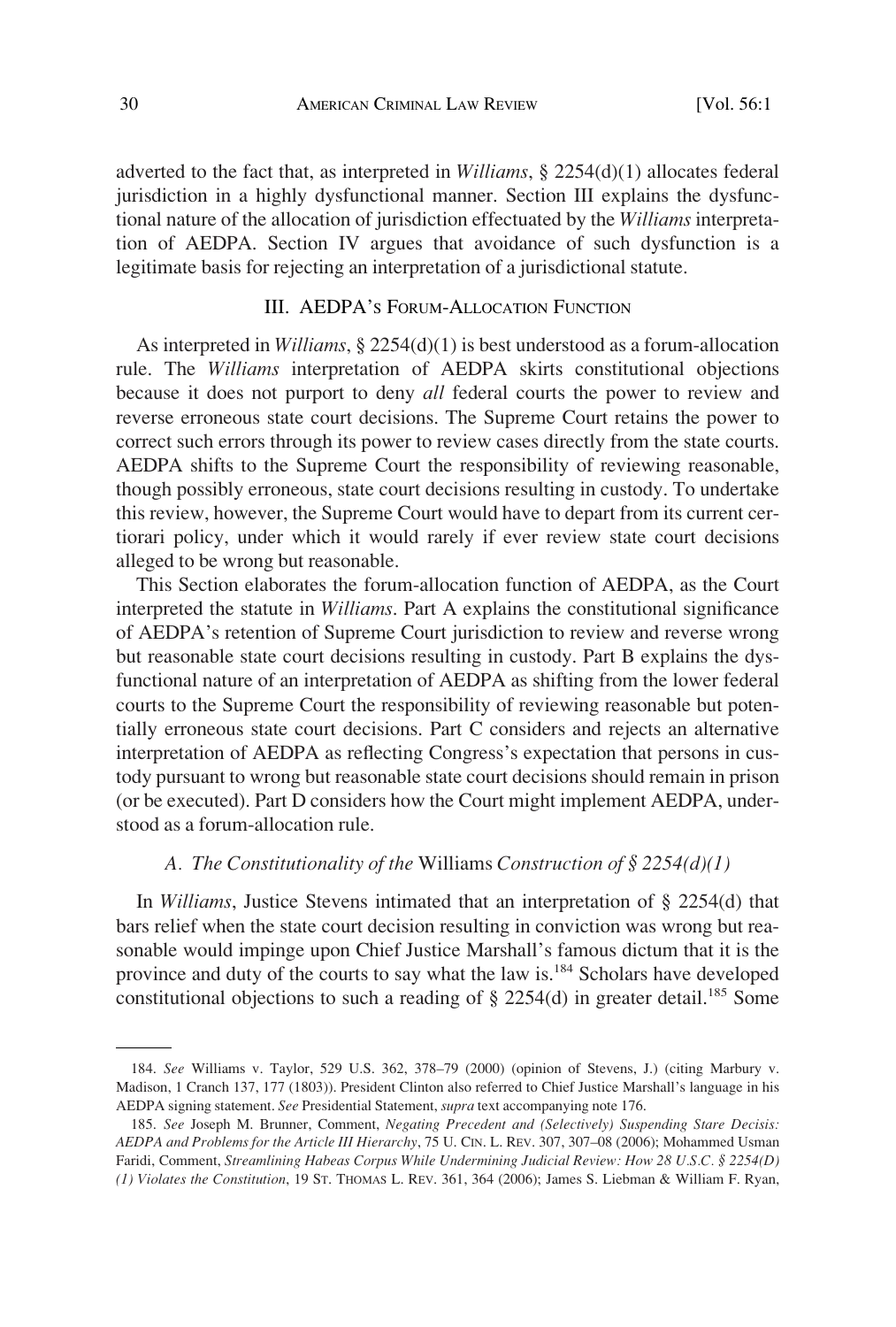adverted to the fact that, as interpreted in *Williams*, § 2254(d)(1) allocates federal jurisdiction in a highly dysfunctional manner. Section III explains the dysfunctional nature of the allocation of jurisdiction effectuated by the *Williams* interpretation of AEDPA. Section IV argues that avoidance of such dysfunction is a legitimate basis for rejecting an interpretation of a jurisdictional statute.

## III. AEDPA'S FORUM-ALLOCATION FUNCTION

As interpreted in *Williams*, § 2254(d)(1) is best understood as a forum-allocation rule. The *Williams* interpretation of AEDPA skirts constitutional objections because it does not purport to deny *all* federal courts the power to review and reverse erroneous state court decisions. The Supreme Court retains the power to correct such errors through its power to review cases directly from the state courts. AEDPA shifts to the Supreme Court the responsibility of reviewing reasonable, though possibly erroneous, state court decisions resulting in custody. To undertake this review, however, the Supreme Court would have to depart from its current certiorari policy, under which it would rarely if ever review state court decisions alleged to be wrong but reasonable.

This Section elaborates the forum-allocation function of AEDPA, as the Court interpreted the statute in *Williams*. Part A explains the constitutional significance of AEDPA's retention of Supreme Court jurisdiction to review and reverse wrong but reasonable state court decisions resulting in custody. Part B explains the dysfunctional nature of an interpretation of AEDPA as shifting from the lower federal courts to the Supreme Court the responsibility of reviewing reasonable but potentially erroneous state court decisions. Part C considers and rejects an alternative interpretation of AEDPA as reflecting Congress's expectation that persons in custody pursuant to wrong but reasonable state court decisions should remain in prison (or be executed). Part D considers how the Court might implement AEDPA, understood as a forum-allocation rule.

### *A. The Constitutionality of the* Williams *Construction of § 2254(d)(1)*

In *Williams*, Justice Stevens intimated that an interpretation of § 2254(d) that bars relief when the state court decision resulting in conviction was wrong but reasonable would impinge upon Chief Justice Marshall's famous dictum that it is the province and duty of the courts to say what the law is.[184] Scholars have developed constitutional objections to such a reading of § 2254(d) in greater detail.[185] Some

---

184. *See* Williams v. Taylor, 529 U.S. 362, 378–79 (2000) (opinion of Stevens, J.) (citing Marbury v. Madison, 1 Cranch 137, 177 (1803)). President Clinton also referred to Chief Justice Marshall's language in his AEDPA signing statement. *See* Presidential Statement, *supra* text accompanying note 176.

185. *See* Joseph M. Brunner, Comment, *Negating Precedent and (Selectively) Suspending Stare Decisis: AEDPA and Problems for the Article III Hierarchy*, 75 U. CIN. L. REV. 307, 307–08 (2006); Mohammed Usman Faridi, Comment, *Streamlining Habeas Corpus While Undermining Judicial Review: How 28 U.S.C. § 2254(D)(1) Violates the Constitution*, 19 ST. THOMAS L. REV. 361, 364 (2006); James S. Liebman & William F. Ryan,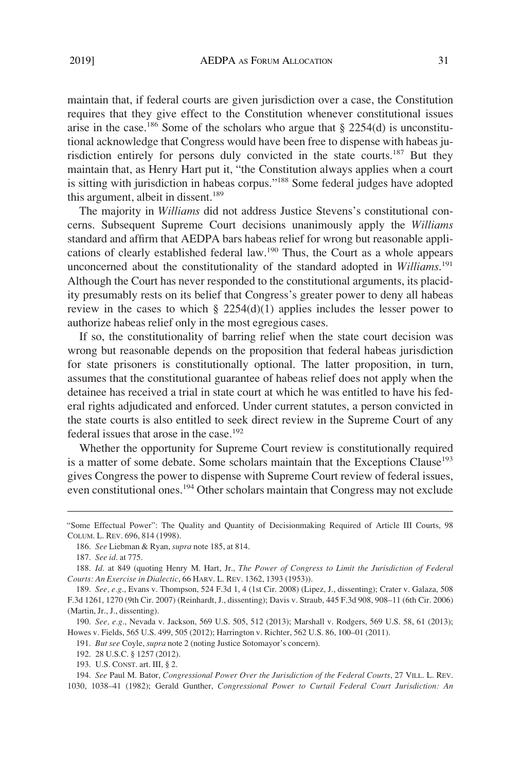maintain that, if federal courts are given jurisdiction over a case, the Constitution requires that they give effect to the Constitution whenever constitutional issues arise in the case.[186] Some of the scholars who argue that § 2254(d) is unconstitutional acknowledge that Congress would have been free to dispense with habeas jurisdiction entirely for persons duly convicted in the state courts.[187] But they maintain that, as Henry Hart put it, "the Constitution always applies when a court is sitting with jurisdiction in habeas corpus."[188] Some federal judges have adopted this argument, albeit in dissent.[189]

The majority in *Williams* did not address Justice Stevens's constitutional concerns. Subsequent Supreme Court decisions unanimously apply the *Williams* standard and affirm that AEDPA bars habeas relief for wrong but reasonable applications of clearly established federal law.[190] Thus, the Court as a whole appears unconcerned about the constitutionality of the standard adopted in *Williams*.[191] Although the Court has never responded to the constitutional arguments, its placidity presumably rests on its belief that Congress's greater power to deny all habeas review in the cases to which § 2254(d)(1) applies includes the lesser power to authorize habeas relief only in the most egregious cases.

If so, the constitutionality of barring relief when the state court decision was wrong but reasonable depends on the proposition that federal habeas jurisdiction for state prisoners is constitutionally optional. The latter proposition, in turn, assumes that the constitutional guarantee of habeas relief does not apply when the detainee has received a trial in state court at which he was entitled to have his federal rights adjudicated and enforced. Under current statutes, a person convicted in the state courts is also entitled to seek direct review in the Supreme Court of any federal issues that arose in the case.[192]

Whether the opportunity for Supreme Court review is constitutionally required is a matter of some debate. Some scholars maintain that the Exceptions Clause[193] gives Congress the power to dispense with Supreme Court review of federal issues, even constitutional ones.[194] Other scholars maintain that Congress may not exclude

---

"Some Effectual Power": The Quality and Quantity of Decisionmaking Required of Article III Courts, 98 COLUM. L. REV. 696, 814 (1998).

186. *See* Liebman & Ryan, *supra* note 185, at 814.

187. *See id*. at 775.

188. *Id*. at 849 (quoting Henry M. Hart, Jr., *The Power of Congress to Limit the Jurisdiction of Federal Courts: An Exercise in Dialectic*, 66 HARV. L. REV. 1362, 1393 (1953)).

189. *See, e.g.*, Evans v. Thompson, 524 F.3d 1, 4 (1st Cir. 2008) (Lipez, J., dissenting); Crater v. Galaza, 508 F.3d 1261, 1270 (9th Cir. 2007) (Reinhardt, J., dissenting); Davis v. Straub, 445 F.3d 908, 908–11 (6th Cir. 2006) (Martin, Jr., J., dissenting).

190. *See, e.g.*, Nevada v. Jackson, 569 U.S. 505, 512 (2013); Marshall v. Rodgers, 569 U.S. 58, 61 (2013); Howes v. Fields, 565 U.S. 499, 505 (2012); Harrington v. Richter, 562 U.S. 86, 100–01 (2011).

191. *But see* Coyle, *supra* note 2 (noting Justice Sotomayor's concern).

192. 28 U.S.C. § 1257 (2012).

193. U.S. CONST. art. III, § 2.

194. *See* Paul M. Bator, *Congressional Power Over the Jurisdiction of the Federal Courts*, 27 VILL. L. REV. 1030, 1038–41 (1982); Gerald Gunther, *Congressional Power to Curtail Federal Court Jurisdiction: An*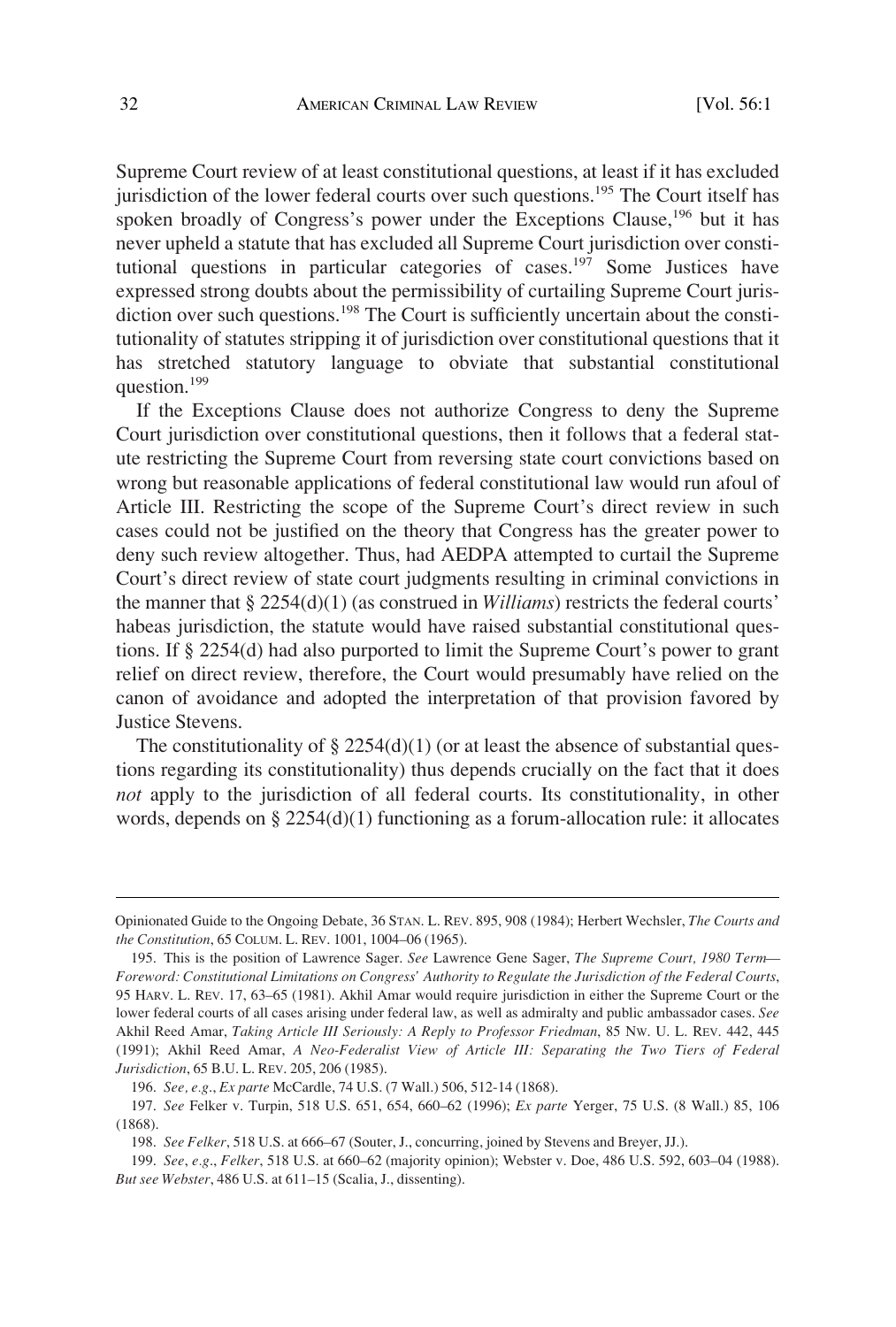Supreme Court review of at least constitutional questions, at least if it has excluded jurisdiction of the lower federal courts over such questions.[195] The Court itself has spoken broadly of Congress's power under the Exceptions Clause,[196] but it has never upheld a statute that has excluded all Supreme Court jurisdiction over constitutional questions in particular categories of cases.[197] Some Justices have expressed strong doubts about the permissibility of curtailing Supreme Court jurisdiction over such questions.[198] The Court is sufficiently uncertain about the constitutionality of statutes stripping it of jurisdiction over constitutional questions that it has stretched statutory language to obviate that substantial constitutional question.[199]

If the Exceptions Clause does not authorize Congress to deny the Supreme Court jurisdiction over constitutional questions, then it follows that a federal statute restricting the Supreme Court from reversing state court convictions based on wrong but reasonable applications of federal constitutional law would run afoul of Article III. Restricting the scope of the Supreme Court's direct review in such cases could not be justified on the theory that Congress has the greater power to deny such review altogether. Thus, had AEDPA attempted to curtail the Supreme Court's direct review of state court judgments resulting in criminal convictions in the manner that § 2254(d)(1) (as construed in *Williams*) restricts the federal courts' habeas jurisdiction, the statute would have raised substantial constitutional questions. If § 2254(d) had also purported to limit the Supreme Court's power to grant relief on direct review, therefore, the Court would presumably have relied on the canon of avoidance and adopted the interpretation of that provision favored by Justice Stevens.

The constitutionality of § 2254(d)(1) (or at least the absence of substantial questions regarding its constitutionality) thus depends crucially on the fact that it does *not* apply to the jurisdiction of all federal courts. Its constitutionality, in other words, depends on § 2254(d)(1) functioning as a forum-allocation rule: it allocates

---

Opinionated Guide to the Ongoing Debate, 36 STAN. L. REV. 895, 908 (1984); Herbert Wechsler, *The Courts and the Constitution*, 65 COLUM. L. REV. 1001, 1004–06 (1965).

195. This is the position of Lawrence Sager. *See* Lawrence Gene Sager, *The Supreme Court, 1980 Term—Foreword: Constitutional Limitations on Congress' Authority to Regulate the Jurisdiction of the Federal Courts*, 95 HARV. L. REV. 17, 63–65 (1981). Akhil Amar would require jurisdiction in either the Supreme Court or the lower federal courts of all cases arising under federal law, as well as admiralty and public ambassador cases. *See* Akhil Reed Amar, *Taking Article III Seriously: A Reply to Professor Friedman*, 85 NW. U. L. REV. 442, 445 (1991); Akhil Reed Amar, *A Neo-Federalist View of Article III: Separating the Two Tiers of Federal Jurisdiction*, 65 B.U. L. REV. 205, 206 (1985).

196. *See, e.g.*, *Ex parte* McCardle, 74 U.S. (7 Wall.) 506, 512-14 (1868).

197. *See* Felker v. Turpin, 518 U.S. 651, 654, 660–62 (1996); *Ex parte* Yerger, 75 U.S. (8 Wall.) 85, 106 (1868).

198. *See Felker*, 518 U.S. at 666–67 (Souter, J., concurring, joined by Stevens and Breyer, JJ.).

199. *See*, *e.g*., *Felker*, 518 U.S. at 660–62 (majority opinion); Webster v. Doe, 486 U.S. 592, 603–04 (1988). *But see Webster*, 486 U.S. at 611–15 (Scalia, J., dissenting).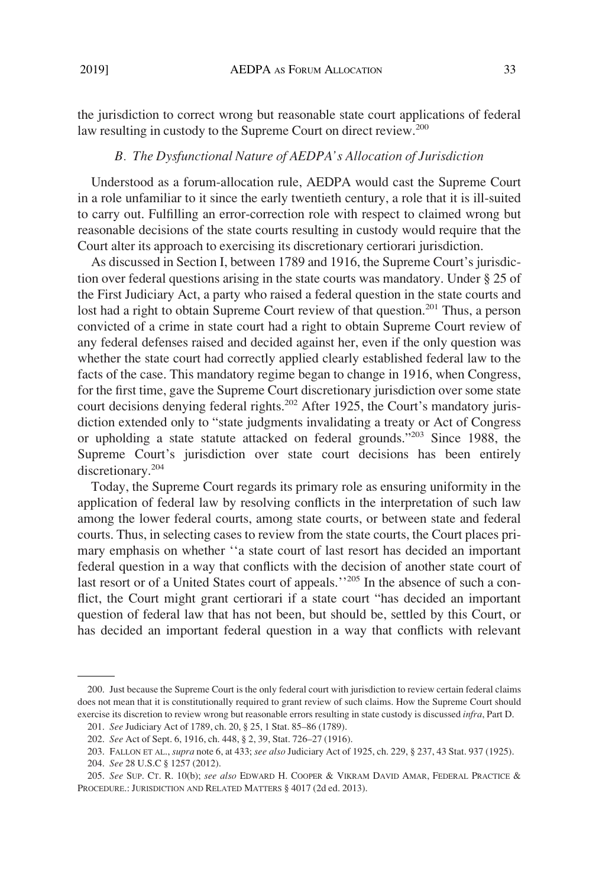the jurisdiction to correct wrong but reasonable state court applications of federal law resulting in custody to the Supreme Court on direct review.[200]

### *B. The Dysfunctional Nature of AEDPA's Allocation of Jurisdiction*

Understood as a forum-allocation rule, AEDPA would cast the Supreme Court in a role unfamiliar to it since the early twentieth century, a role that it is ill-suited to carry out. Fulfilling an error-correction role with respect to claimed wrong but reasonable decisions of the state courts resulting in custody would require that the Court alter its approach to exercising its discretionary certiorari jurisdiction.

As discussed in Section I, between 1789 and 1916, the Supreme Court's jurisdiction over federal questions arising in the state courts was mandatory. Under § 25 of the First Judiciary Act, a party who raised a federal question in the state courts and lost had a right to obtain Supreme Court review of that question.[201] Thus, a person convicted of a crime in state court had a right to obtain Supreme Court review of any federal defenses raised and decided against her, even if the only question was whether the state court had correctly applied clearly established federal law to the facts of the case. This mandatory regime began to change in 1916, when Congress, for the first time, gave the Supreme Court discretionary jurisdiction over some state court decisions denying federal rights.[202] After 1925, the Court's mandatory jurisdiction extended only to "state judgments invalidating a treaty or Act of Congress or upholding a state statute attacked on federal grounds."[203] Since 1988, the Supreme Court's jurisdiction over state court decisions has been entirely discretionary.[204]

Today, the Supreme Court regards its primary role as ensuring uniformity in the application of federal law by resolving conflicts in the interpretation of such law among the lower federal courts, among state courts, or between state and federal courts. Thus, in selecting cases to review from the state courts, the Court places primary emphasis on whether "a state court of last resort has decided an important federal question in a way that conflicts with the decision of another state court of last resort or of a United States court of appeals."[205] In the absence of such a conflict, the Court might grant certiorari if a state court "has decided an important question of federal law that has not been, but should be, settled by this Court, or has decided an important federal question in a way that conflicts with relevant

---

200. Just because the Supreme Court is the only federal court with jurisdiction to review certain federal claims does not mean that it is constitutionally required to grant review of such claims. How the Supreme Court should exercise its discretion to review wrong but reasonable errors resulting in state custody is discussed *infra*, Part D.

201. *See* Judiciary Act of 1789, ch. 20, § 25, 1 Stat. 85–86 (1789).

202. *See* Act of Sept. 6, 1916, ch. 448, § 2, 39, Stat. 726–27 (1916).

203. FALLON ET AL., *supra* note 6, at 433; *see also* Judiciary Act of 1925, ch. 229, § 237, 43 Stat. 937 (1925).

204. *See* 28 U.S.C § 1257 (2012).

205. *See* SUP. CT. R. 10(b); *see also* EDWARD H. COOPER & VIKRAM DAVID AMAR, FEDERAL PRACTICE & PROCEDURE.: JURISDICTION AND RELATED MATTERS § 4017 (2d ed. 2013).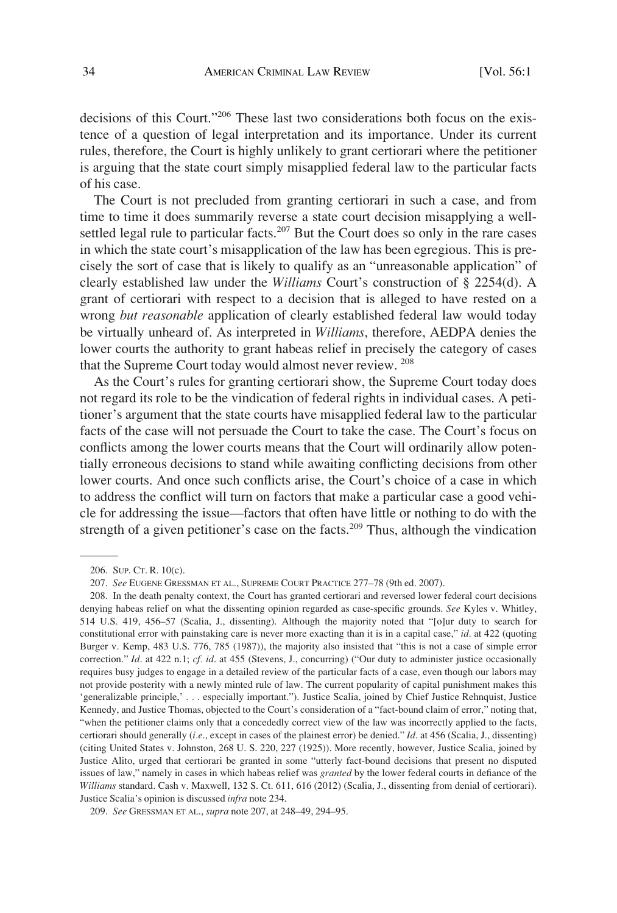decisions of this Court."[206] These last two considerations both focus on the existence of a question of legal interpretation and its importance. Under its current rules, therefore, the Court is highly unlikely to grant certiorari where the petitioner is arguing that the state court simply misapplied federal law to the particular facts of his case.

The Court is not precluded from granting certiorari in such a case, and from time to time it does summarily reverse a state court decision misapplying a well-settled legal rule to particular facts.[207] But the Court does so only in the rare cases in which the state court's misapplication of the law has been egregious. This is precisely the sort of case that is likely to qualify as an "unreasonable application" of clearly established law under the *Williams* Court's construction of § 2254(d). A grant of certiorari with respect to a decision that is alleged to have rested on a wrong *but reasonable* application of clearly established federal law would today be virtually unheard of. As interpreted in *Williams*, therefore, AEDPA denies the lower courts the authority to grant habeas relief in precisely the category of cases that the Supreme Court today would almost never review.[208]

As the Court's rules for granting certiorari show, the Supreme Court today does not regard its role to be the vindication of federal rights in individual cases. A petitioner's argument that the state courts have misapplied federal law to the particular facts of the case will not persuade the Court to take the case. The Court's focus on conflicts among the lower courts means that the Court will ordinarily allow potentially erroneous decisions to stand while awaiting conflicting decisions from other lower courts. And once such conflicts arise, the Court's choice of a case in which to address the conflict will turn on factors that make a particular case a good vehicle for addressing the issue—factors that often have little or nothing to do with the strength of a given petitioner's case on the facts.[209] Thus, although the vindication

---

206. SUP. CT. R. 10(c).

207. *See* EUGENE GRESSMAN ET AL., SUPREME COURT PRACTICE 277–78 (9th ed. 2007).

208. In the death penalty context, the Court has granted certiorari and reversed lower federal court decisions denying habeas relief on what the dissenting opinion regarded as case-specific grounds. *See* Kyles v. Whitley, 514 U.S. 419, 456–57 (Scalia, J., dissenting). Although the majority noted that "[o]ur duty to search for constitutional error with painstaking care is never more exacting than it is in a capital case," *id*. at 422 (quoting Burger v. Kemp, 483 U.S. 776, 785 (1987)), the majority also insisted that "this is not a case of simple error correction." *Id*. at 422 n.1; *cf*. *id*. at 455 (Stevens, J., concurring) ("Our duty to administer justice occasionally requires busy judges to engage in a detailed review of the particular facts of a case, even though our labors may not provide posterity with a newly minted rule of law. The current popularity of capital punishment makes this 'generalizable principle,' . . . especially important."). Justice Scalia, joined by Chief Justice Rehnquist, Justice Kennedy, and Justice Thomas, objected to the Court's consideration of a "fact-bound claim of error," noting that, "when the petitioner claims only that a concededly correct view of the law was incorrectly applied to the facts, certiorari should generally (*i.e*., except in cases of the plainest error) be denied." *Id*. at 456 (Scalia, J., dissenting) (citing United States v. Johnston, 268 U. S. 220, 227 (1925)). More recently, however, Justice Scalia, joined by Justice Alito, urged that certiorari be granted in some "utterly fact-bound decisions that present no disputed issues of law," namely in cases in which habeas relief was *granted* by the lower federal courts in defiance of the *Williams* standard. Cash v. Maxwell, 132 S. Ct. 611, 616 (2012) (Scalia, J., dissenting from denial of certiorari). Justice Scalia's opinion is discussed *infra* note 234.

209. *See* GRESSMAN ET AL., *supra* note 207, at 248–49, 294–95.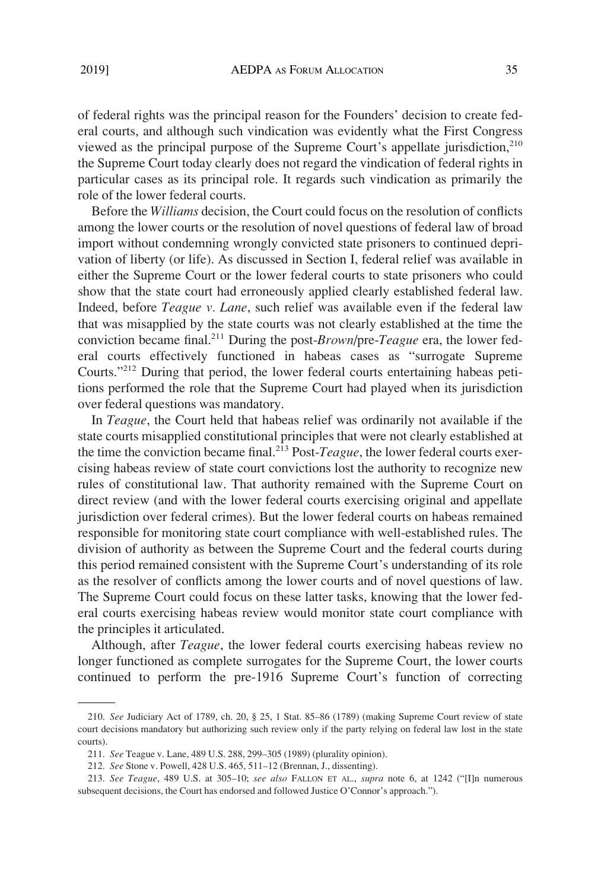of federal rights was the principal reason for the Founders' decision to create federal courts, and although such vindication was evidently what the First Congress viewed as the principal purpose of the Supreme Court's appellate jurisdiction,[210] the Supreme Court today clearly does not regard the vindication of federal rights in particular cases as its principal role. It regards such vindication as primarily the role of the lower federal courts.

Before the *Williams* decision, the Court could focus on the resolution of conflicts among the lower courts or the resolution of novel questions of federal law of broad import without condemning wrongly convicted state prisoners to continued deprivation of liberty (or life). As discussed in Section I, federal relief was available in either the Supreme Court or the lower federal courts to state prisoners who could show that the state court had erroneously applied clearly established federal law. Indeed, before *Teague v. Lane*, such relief was available even if the federal law that was misapplied by the state courts was not clearly established at the time the conviction became final.[211] During the post-*Brown*/pre-*Teague* era, the lower federal courts effectively functioned in habeas cases as "surrogate Supreme Courts."[212] During that period, the lower federal courts entertaining habeas petitions performed the role that the Supreme Court had played when its jurisdiction over federal questions was mandatory.

In *Teague*, the Court held that habeas relief was ordinarily not available if the state courts misapplied constitutional principles that were not clearly established at the time the conviction became final.[213] Post-*Teague*, the lower federal courts exercising habeas review of state court convictions lost the authority to recognize new rules of constitutional law. That authority remained with the Supreme Court on direct review (and with the lower federal courts exercising original and appellate jurisdiction over federal crimes). But the lower federal courts on habeas remained responsible for monitoring state court compliance with well-established rules. The division of authority as between the Supreme Court and the federal courts during this period remained consistent with the Supreme Court's understanding of its role as the resolver of conflicts among the lower courts and of novel questions of law. The Supreme Court could focus on these latter tasks, knowing that the lower federal courts exercising habeas review would monitor state court compliance with the principles it articulated.

Although, after *Teague*, the lower federal courts exercising habeas review no longer functioned as complete surrogates for the Supreme Court, the lower courts continued to perform the pre-1916 Supreme Court's function of correcting

---

210. *See* Judiciary Act of 1789, ch. 20, § 25, 1 Stat. 85–86 (1789) (making Supreme Court review of state court decisions mandatory but authorizing such review only if the party relying on federal law lost in the state courts).

211. *See* Teague v. Lane, 489 U.S. 288, 299–305 (1989) (plurality opinion).

212. *See* Stone v. Powell, 428 U.S. 465, 511–12 (Brennan, J., dissenting).

213. *See Teague*, 489 U.S. at 305–10; *see also* FALLON ET AL., *supra* note 6, at 1242 ("[I]n numerous subsequent decisions, the Court has endorsed and followed Justice O'Connor's approach.").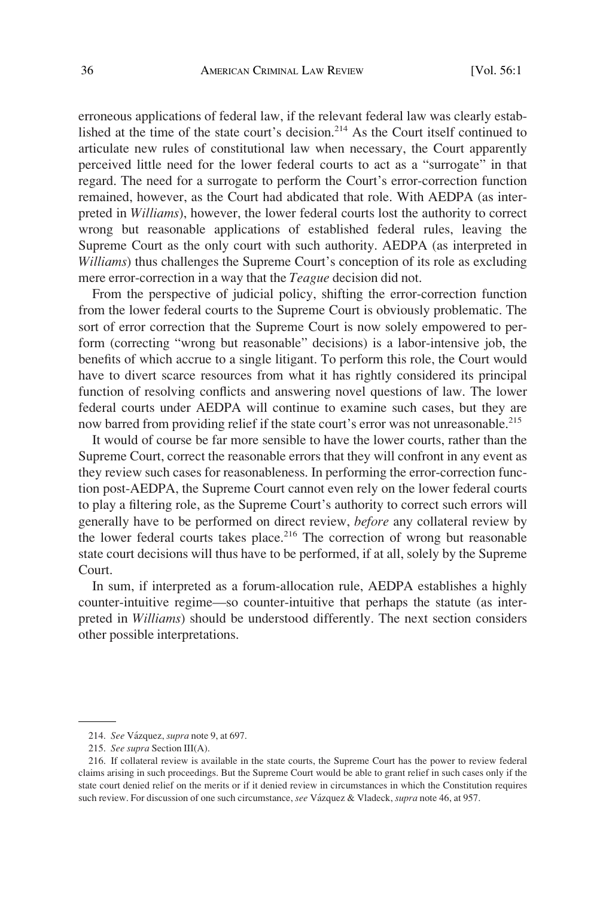erroneous applications of federal law, if the relevant federal law was clearly established at the time of the state court's decision.[214] As the Court itself continued to articulate new rules of constitutional law when necessary, the Court apparently perceived little need for the lower federal courts to act as a "surrogate" in that regard. The need for a surrogate to perform the Court's error-correction function remained, however, as the Court had abdicated that role. With AEDPA (as interpreted in *Williams*), however, the lower federal courts lost the authority to correct wrong but reasonable applications of established federal rules, leaving the Supreme Court as the only court with such authority. AEDPA (as interpreted in *Williams*) thus challenges the Supreme Court's conception of its role as excluding mere error-correction in a way that the *Teague* decision did not.

From the perspective of judicial policy, shifting the error-correction function from the lower federal courts to the Supreme Court is obviously problematic. The sort of error correction that the Supreme Court is now solely empowered to perform (correcting "wrong but reasonable" decisions) is a labor-intensive job, the benefits of which accrue to a single litigant. To perform this role, the Court would have to divert scarce resources from what it has rightly considered its principal function of resolving conflicts and answering novel questions of law. The lower federal courts under AEDPA will continue to examine such cases, but they are now barred from providing relief if the state court's error was not unreasonable.[215]

It would of course be far more sensible to have the lower courts, rather than the Supreme Court, correct the reasonable errors that they will confront in any event as they review such cases for reasonableness. In performing the error-correction function post-AEDPA, the Supreme Court cannot even rely on the lower federal courts to play a filtering role, as the Supreme Court's authority to correct such errors will generally have to be performed on direct review, *before* any collateral review by the lower federal courts takes place.[216] The correction of wrong but reasonable state court decisions will thus have to be performed, if at all, solely by the Supreme Court.

In sum, if interpreted as a forum-allocation rule, AEDPA establishes a highly counter-intuitive regime—so counter-intuitive that perhaps the statute (as interpreted in *Williams*) should be understood differently. The next section considers other possible interpretations.

---

214. *See* Vázquez, *supra* note 9, at 697.

215. *See supra* Section III(A).

216. If collateral review is available in the state courts, the Supreme Court has the power to review federal claims arising in such proceedings. But the Supreme Court would be able to grant relief in such cases only if the state court denied relief on the merits or if it denied review in circumstances in which the Constitution requires such review. For discussion of one such circumstance, *see* Vázquez & Vladeck, *supra* note 46, at 957.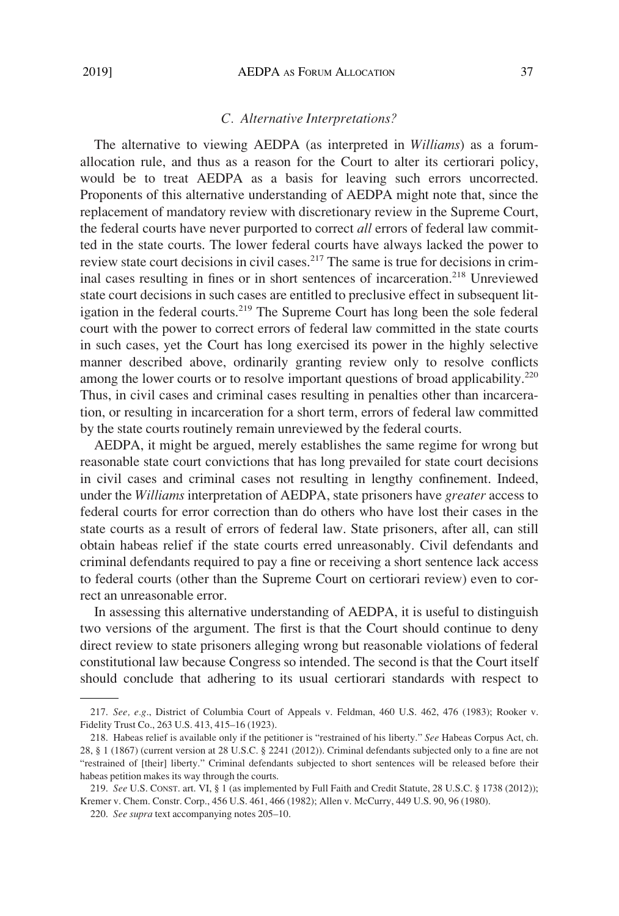### *C. Alternative Interpretations?*

The alternative to viewing AEDPA (as interpreted in *Williams*) as a forum-allocation rule, and thus as a reason for the Court to alter its certiorari policy, would be to treat AEDPA as a basis for leaving such errors uncorrected. Proponents of this alternative understanding of AEDPA might note that, since the replacement of mandatory review with discretionary review in the Supreme Court, the federal courts have never purported to correct *all* errors of federal law committed in the state courts. The lower federal courts have always lacked the power to review state court decisions in civil cases.[217] The same is true for decisions in criminal cases resulting in fines or in short sentences of incarceration.[218] Unreviewed state court decisions in such cases are entitled to preclusive effect in subsequent litigation in the federal courts.[219] The Supreme Court has long been the sole federal court with the power to correct errors of federal law committed in the state courts in such cases, yet the Court has long exercised its power in the highly selective manner described above, ordinarily granting review only to resolve conflicts among the lower courts or to resolve important questions of broad applicability.[220] Thus, in civil cases and criminal cases resulting in penalties other than incarceration, or resulting in incarceration for a short term, errors of federal law committed by the state courts routinely remain unreviewed by the federal courts.

AEDPA, it might be argued, merely establishes the same regime for wrong but reasonable state court convictions that has long prevailed for state court decisions in civil cases and criminal cases not resulting in lengthy confinement. Indeed, under the *Williams* interpretation of AEDPA, state prisoners have *greater* access to federal courts for error correction than do others who have lost their cases in the state courts as a result of errors of federal law. State prisoners, after all, can still obtain habeas relief if the state courts erred unreasonably. Civil defendants and criminal defendants required to pay a fine or receiving a short sentence lack access to federal courts (other than the Supreme Court on certiorari review) even to correct an unreasonable error.

In assessing this alternative understanding of AEDPA, it is useful to distinguish two versions of the argument. The first is that the Court should continue to deny direct review to state prisoners alleging wrong but reasonable violations of federal constitutional law because Congress so intended. The second is that the Court itself should conclude that adhering to its usual certiorari standards with respect to

---

217. *See, e.g.*, District of Columbia Court of Appeals v. Feldman, 460 U.S. 462, 476 (1983); Rooker v. Fidelity Trust Co., 263 U.S. 413, 415–16 (1923).

218. Habeas relief is available only if the petitioner is "restrained of his liberty." *See* Habeas Corpus Act, ch. 28, § 1 (1867) (current version at 28 U.S.C. § 2241 (2012)). Criminal defendants subjected only to a fine are not "restrained of [their] liberty." Criminal defendants subjected to short sentences will be released before their habeas petition makes its way through the courts.

219. *See* U.S. CONST. art. VI, § 1 (as implemented by Full Faith and Credit Statute, 28 U.S.C. § 1738 (2012)); Kremer v. Chem. Constr. Corp., 456 U.S. 461, 466 (1982); Allen v. McCurry, 449 U.S. 90, 96 (1980).

220. *See supra* text accompanying notes 205–10.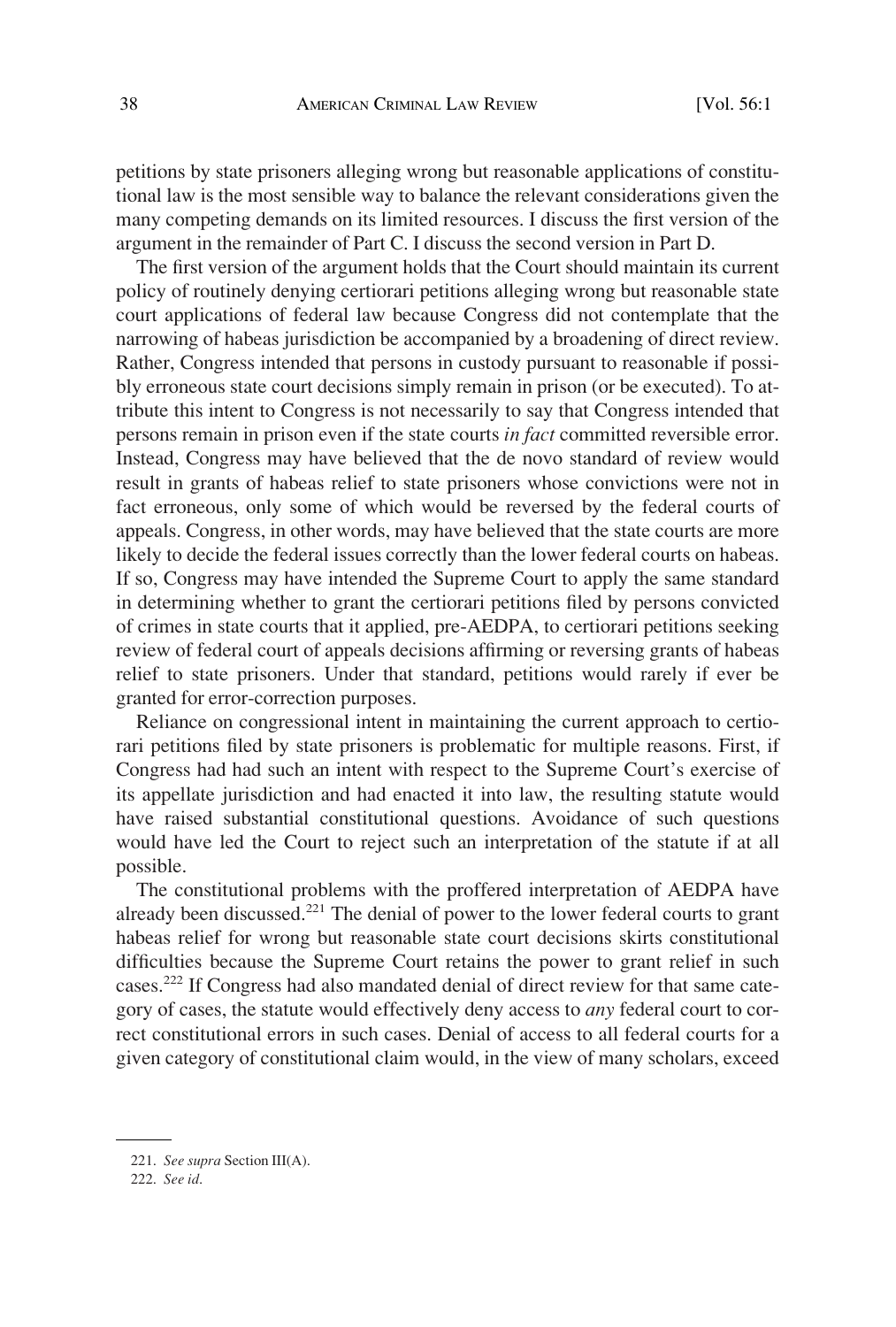petitions by state prisoners alleging wrong but reasonable applications of constitutional law is the most sensible way to balance the relevant considerations given the many competing demands on its limited resources. I discuss the first version of the argument in the remainder of Part C. I discuss the second version in Part D.

The first version of the argument holds that the Court should maintain its current policy of routinely denying certiorari petitions alleging wrong but reasonable state court applications of federal law because Congress did not contemplate that the narrowing of habeas jurisdiction be accompanied by a broadening of direct review. Rather, Congress intended that persons in custody pursuant to reasonable if possibly erroneous state court decisions simply remain in prison (or be executed). To attribute this intent to Congress is not necessarily to say that Congress intended that persons remain in prison even if the state courts *in fact* committed reversible error. Instead, Congress may have believed that the de novo standard of review would result in grants of habeas relief to state prisoners whose convictions were not in fact erroneous, only some of which would be reversed by the federal courts of appeals. Congress, in other words, may have believed that the state courts are more likely to decide the federal issues correctly than the lower federal courts on habeas. If so, Congress may have intended the Supreme Court to apply the same standard in determining whether to grant the certiorari petitions filed by persons convicted of crimes in state courts that it applied, pre-AEDPA, to certiorari petitions seeking review of federal court of appeals decisions affirming or reversing grants of habeas relief to state prisoners. Under that standard, petitions would rarely if ever be granted for error-correction purposes.

Reliance on congressional intent in maintaining the current approach to certiorari petitions filed by state prisoners is problematic for multiple reasons. First, if Congress had had such an intent with respect to the Supreme Court's exercise of its appellate jurisdiction and had enacted it into law, the resulting statute would have raised substantial constitutional questions. Avoidance of such questions would have led the Court to reject such an interpretation of the statute if at all possible.

The constitutional problems with the proffered interpretation of AEDPA have already been discussed.[221] The denial of power to the lower federal courts to grant habeas relief for wrong but reasonable state court decisions skirts constitutional difficulties because the Supreme Court retains the power to grant relief in such cases.[222] If Congress had also mandated denial of direct review for that same category of cases, the statute would effectively deny access to *any* federal court to correct constitutional errors in such cases. Denial of access to all federal courts for a given category of constitutional claim would, in the view of many scholars, exceed

221. *See supra* Section III(A).

222. *See id.*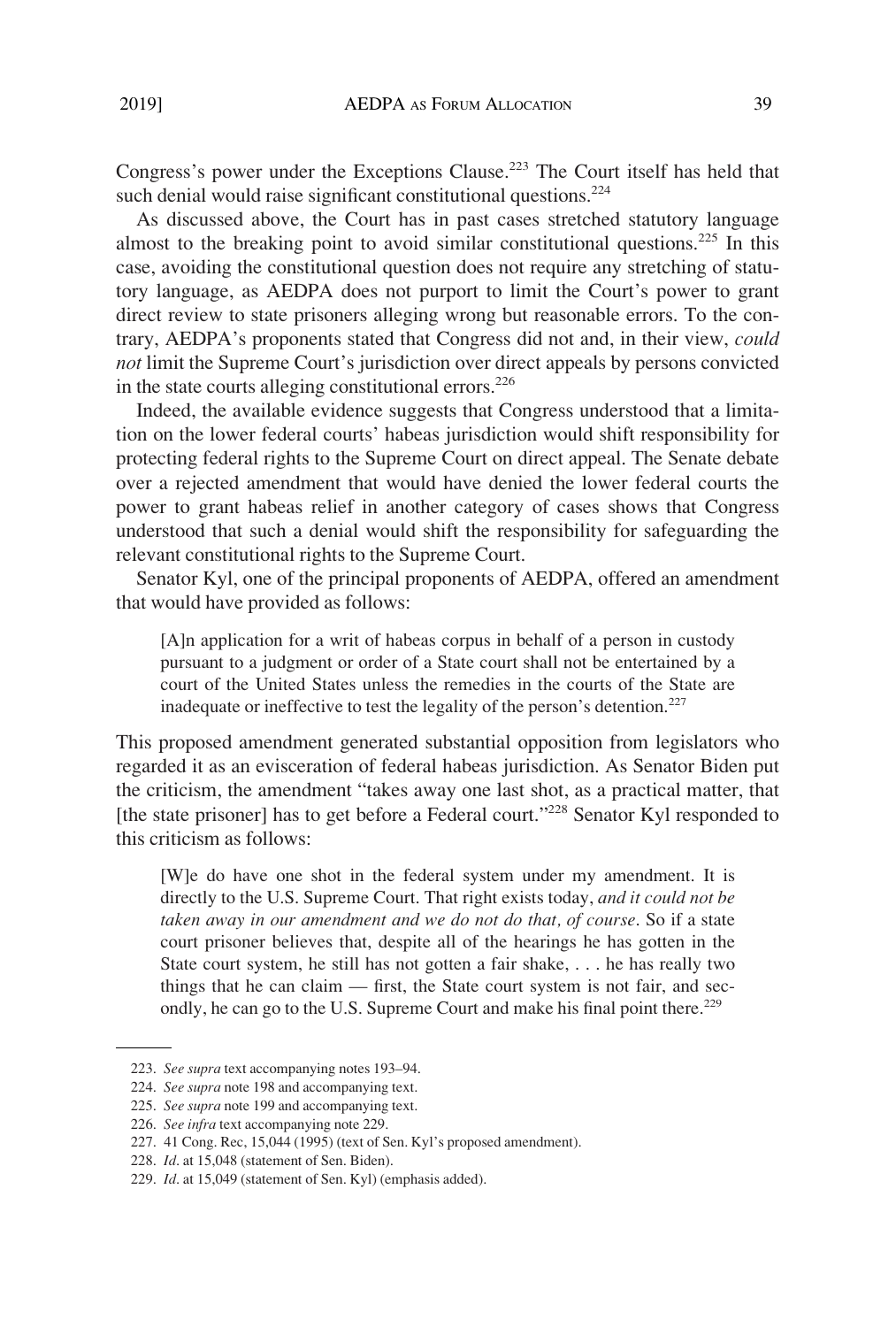Congress's power under the Exceptions Clause.[223] The Court itself has held that such denial would raise significant constitutional questions.[224]

As discussed above, the Court has in past cases stretched statutory language almost to the breaking point to avoid similar constitutional questions.[225] In this case, avoiding the constitutional question does not require any stretching of statutory language, as AEDPA does not purport to limit the Court's power to grant direct review to state prisoners alleging wrong but reasonable errors. To the contrary, AEDPA's proponents stated that Congress did not and, in their view, *could not* limit the Supreme Court's jurisdiction over direct appeals by persons convicted in the state courts alleging constitutional errors.[226]

Indeed, the available evidence suggests that Congress understood that a limitation on the lower federal courts' habeas jurisdiction would shift responsibility for protecting federal rights to the Supreme Court on direct appeal. The Senate debate over a rejected amendment that would have denied the lower federal courts the power to grant habeas relief in another category of cases shows that Congress understood that such a denial would shift the responsibility for safeguarding the relevant constitutional rights to the Supreme Court.

Senator Kyl, one of the principal proponents of AEDPA, offered an amendment that would have provided as follows:

> [A]n application for a writ of habeas corpus in behalf of a person in custody pursuant to a judgment or order of a State court shall not be entertained by a court of the United States unless the remedies in the courts of the State are inadequate or ineffective to test the legality of the person's detention.[227]

This proposed amendment generated substantial opposition from legislators who regarded it as an evisceration of federal habeas jurisdiction. As Senator Biden put the criticism, the amendment "takes away one last shot, as a practical matter, that [the state prisoner] has to get before a Federal court."[228] Senator Kyl responded to this criticism as follows:

> [W]e do have one shot in the federal system under my amendment. It is directly to the U.S. Supreme Court. That right exists today, *and it could not be taken away in our amendment and we do not do that, of course*. So if a state court prisoner believes that, despite all of the hearings he has gotten in the State court system, he still has not gotten a fair shake, . . . he has really two things that he can claim — first, the State court system is not fair, and secondly, he can go to the U.S. Supreme Court and make his final point there.[229]

---

223. *See supra* text accompanying notes 193–94.

224. *See supra* note 198 and accompanying text.

225. *See supra* note 199 and accompanying text.

226. *See infra* text accompanying note 229.

227. 41 Cong. Rec, 15,044 (1995) (text of Sen. Kyl's proposed amendment).

228. *Id*. at 15,048 (statement of Sen. Biden).

229. *Id*. at 15,049 (statement of Sen. Kyl) (emphasis added).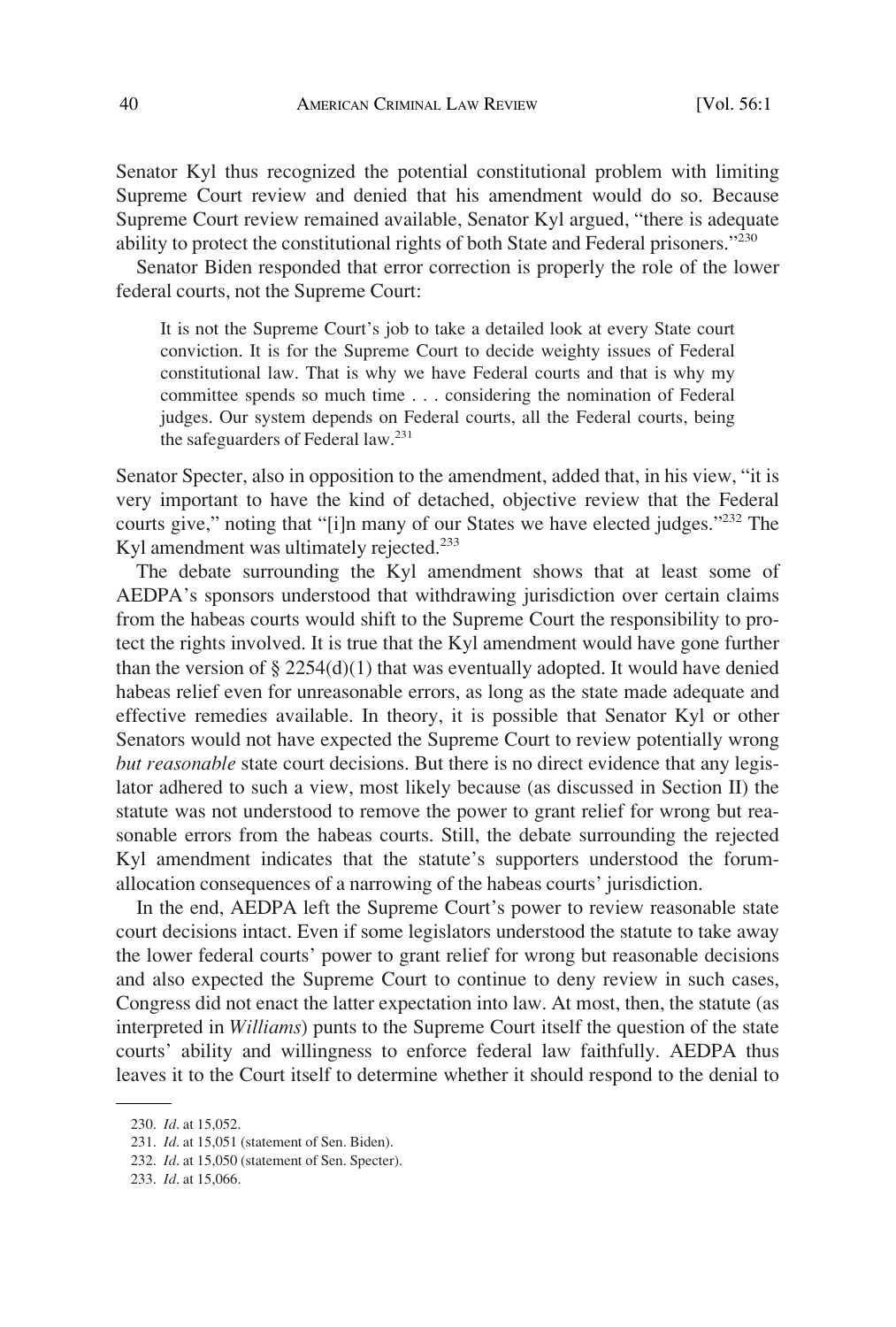Senator Kyl thus recognized the potential constitutional problem with limiting Supreme Court review and denied that his amendment would do so. Because Supreme Court review remained available, Senator Kyl argued, "there is adequate ability to protect the constitutional rights of both State and Federal prisoners."[230]

Senator Biden responded that error correction is properly the role of the lower federal courts, not the Supreme Court:

> It is not the Supreme Court's job to take a detailed look at every State court conviction. It is for the Supreme Court to decide weighty issues of Federal constitutional law. That is why we have Federal courts and that is why my committee spends so much time . . . considering the nomination of Federal judges. Our system depends on Federal courts, all the Federal courts, being the safeguarders of Federal law.[231]

Senator Specter, also in opposition to the amendment, added that, in his view, "it is very important to have the kind of detached, objective review that the Federal courts give," noting that "[i]n many of our States we have elected judges."[232] The Kyl amendment was ultimately rejected.[233]

The debate surrounding the Kyl amendment shows that at least some of AEDPA's sponsors understood that withdrawing jurisdiction over certain claims from the habeas courts would shift to the Supreme Court the responsibility to protect the rights involved. It is true that the Kyl amendment would have gone further than the version of § 2254(d)(1) that was eventually adopted. It would have denied habeas relief even for unreasonable errors, as long as the state made adequate and effective remedies available. In theory, it is possible that Senator Kyl or other Senators would not have expected the Supreme Court to review potentially wrong *but reasonable* state court decisions. But there is no direct evidence that any legislator adhered to such a view, most likely because (as discussed in Section II) the statute was not understood to remove the power to grant relief for wrong but reasonable errors from the habeas courts. Still, the debate surrounding the rejected Kyl amendment indicates that the statute's supporters understood the forum-allocation consequences of a narrowing of the habeas courts' jurisdiction.

In the end, AEDPA left the Supreme Court's power to review reasonable state court decisions intact. Even if some legislators understood the statute to take away the lower federal courts' power to grant relief for wrong but reasonable decisions and also expected the Supreme Court to continue to deny review in such cases, Congress did not enact the latter expectation into law. At most, then, the statute (as interpreted in *Williams*) punts to the Supreme Court itself the question of the state courts' ability and willingness to enforce federal law faithfully. AEDPA thus leaves it to the Court itself to determine whether it should respond to the denial to

---

230. *Id*. at 15,052.

231. *Id*. at 15,051 (statement of Sen. Biden).

232. *Id*. at 15,050 (statement of Sen. Specter).

233. *Id*. at 15,066.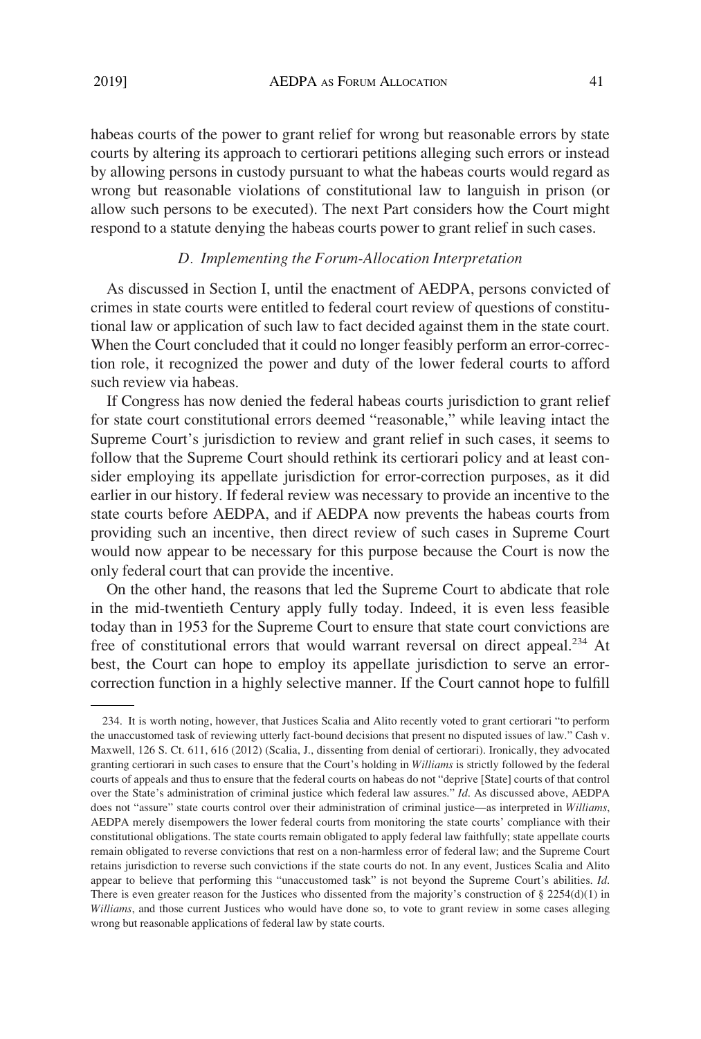habeas courts of the power to grant relief for wrong but reasonable errors by state courts by altering its approach to certiorari petitions alleging such errors or instead by allowing persons in custody pursuant to what the habeas courts would regard as wrong but reasonable violations of constitutional law to languish in prison (or allow such persons to be executed). The next Part considers how the Court might respond to a statute denying the habeas courts power to grant relief in such cases.

### *D. Implementing the Forum-Allocation Interpretation*

As discussed in Section I, until the enactment of AEDPA, persons convicted of crimes in state courts were entitled to federal court review of questions of constitutional law or application of such law to fact decided against them in the state court. When the Court concluded that it could no longer feasibly perform an error-correction role, it recognized the power and duty of the lower federal courts to afford such review via habeas.

If Congress has now denied the federal habeas courts jurisdiction to grant relief for state court constitutional errors deemed "reasonable," while leaving intact the Supreme Court's jurisdiction to review and grant relief in such cases, it seems to follow that the Supreme Court should rethink its certiorari policy and at least consider employing its appellate jurisdiction for error-correction purposes, as it did earlier in our history. If federal review was necessary to provide an incentive to the state courts before AEDPA, and if AEDPA now prevents the habeas courts from providing such an incentive, then direct review of such cases in Supreme Court would now appear to be necessary for this purpose because the Court is now the only federal court that can provide the incentive.

On the other hand, the reasons that led the Supreme Court to abdicate that role in the mid-twentieth Century apply fully today. Indeed, it is even less feasible today than in 1953 for the Supreme Court to ensure that state court convictions are free of constitutional errors that would warrant reversal on direct appeal.[234] At best, the Court can hope to employ its appellate jurisdiction to serve an error-correction function in a highly selective manner. If the Court cannot hope to fulfill

---

234. It is worth noting, however, that Justices Scalia and Alito recently voted to grant certiorari "to perform the unaccustomed task of reviewing utterly fact-bound decisions that present no disputed issues of law." Cash v. Maxwell, 126 S. Ct. 611, 616 (2012) (Scalia, J., dissenting from denial of certiorari). Ironically, they advocated granting certiorari in such cases to ensure that the Court's holding in *Williams* is strictly followed by the federal courts of appeals and thus to ensure that the federal courts on habeas do not "deprive [State] courts of that control over the State's administration of criminal justice which federal law assures." *Id*. As discussed above, AEDPA does not "assure" state courts control over their administration of criminal justice—as interpreted in *Williams*, AEDPA merely disempowers the lower federal courts from monitoring the state courts' compliance with their constitutional obligations. The state courts remain obligated to apply federal law faithfully; state appellate courts remain obligated to reverse convictions that rest on a non-harmless error of federal law; and the Supreme Court retains jurisdiction to reverse such convictions if the state courts do not. In any event, Justices Scalia and Alito appear to believe that performing this "unaccustomed task" is not beyond the Supreme Court's abilities. *Id*. There is even greater reason for the Justices who dissented from the majority's construction of § 2254(d)(1) in *Williams*, and those current Justices who would have done so, to vote to grant review in some cases alleging wrong but reasonable applications of federal law by state courts.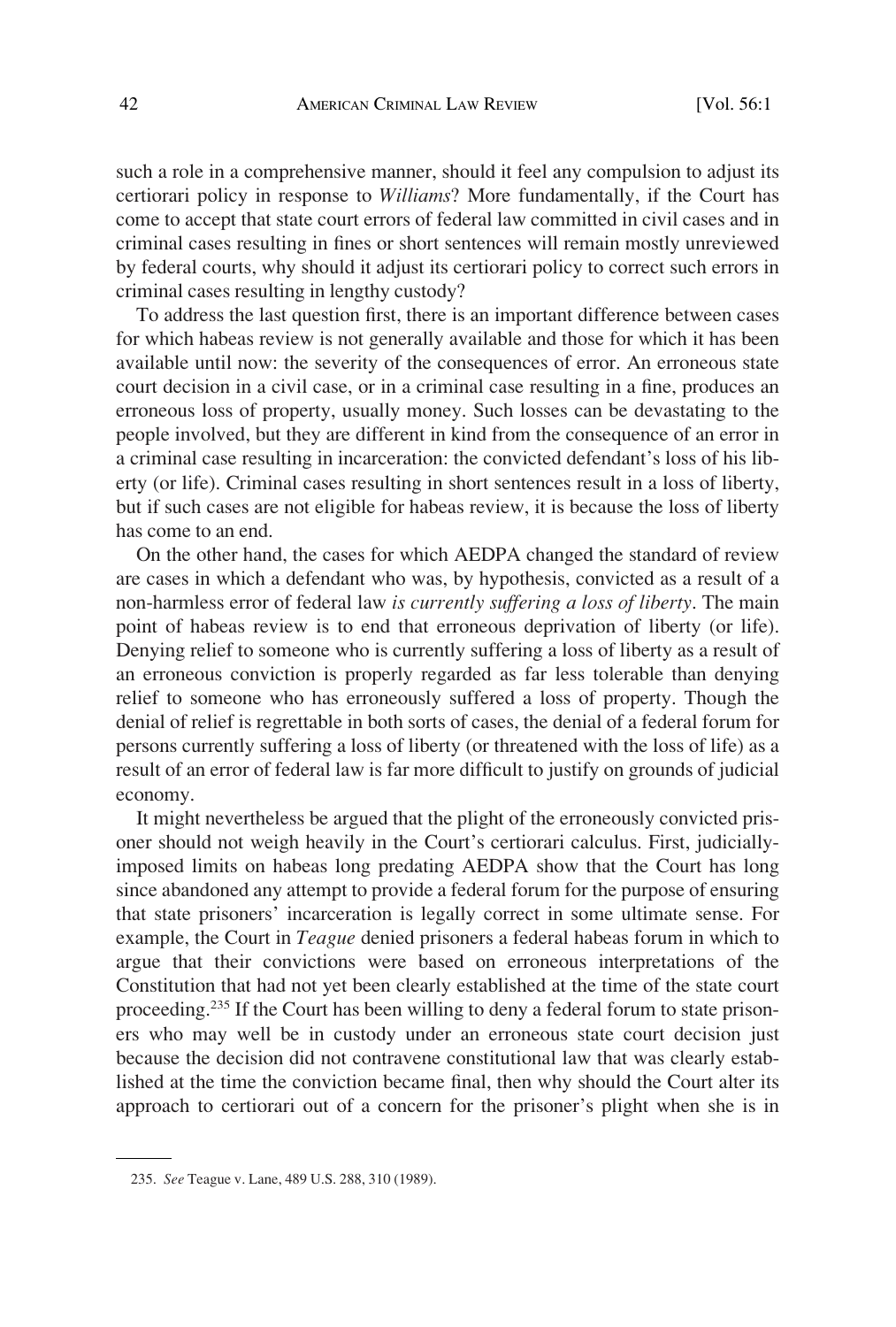such a role in a comprehensive manner, should it feel any compulsion to adjust its certiorari policy in response to *Williams*? More fundamentally, if the Court has come to accept that state court errors of federal law committed in civil cases and in criminal cases resulting in fines or short sentences will remain mostly unreviewed by federal courts, why should it adjust its certiorari policy to correct such errors in criminal cases resulting in lengthy custody?

To address the last question first, there is an important difference between cases for which habeas review is not generally available and those for which it has been available until now: the severity of the consequences of error. An erroneous state court decision in a civil case, or in a criminal case resulting in a fine, produces an erroneous loss of property, usually money. Such losses can be devastating to the people involved, but they are different in kind from the consequence of an error in a criminal case resulting in incarceration: the convicted defendant's loss of his liberty (or life). Criminal cases resulting in short sentences result in a loss of liberty, but if such cases are not eligible for habeas review, it is because the loss of liberty has come to an end.

On the other hand, the cases for which AEDPA changed the standard of review are cases in which a defendant who was, by hypothesis, convicted as a result of a non-harmless error of federal law *is currently suffering a loss of liberty*. The main point of habeas review is to end that erroneous deprivation of liberty (or life). Denying relief to someone who is currently suffering a loss of liberty as a result of an erroneous conviction is properly regarded as far less tolerable than denying relief to someone who has erroneously suffered a loss of property. Though the denial of relief is regrettable in both sorts of cases, the denial of a federal forum for persons currently suffering a loss of liberty (or threatened with the loss of life) as a result of an error of federal law is far more difficult to justify on grounds of judicial economy.

It might nevertheless be argued that the plight of the erroneously convicted prisoner should not weigh heavily in the Court's certiorari calculus. First, judicially-imposed limits on habeas long predating AEDPA show that the Court has long since abandoned any attempt to provide a federal forum for the purpose of ensuring that state prisoners' incarceration is legally correct in some ultimate sense. For example, the Court in *Teague* denied prisoners a federal habeas forum in which to argue that their convictions were based on erroneous interpretations of the Constitution that had not yet been clearly established at the time of the state court proceeding.[235] If the Court has been willing to deny a federal forum to state prisoners who may well be in custody under an erroneous state court decision just because the decision did not contravene constitutional law that was clearly established at the time the conviction became final, then why should the Court alter its approach to certiorari out of a concern for the prisoner's plight when she is in

235. *See* Teague v. Lane, 489 U.S. 288, 310 (1989).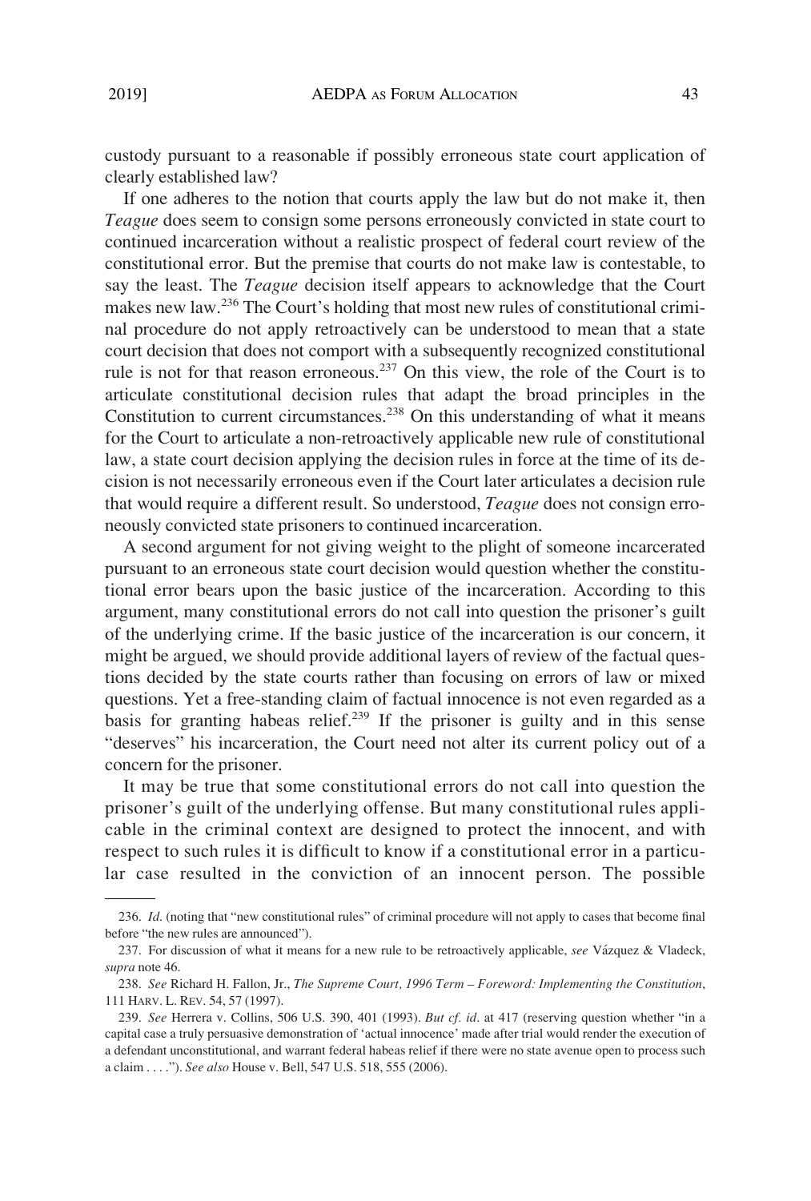custody pursuant to a reasonable if possibly erroneous state court application of clearly established law?

If one adheres to the notion that courts apply the law but do not make it, then *Teague* does seem to consign some persons erroneously convicted in state court to continued incarceration without a realistic prospect of federal court review of the constitutional error. But the premise that courts do not make law is contestable, to say the least. The *Teague* decision itself appears to acknowledge that the Court makes new law.[236] The Court's holding that most new rules of constitutional criminal procedure do not apply retroactively can be understood to mean that a state court decision that does not comport with a subsequently recognized constitutional rule is not for that reason erroneous.[237] On this view, the role of the Court is to articulate constitutional decision rules that adapt the broad principles in the Constitution to current circumstances.[238] On this understanding of what it means for the Court to articulate a non-retroactively applicable new rule of constitutional law, a state court decision applying the decision rules in force at the time of its decision is not necessarily erroneous even if the Court later articulates a decision rule that would require a different result. So understood, *Teague* does not consign erroneously convicted state prisoners to continued incarceration.

A second argument for not giving weight to the plight of someone incarcerated pursuant to an erroneous state court decision would question whether the constitutional error bears upon the basic justice of the incarceration. According to this argument, many constitutional errors do not call into question the prisoner's guilt of the underlying crime. If the basic justice of the incarceration is our concern, it might be argued, we should provide additional layers of review of the factual questions decided by the state courts rather than focusing on errors of law or mixed questions. Yet a free-standing claim of factual innocence is not even regarded as a basis for granting habeas relief.[239] If the prisoner is guilty and in this sense "deserves" his incarceration, the Court need not alter its current policy out of a concern for the prisoner.

It may be true that some constitutional errors do not call into question the prisoner's guilt of the underlying offense. But many constitutional rules applicable in the criminal context are designed to protect the innocent, and with respect to such rules it is difficult to know if a constitutional error in a particular case resulted in the conviction of an innocent person. The possible

---

236. *Id*. (noting that "new constitutional rules" of criminal procedure will not apply to cases that become final before "the new rules are announced").

237. For discussion of what it means for a new rule to be retroactively applicable, *see* Vázquez & Vladeck, *supra* note 46.

238. *See* Richard H. Fallon, Jr., *The Supreme Court, 1996 Term – Foreword: Implementing the Constitution*, 111 HARV. L. REV. 54, 57 (1997).

239. *See* Herrera v. Collins, 506 U.S. 390, 401 (1993). *But cf. id*. at 417 (reserving question whether "in a capital case a truly persuasive demonstration of 'actual innocence' made after trial would render the execution of a defendant unconstitutional, and warrant federal habeas relief if there were no state avenue open to process such a claim . . . ."). *See also* House v. Bell, 547 U.S. 518, 555 (2006).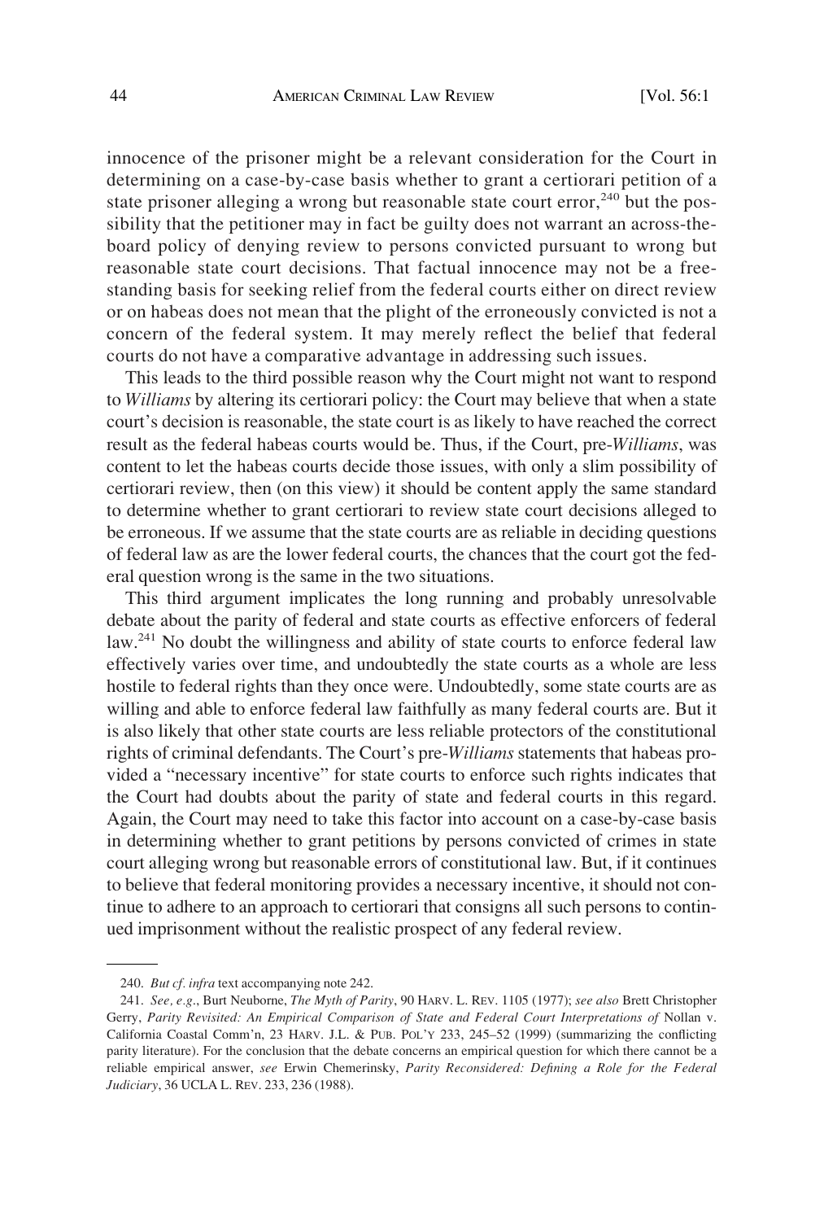innocence of the prisoner might be a relevant consideration for the Court in determining on a case-by-case basis whether to grant a certiorari petition of a state prisoner alleging a wrong but reasonable state court error,[240] but the possibility that the petitioner may in fact be guilty does not warrant an across-the-board policy of denying review to persons convicted pursuant to wrong but reasonable state court decisions. That factual innocence may not be a free-standing basis for seeking relief from the federal courts either on direct review or on habeas does not mean that the plight of the erroneously convicted is not a concern of the federal system. It may merely reflect the belief that federal courts do not have a comparative advantage in addressing such issues.

This leads to the third possible reason why the Court might not want to respond to *Williams* by altering its certiorari policy: the Court may believe that when a state court's decision is reasonable, the state court is as likely to have reached the correct result as the federal habeas courts would be. Thus, if the Court, pre-*Williams*, was content to let the habeas courts decide those issues, with only a slim possibility of certiorari review, then (on this view) it should be content apply the same standard to determine whether to grant certiorari to review state court decisions alleged to be erroneous. If we assume that the state courts are as reliable in deciding questions of federal law as are the lower federal courts, the chances that the court got the federal question wrong is the same in the two situations.

This third argument implicates the long running and probably unresolvable debate about the parity of federal and state courts as effective enforcers of federal law.[241] No doubt the willingness and ability of state courts to enforce federal law effectively varies over time, and undoubtedly the state courts as a whole are less hostile to federal rights than they once were. Undoubtedly, some state courts are as willing and able to enforce federal law faithfully as many federal courts are. But it is also likely that other state courts are less reliable protectors of the constitutional rights of criminal defendants. The Court's pre-*Williams* statements that habeas provided a "necessary incentive" for state courts to enforce such rights indicates that the Court had doubts about the parity of state and federal courts in this regard. Again, the Court may need to take this factor into account on a case-by-case basis in determining whether to grant petitions by persons convicted of crimes in state court alleging wrong but reasonable errors of constitutional law. But, if it continues to believe that federal monitoring provides a necessary incentive, it should not continue to adhere to an approach to certiorari that consigns all such persons to continued imprisonment without the realistic prospect of any federal review.

---

240. *But cf. infra* text accompanying note 242.

241. *See, e.g.*, Burt Neuborne, *The Myth of Parity*, 90 HARV. L. REV. 1105 (1977); *see also* Brett Christopher Gerry, *Parity Revisited: An Empirical Comparison of State and Federal Court Interpretations of* Nollan v. California Coastal Comm'n, 23 HARV. J.L. & PUB. POL'Y 233, 245–52 (1999) (summarizing the conflicting parity literature). For the conclusion that the debate concerns an empirical question for which there cannot be a reliable empirical answer, *see* Erwin Chemerinsky, *Parity Reconsidered: Defining a Role for the Federal Judiciary*, 36 UCLA L. REV. 233, 236 (1988).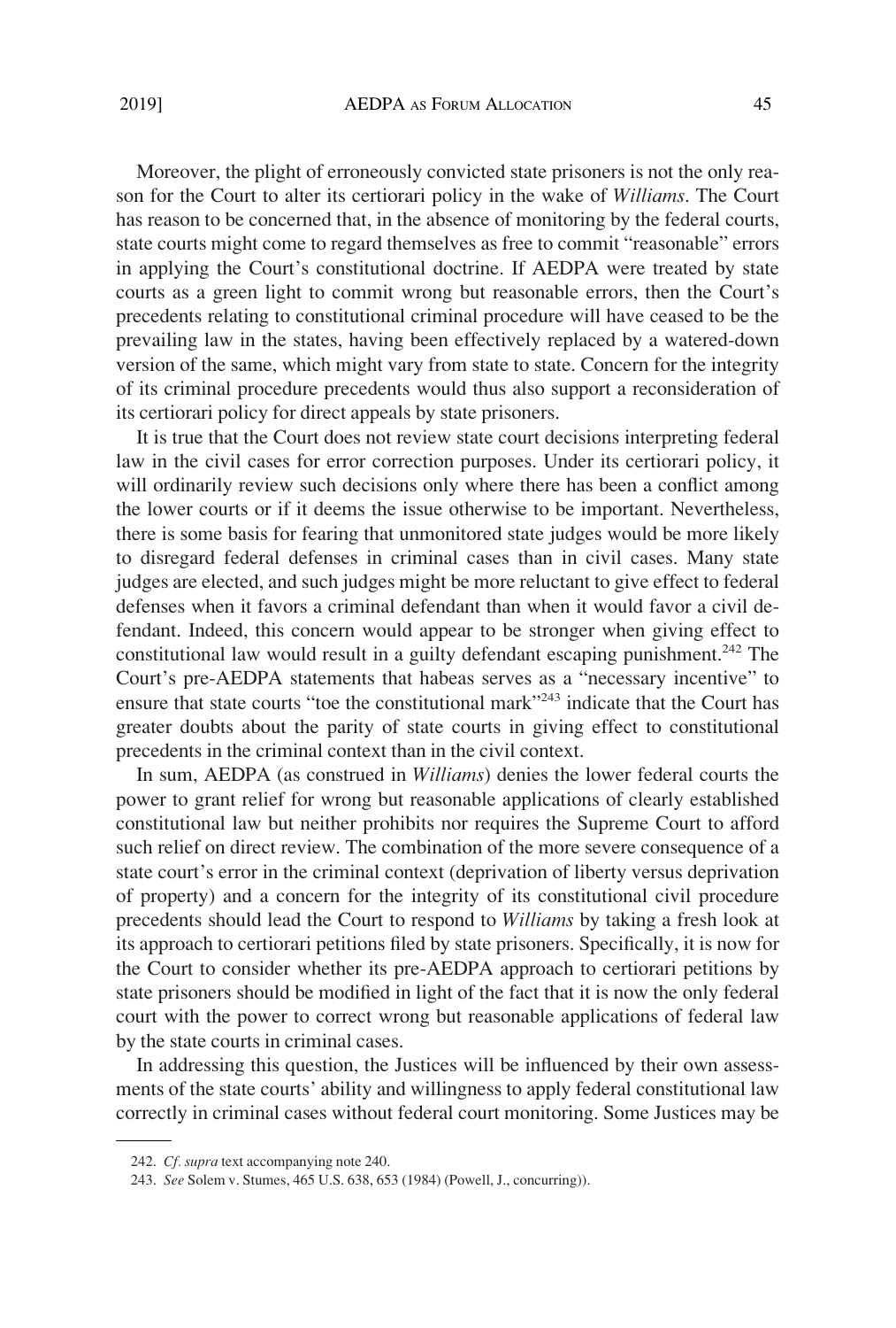Moreover, the plight of erroneously convicted state prisoners is not the only reason for the Court to alter its certiorari policy in the wake of *Williams*. The Court has reason to be concerned that, in the absence of monitoring by the federal courts, state courts might come to regard themselves as free to commit "reasonable" errors in applying the Court's constitutional doctrine. If AEDPA were treated by state courts as a green light to commit wrong but reasonable errors, then the Court's precedents relating to constitutional criminal procedure will have ceased to be the prevailing law in the states, having been effectively replaced by a watered-down version of the same, which might vary from state to state. Concern for the integrity of its criminal procedure precedents would thus also support a reconsideration of its certiorari policy for direct appeals by state prisoners.

It is true that the Court does not review state court decisions interpreting federal law in the civil cases for error correction purposes. Under its certiorari policy, it will ordinarily review such decisions only where there has been a conflict among the lower courts or if it deems the issue otherwise to be important. Nevertheless, there is some basis for fearing that unmonitored state judges would be more likely to disregard federal defenses in criminal cases than in civil cases. Many state judges are elected, and such judges might be more reluctant to give effect to federal defenses when it favors a criminal defendant than when it would favor a civil defendant. Indeed, this concern would appear to be stronger when giving effect to constitutional law would result in a guilty defendant escaping punishment.[242] The Court's pre-AEDPA statements that habeas serves as a "necessary incentive" to ensure that state courts "toe the constitutional mark"[243] indicate that the Court has greater doubts about the parity of state courts in giving effect to constitutional precedents in the criminal context than in the civil context.

In sum, AEDPA (as construed in *Williams*) denies the lower federal courts the power to grant relief for wrong but reasonable applications of clearly established constitutional law but neither prohibits nor requires the Supreme Court to afford such relief on direct review. The combination of the more severe consequence of a state court's error in the criminal context (deprivation of liberty versus deprivation of property) and a concern for the integrity of its constitutional civil procedure precedents should lead the Court to respond to *Williams* by taking a fresh look at its approach to certiorari petitions filed by state prisoners. Specifically, it is now for the Court to consider whether its pre-AEDPA approach to certiorari petitions by state prisoners should be modified in light of the fact that it is now the only federal court with the power to correct wrong but reasonable applications of federal law by the state courts in criminal cases.

In addressing this question, the Justices will be influenced by their own assessments of the state courts' ability and willingness to apply federal constitutional law correctly in criminal cases without federal court monitoring. Some Justices may be

---

242. *Cf. supra* text accompanying note 240.

243. *See* Solem v. Stumes, 465 U.S. 638, 653 (1984) (Powell, J., concurring)).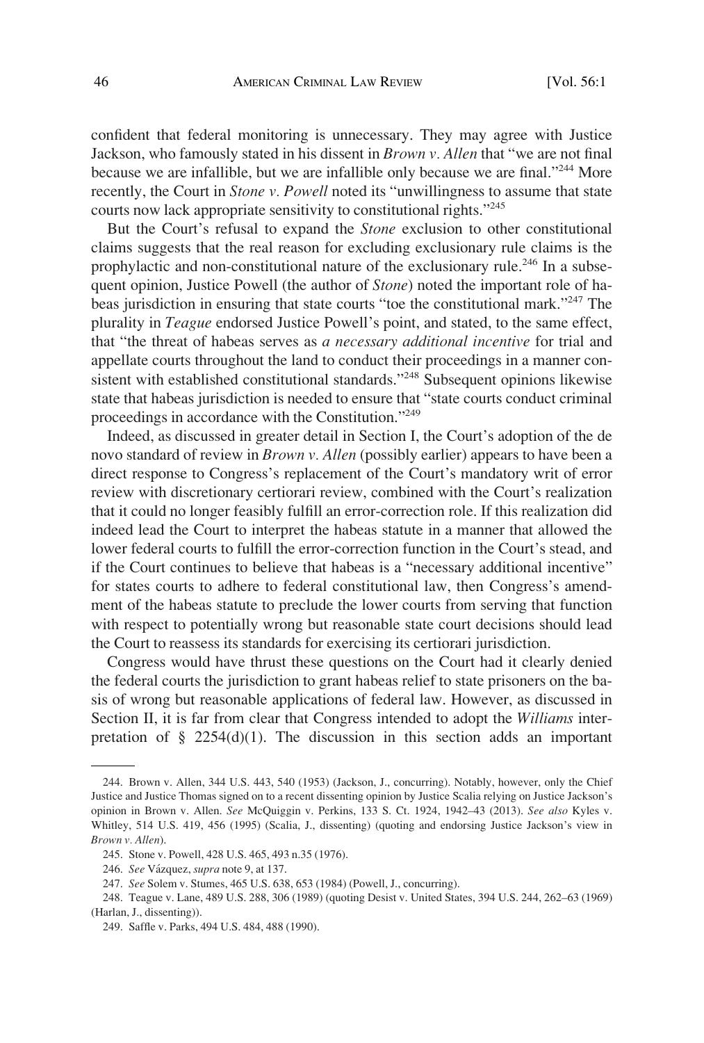confident that federal monitoring is unnecessary. They may agree with Justice Jackson, who famously stated in his dissent in *Brown v. Allen* that "we are not final because we are infallible, but we are infallible only because we are final."[244] More recently, the Court in *Stone v. Powell* noted its "unwillingness to assume that state courts now lack appropriate sensitivity to constitutional rights."[245]

But the Court's refusal to expand the *Stone* exclusion to other constitutional claims suggests that the real reason for excluding exclusionary rule claims is the prophylactic and non-constitutional nature of the exclusionary rule.[246] In a subsequent opinion, Justice Powell (the author of *Stone*) noted the important role of habeas jurisdiction in ensuring that state courts "toe the constitutional mark."[247] The plurality in *Teague* endorsed Justice Powell's point, and stated, to the same effect, that "the threat of habeas serves as *a necessary additional incentive* for trial and appellate courts throughout the land to conduct their proceedings in a manner consistent with established constitutional standards."[248] Subsequent opinions likewise state that habeas jurisdiction is needed to ensure that "state courts conduct criminal proceedings in accordance with the Constitution."[249]

Indeed, as discussed in greater detail in Section I, the Court's adoption of the de novo standard of review in *Brown v. Allen* (possibly earlier) appears to have been a direct response to Congress's replacement of the Court's mandatory writ of error review with discretionary certiorari review, combined with the Court's realization that it could no longer feasibly fulfill an error-correction role. If this realization did indeed lead the Court to interpret the habeas statute in a manner that allowed the lower federal courts to fulfill the error-correction function in the Court's stead, and if the Court continues to believe that habeas is a "necessary additional incentive" for states courts to adhere to federal constitutional law, then Congress's amendment of the habeas statute to preclude the lower courts from serving that function with respect to potentially wrong but reasonable state court decisions should lead the Court to reassess its standards for exercising its certiorari jurisdiction.

Congress would have thrust these questions on the Court had it clearly denied the federal courts the jurisdiction to grant habeas relief to state prisoners on the basis of wrong but reasonable applications of federal law. However, as discussed in Section II, it is far from clear that Congress intended to adopt the *Williams* interpretation of § 2254(d)(1). The discussion in this section adds an important

---

244. Brown v. Allen, 344 U.S. 443, 540 (1953) (Jackson, J., concurring). Notably, however, only the Chief Justice and Justice Thomas signed on to a recent dissenting opinion by Justice Scalia relying on Justice Jackson's opinion in Brown v. Allen. *See* McQuiggin v. Perkins, 133 S. Ct. 1924, 1942–43 (2013). *See also* Kyles v. Whitley, 514 U.S. 419, 456 (1995) (Scalia, J., dissenting) (quoting and endorsing Justice Jackson's view in *Brown v. Allen*).

245. Stone v. Powell, 428 U.S. 465, 493 n.35 (1976).

246. *See* Vázquez, *supra* note 9, at 137.

247. *See* Solem v. Stumes, 465 U.S. 638, 653 (1984) (Powell, J., concurring).

248. Teague v. Lane, 489 U.S. 288, 306 (1989) (quoting Desist v. United States, 394 U.S. 244, 262–63 (1969) (Harlan, J., dissenting)).

249. Saffle v. Parks, 494 U.S. 484, 488 (1990).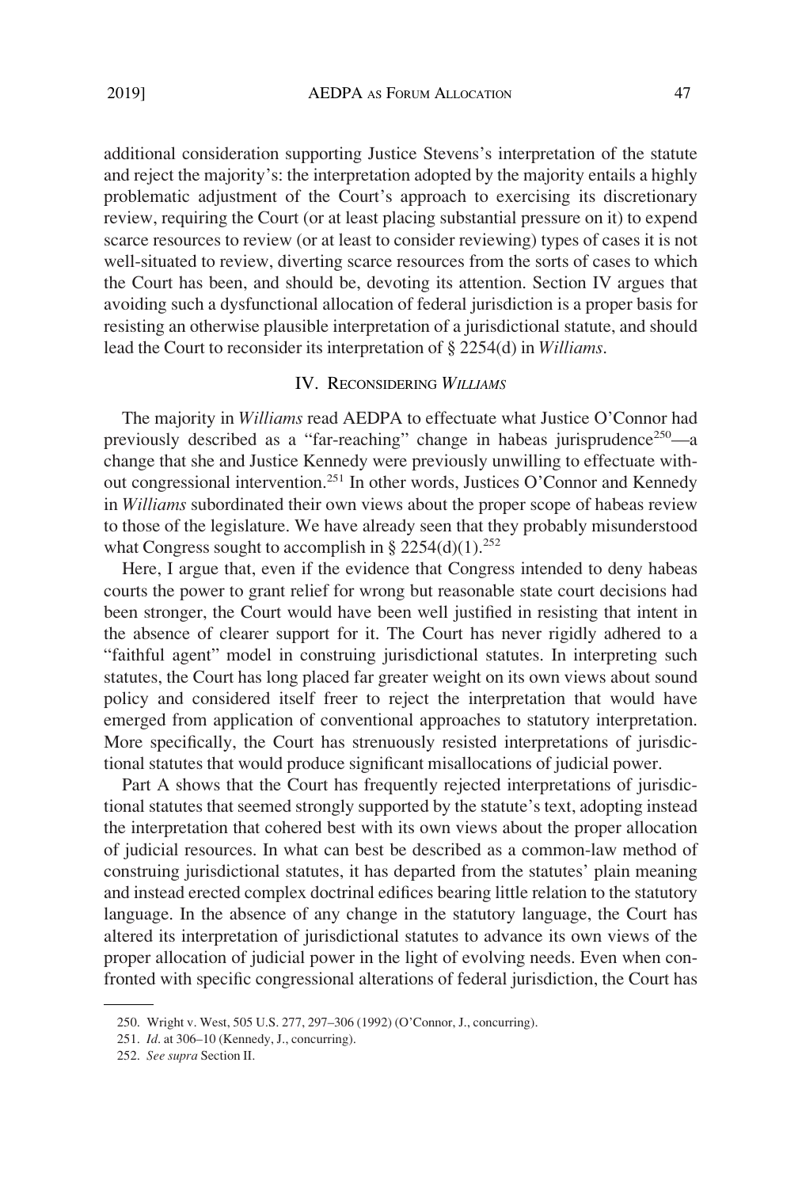additional consideration supporting Justice Stevens's interpretation of the statute and reject the majority's: the interpretation adopted by the majority entails a highly problematic adjustment of the Court's approach to exercising its discretionary review, requiring the Court (or at least placing substantial pressure on it) to expend scarce resources to review (or at least to consider reviewing) types of cases it is not well-situated to review, diverting scarce resources from the sorts of cases to which the Court has been, and should be, devoting its attention. Section IV argues that avoiding such a dysfunctional allocation of federal jurisdiction is a proper basis for resisting an otherwise plausible interpretation of a jurisdictional statute, and should lead the Court to reconsider its interpretation of § 2254(d) in *Williams*.

## IV. Reconsidering *Williams*

The majority in *Williams* read AEDPA to effectuate what Justice O'Connor had previously described as a "far-reaching" change in habeas jurisprudence[250]—a change that she and Justice Kennedy were previously unwilling to effectuate without congressional intervention.[251] In other words, Justices O'Connor and Kennedy in *Williams* subordinated their own views about the proper scope of habeas review to those of the legislature. We have already seen that they probably misunderstood what Congress sought to accomplish in § 2254(d)(1).[252]

Here, I argue that, even if the evidence that Congress intended to deny habeas courts the power to grant relief for wrong but reasonable state court decisions had been stronger, the Court would have been well justified in resisting that intent in the absence of clearer support for it. The Court has never rigidly adhered to a "faithful agent" model in construing jurisdictional statutes. In interpreting such statutes, the Court has long placed far greater weight on its own views about sound policy and considered itself freer to reject the interpretation that would have emerged from application of conventional approaches to statutory interpretation. More specifically, the Court has strenuously resisted interpretations of jurisdictional statutes that would produce significant misallocations of judicial power.

Part A shows that the Court has frequently rejected interpretations of jurisdictional statutes that seemed strongly supported by the statute's text, adopting instead the interpretation that cohered best with its own views about the proper allocation of judicial resources. In what can best be described as a common-law method of construing jurisdictional statutes, it has departed from the statutes' plain meaning and instead erected complex doctrinal edifices bearing little relation to the statutory language. In the absence of any change in the statutory language, the Court has altered its interpretation of jurisdictional statutes to advance its own views of the proper allocation of judicial power in the light of evolving needs. Even when confronted with specific congressional alterations of federal jurisdiction, the Court has

---

250. Wright v. West, 505 U.S. 277, 297–306 (1992) (O'Connor, J., concurring).

251. *Id*. at 306–10 (Kennedy, J., concurring).

252. *See supra* Section II.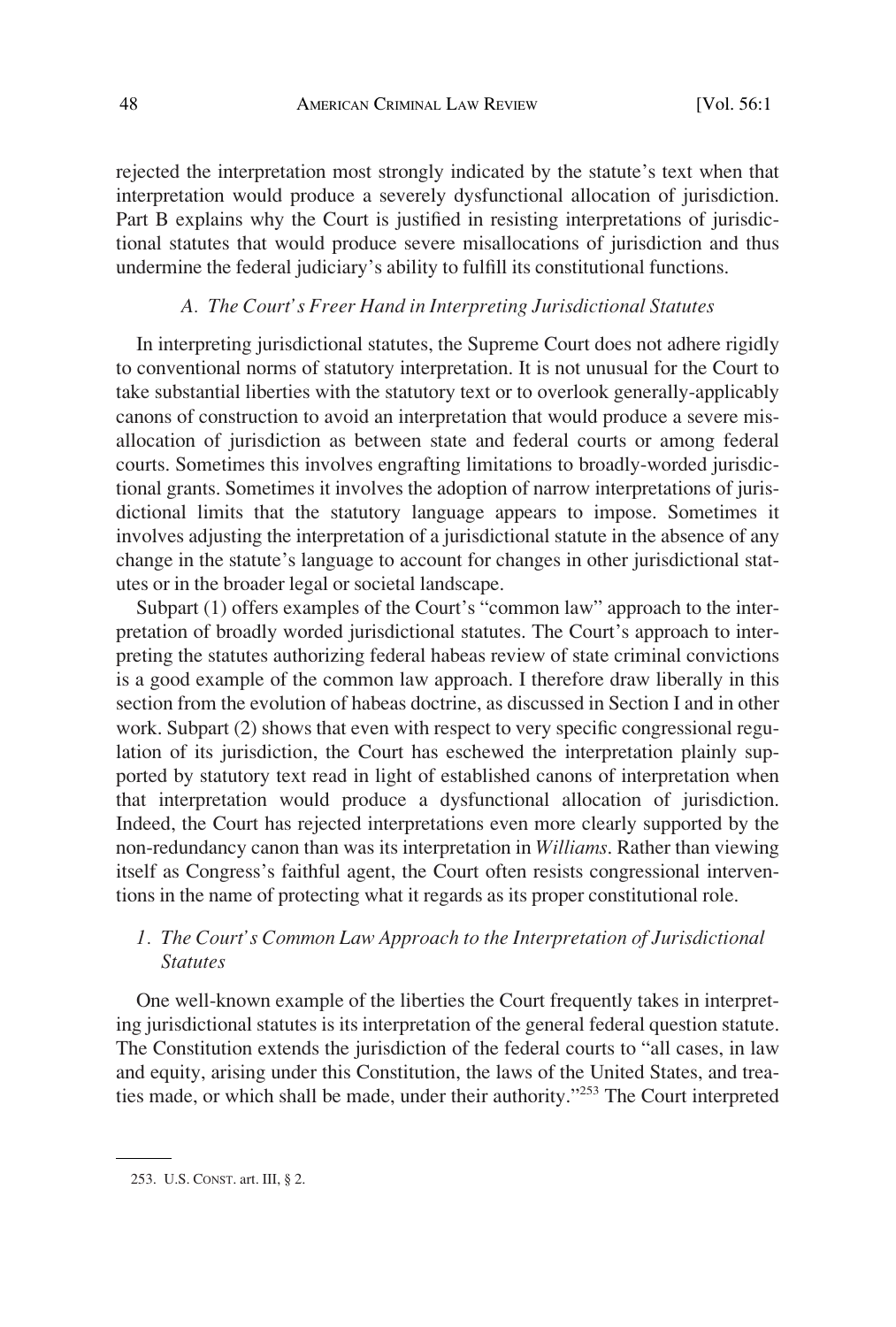rejected the interpretation most strongly indicated by the statute's text when that interpretation would produce a severely dysfunctional allocation of jurisdiction. Part B explains why the Court is justified in resisting interpretations of jurisdictional statutes that would produce severe misallocations of jurisdiction and thus undermine the federal judiciary's ability to fulfill its constitutional functions.

### *A. The Court's Freer Hand in Interpreting Jurisdictional Statutes*

In interpreting jurisdictional statutes, the Supreme Court does not adhere rigidly to conventional norms of statutory interpretation. It is not unusual for the Court to take substantial liberties with the statutory text or to overlook generally-applicably canons of construction to avoid an interpretation that would produce a severe misallocation of jurisdiction as between state and federal courts or among federal courts. Sometimes this involves engrafting limitations to broadly-worded jurisdictional grants. Sometimes it involves the adoption of narrow interpretations of jurisdictional limits that the statutory language appears to impose. Sometimes it involves adjusting the interpretation of a jurisdictional statute in the absence of any change in the statute's language to account for changes in other jurisdictional statutes or in the broader legal or societal landscape.

Subpart (1) offers examples of the Court's "common law" approach to the interpretation of broadly worded jurisdictional statutes. The Court's approach to interpreting the statutes authorizing federal habeas review of state criminal convictions is a good example of the common law approach. I therefore draw liberally in this section from the evolution of habeas doctrine, as discussed in Section I and in other work. Subpart (2) shows that even with respect to very specific congressional regulation of its jurisdiction, the Court has eschewed the interpretation plainly supported by statutory text read in light of established canons of interpretation when that interpretation would produce a dysfunctional allocation of jurisdiction. Indeed, the Court has rejected interpretations even more clearly supported by the non-redundancy canon than was its interpretation in *Williams*. Rather than viewing itself as Congress's faithful agent, the Court often resists congressional interventions in the name of protecting what it regards as its proper constitutional role.

#### *1. The Court's Common Law Approach to the Interpretation of Jurisdictional Statutes*

One well-known example of the liberties the Court frequently takes in interpreting jurisdictional statutes is its interpretation of the general federal question statute. The Constitution extends the jurisdiction of the federal courts to "all cases, in law and equity, arising under this Constitution, the laws of the United States, and treaties made, or which shall be made, under their authority."[253] The Court interpreted

---

253. U.S. CONST. art. III, § 2.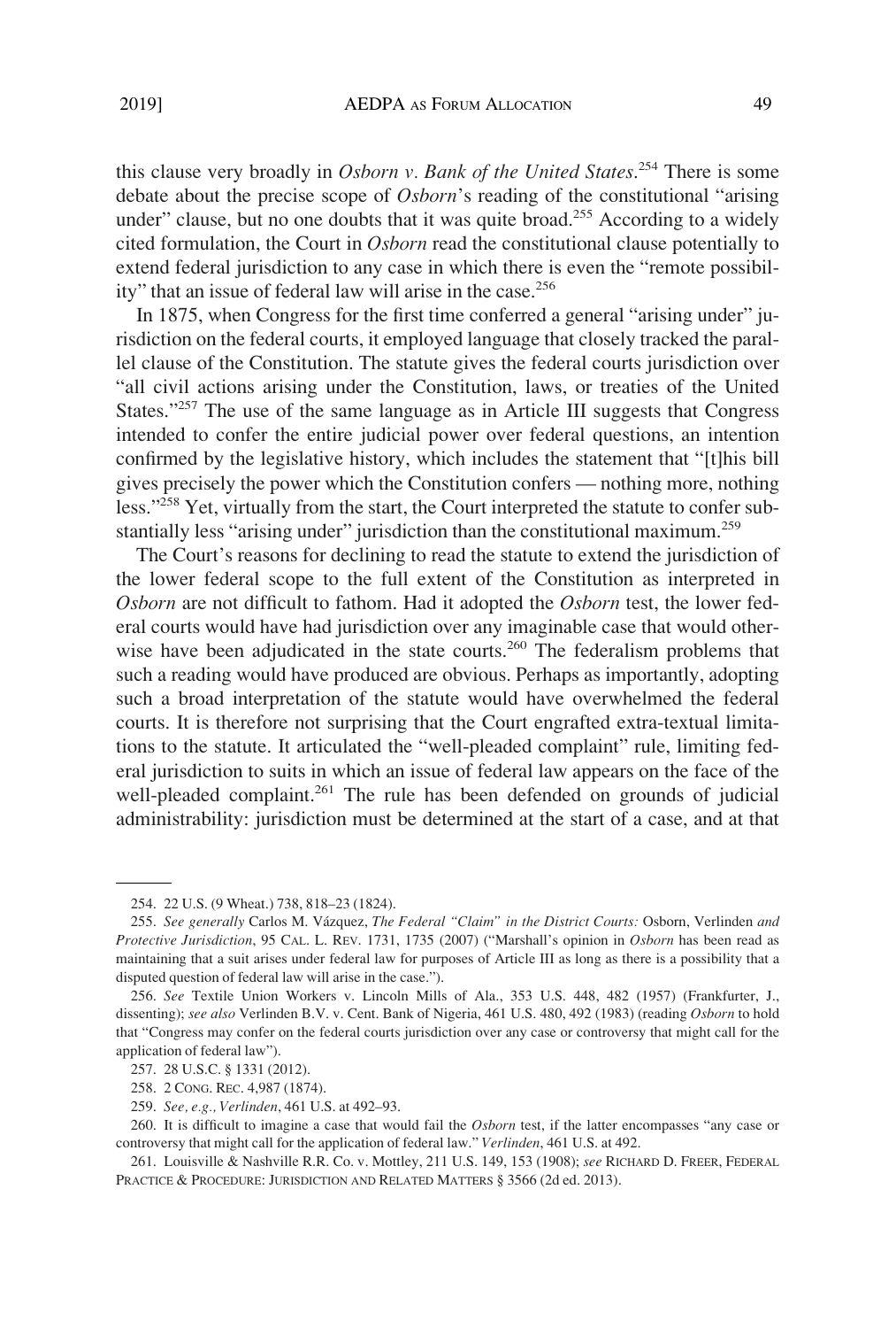this clause very broadly in *Osborn v. Bank of the United States*.[254] There is some debate about the precise scope of *Osborn*'s reading of the constitutional "arising under" clause, but no one doubts that it was quite broad.[255] According to a widely cited formulation, the Court in *Osborn* read the constitutional clause potentially to extend federal jurisdiction to any case in which there is even the "remote possibility" that an issue of federal law will arise in the case.[256]

In 1875, when Congress for the first time conferred a general "arising under" jurisdiction on the federal courts, it employed language that closely tracked the parallel clause of the Constitution. The statute gives the federal courts jurisdiction over "all civil actions arising under the Constitution, laws, or treaties of the United States."[257] The use of the same language as in Article III suggests that Congress intended to confer the entire judicial power over federal questions, an intention confirmed by the legislative history, which includes the statement that "[t]his bill gives precisely the power which the Constitution confers — nothing more, nothing less."[258] Yet, virtually from the start, the Court interpreted the statute to confer substantially less "arising under" jurisdiction than the constitutional maximum.[259]

The Court's reasons for declining to read the statute to extend the jurisdiction of the lower federal scope to the full extent of the Constitution as interpreted in *Osborn* are not difficult to fathom. Had it adopted the *Osborn* test, the lower federal courts would have had jurisdiction over any imaginable case that would otherwise have been adjudicated in the state courts.[260] The federalism problems that such a reading would have produced are obvious. Perhaps as importantly, adopting such a broad interpretation of the statute would have overwhelmed the federal courts. It is therefore not surprising that the Court engrafted extra-textual limitations to the statute. It articulated the "well-pleaded complaint" rule, limiting federal jurisdiction to suits in which an issue of federal law appears on the face of the well-pleaded complaint.[261] The rule has been defended on grounds of judicial administrability: jurisdiction must be determined at the start of a case, and at that

---

254. 22 U.S. (9 Wheat.) 738, 818–23 (1824).

255. *See generally* Carlos M. Vázquez, *The Federal "Claim" in the District Courts:* Osborn, Verlinden *and Protective Jurisdiction*, 95 CAL. L. REV. 1731, 1735 (2007) ("Marshall's opinion in *Osborn* has been read as maintaining that a suit arises under federal law for purposes of Article III as long as there is a possibility that a disputed question of federal law will arise in the case.").

256. *See* Textile Union Workers v. Lincoln Mills of Ala., 353 U.S. 448, 482 (1957) (Frankfurter, J., dissenting); *see also* Verlinden B.V. v. Cent. Bank of Nigeria, 461 U.S. 480, 492 (1983) (reading *Osborn* to hold that "Congress may confer on the federal courts jurisdiction over any case or controversy that might call for the application of federal law").

257. 28 U.S.C. § 1331 (2012).

258. 2 CONG. REC. 4,987 (1874).

259. *See, e.g., Verlinden*, 461 U.S. at 492–93.

260. It is difficult to imagine a case that would fail the *Osborn* test, if the latter encompasses "any case or controversy that might call for the application of federal law." *Verlinden*, 461 U.S. at 492.

261. Louisville & Nashville R.R. Co. v. Mottley, 211 U.S. 149, 153 (1908); *see* RICHARD D. FREER, FEDERAL PRACTICE & PROCEDURE: JURISDICTION AND RELATED MATTERS § 3566 (2d ed. 2013).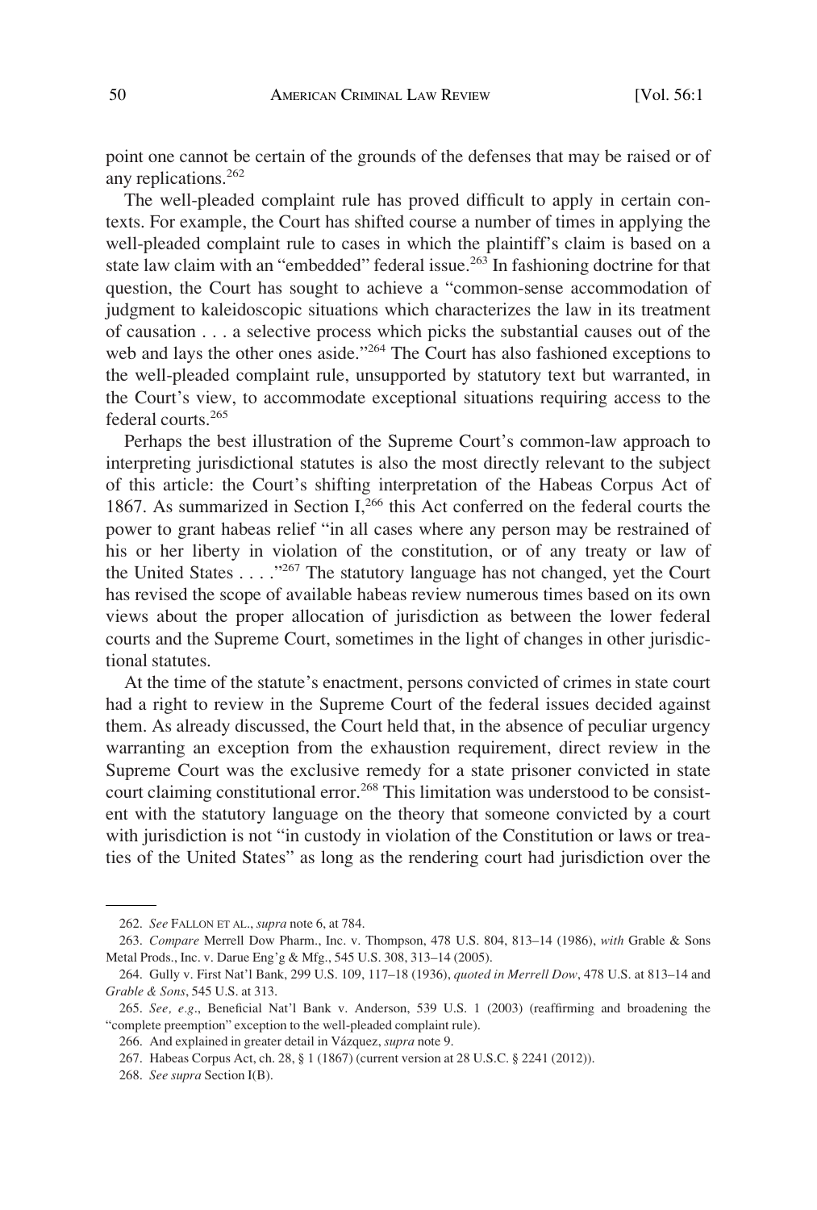point one cannot be certain of the grounds of the defenses that may be raised or of any replications.[262]

The well-pleaded complaint rule has proved difficult to apply in certain contexts. For example, the Court has shifted course a number of times in applying the well-pleaded complaint rule to cases in which the plaintiff's claim is based on a state law claim with an "embedded" federal issue.[263] In fashioning doctrine for that question, the Court has sought to achieve a "common-sense accommodation of judgment to kaleidoscopic situations which characterizes the law in its treatment of causation . . . a selective process which picks the substantial causes out of the web and lays the other ones aside."[264] The Court has also fashioned exceptions to the well-pleaded complaint rule, unsupported by statutory text but warranted, in the Court's view, to accommodate exceptional situations requiring access to the federal courts.[265]

Perhaps the best illustration of the Supreme Court's common-law approach to interpreting jurisdictional statutes is also the most directly relevant to the subject of this article: the Court's shifting interpretation of the Habeas Corpus Act of 1867. As summarized in Section I,[266] this Act conferred on the federal courts the power to grant habeas relief "in all cases where any person may be restrained of his or her liberty in violation of the constitution, or of any treaty or law of the United States . . . ."[267] The statutory language has not changed, yet the Court has revised the scope of available habeas review numerous times based on its own views about the proper allocation of jurisdiction as between the lower federal courts and the Supreme Court, sometimes in the light of changes in other jurisdictional statutes.

At the time of the statute's enactment, persons convicted of crimes in state court had a right to review in the Supreme Court of the federal issues decided against them. As already discussed, the Court held that, in the absence of peculiar urgency warranting an exception from the exhaustion requirement, direct review in the Supreme Court was the exclusive remedy for a state prisoner convicted in state court claiming constitutional error.[268] This limitation was understood to be consistent with the statutory language on the theory that someone convicted by a court with jurisdiction is not "in custody in violation of the Constitution or laws or treaties of the United States" as long as the rendering court had jurisdiction over the

262. *See* FALLON ET AL., *supra* note 6, at 784.

263. *Compare* Merrell Dow Pharm., Inc. v. Thompson, 478 U.S. 804, 813–14 (1986), *with* Grable & Sons Metal Prods., Inc. v. Darue Eng'g & Mfg., 545 U.S. 308, 313–14 (2005).

264. Gully v. First Nat'l Bank, 299 U.S. 109, 117–18 (1936), *quoted in Merrell Dow*, 478 U.S. at 813–14 and *Grable & Sons*, 545 U.S. at 313.

265. *See, e.g.*, Beneficial Nat'l Bank v. Anderson, 539 U.S. 1 (2003) (reaffirming and broadening the "complete preemption" exception to the well-pleaded complaint rule).

266. And explained in greater detail in Vázquez, *supra* note 9.

267. Habeas Corpus Act, ch. 28, § 1 (1867) (current version at 28 U.S.C. § 2241 (2012)).

268. *See supra* Section I(B).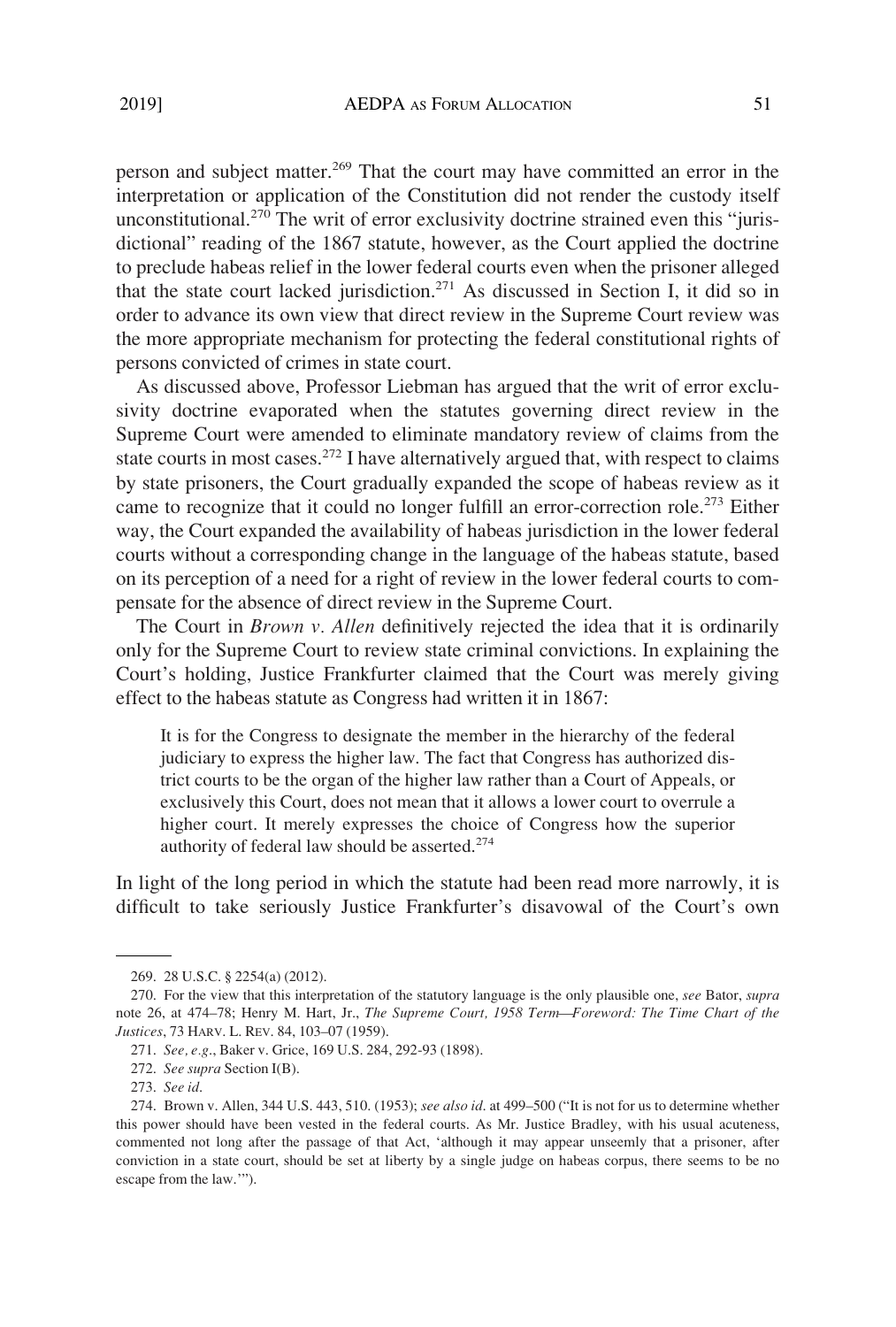person and subject matter.[269] That the court may have committed an error in the interpretation or application of the Constitution did not render the custody itself unconstitutional.[270] The writ of error exclusivity doctrine strained even this "jurisdictional" reading of the 1867 statute, however, as the Court applied the doctrine to preclude habeas relief in the lower federal courts even when the prisoner alleged that the state court lacked jurisdiction.[271] As discussed in Section I, it did so in order to advance its own view that direct review in the Supreme Court review was the more appropriate mechanism for protecting the federal constitutional rights of persons convicted of crimes in state court.

As discussed above, Professor Liebman has argued that the writ of error exclusivity doctrine evaporated when the statutes governing direct review in the Supreme Court were amended to eliminate mandatory review of claims from the state courts in most cases.[272] I have alternatively argued that, with respect to claims by state prisoners, the Court gradually expanded the scope of habeas review as it came to recognize that it could no longer fulfill an error-correction role.[273] Either way, the Court expanded the availability of habeas jurisdiction in the lower federal courts without a corresponding change in the language of the habeas statute, based on its perception of a need for a right of review in the lower federal courts to compensate for the absence of direct review in the Supreme Court.

The Court in *Brown v. Allen* definitively rejected the idea that it is ordinarily only for the Supreme Court to review state criminal convictions. In explaining the Court's holding, Justice Frankfurter claimed that the Court was merely giving effect to the habeas statute as Congress had written it in 1867:

> It is for the Congress to designate the member in the hierarchy of the federal judiciary to express the higher law. The fact that Congress has authorized district courts to be the organ of the higher law rather than a Court of Appeals, or exclusively this Court, does not mean that it allows a lower court to overrule a higher court. It merely expresses the choice of Congress how the superior authority of federal law should be asserted.[274]

In light of the long period in which the statute had been read more narrowly, it is difficult to take seriously Justice Frankfurter's disavowal of the Court's own

---

269. 28 U.S.C. § 2254(a) (2012).

270. For the view that this interpretation of the statutory language is the only plausible one, *see* Bator, *supra* note 26, at 474–78; Henry M. Hart, Jr., *The Supreme Court, 1958 Term—Foreword: The Time Chart of the Justices*, 73 HARV. L. REV. 84, 103–07 (1959).

271. *See, e.g.*, Baker v. Grice, 169 U.S. 284, 292-93 (1898).

272. *See supra* Section I(B).

273. *See id.*

274. Brown v. Allen, 344 U.S. 443, 510. (1953); *see also id.* at 499–500 ("It is not for us to determine whether this power should have been vested in the federal courts. As Mr. Justice Bradley, with his usual acuteness, commented not long after the passage of that Act, 'although it may appear unseemly that a prisoner, after conviction in a state court, should be set at liberty by a single judge on habeas corpus, there seems to be no escape from the law.'").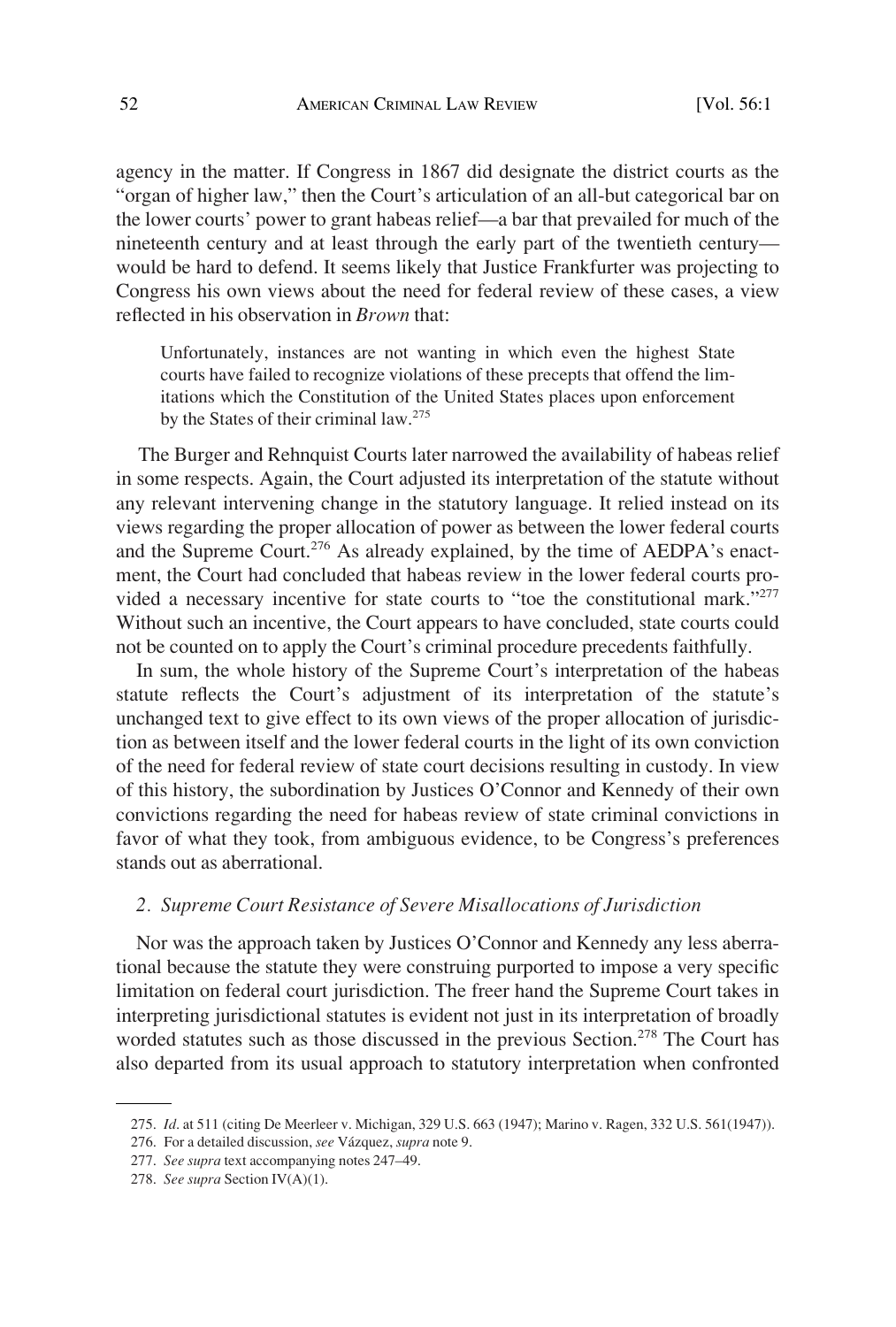agency in the matter. If Congress in 1867 did designate the district courts as the "organ of higher law," then the Court's articulation of an all-but categorical bar on the lower courts' power to grant habeas relief—a bar that prevailed for much of the nineteenth century and at least through the early part of the twentieth century—would be hard to defend. It seems likely that Justice Frankfurter was projecting to Congress his own views about the need for federal review of these cases, a view reflected in his observation in *Brown* that:

> Unfortunately, instances are not wanting in which even the highest State courts have failed to recognize violations of these precepts that offend the limitations which the Constitution of the United States places upon enforcement by the States of their criminal law.[275]

The Burger and Rehnquist Courts later narrowed the availability of habeas relief in some respects. Again, the Court adjusted its interpretation of the statute without any relevant intervening change in the statutory language. It relied instead on its views regarding the proper allocation of power as between the lower federal courts and the Supreme Court.[276] As already explained, by the time of AEDPA's enactment, the Court had concluded that habeas review in the lower federal courts provided a necessary incentive for state courts to "toe the constitutional mark."[277] Without such an incentive, the Court appears to have concluded, state courts could not be counted on to apply the Court's criminal procedure precedents faithfully.

In sum, the whole history of the Supreme Court's interpretation of the habeas statute reflects the Court's adjustment of its interpretation of the statute's unchanged text to give effect to its own views of the proper allocation of jurisdiction as between itself and the lower federal courts in the light of its own conviction of the need for federal review of state court decisions resulting in custody. In view of this history, the subordination by Justices O'Connor and Kennedy of their own convictions regarding the need for habeas review of state criminal convictions in favor of what they took, from ambiguous evidence, to be Congress's preferences stands out as aberrational.

### 2. *Supreme Court Resistance of Severe Misallocations of Jurisdiction*

Nor was the approach taken by Justices O'Connor and Kennedy any less aberrational because the statute they were construing purported to impose a very specific limitation on federal court jurisdiction. The freer hand the Supreme Court takes in interpreting jurisdictional statutes is evident not just in its interpretation of broadly worded statutes such as those discussed in the previous Section.[278] The Court has also departed from its usual approach to statutory interpretation when confronted

---

275. *Id*. at 511 (citing De Meerleer v. Michigan, 329 U.S. 663 (1947); Marino v. Ragen, 332 U.S. 561(1947)).

276. For a detailed discussion, *see* Vázquez, *supra* note 9.

277. *See supra* text accompanying notes 247–49.

278. *See supra* Section IV(A)(1).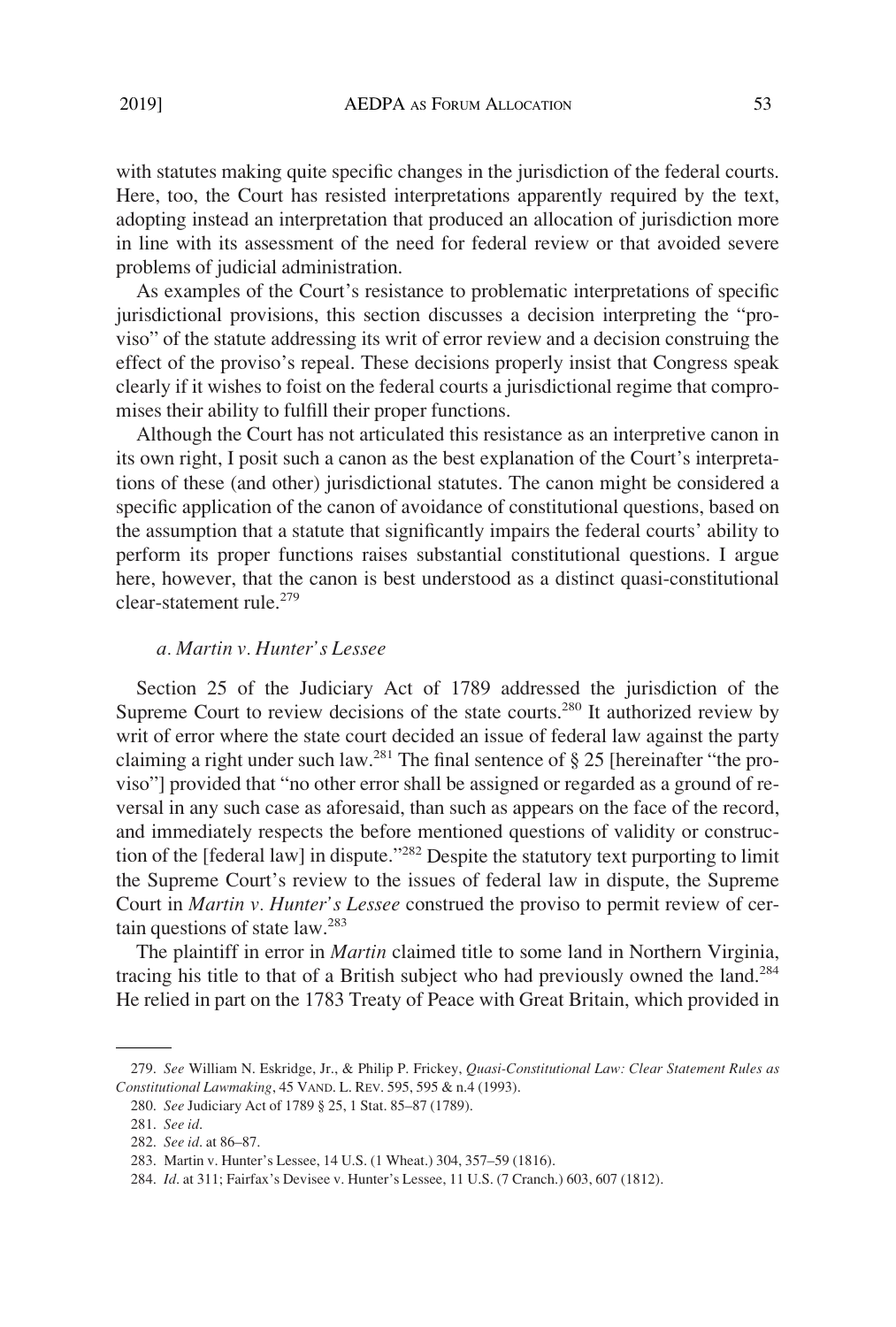with statutes making quite specific changes in the jurisdiction of the federal courts. Here, too, the Court has resisted interpretations apparently required by the text, adopting instead an interpretation that produced an allocation of jurisdiction more in line with its assessment of the need for federal review or that avoided severe problems of judicial administration.

As examples of the Court's resistance to problematic interpretations of specific jurisdictional provisions, this section discusses a decision interpreting the "proviso" of the statute addressing its writ of error review and a decision construing the effect of the proviso's repeal. These decisions properly insist that Congress speak clearly if it wishes to foist on the federal courts a jurisdictional regime that compromises their ability to fulfill their proper functions.

Although the Court has not articulated this resistance as an interpretive canon in its own right, I posit such a canon as the best explanation of the Court's interpretations of these (and other) jurisdictional statutes. The canon might be considered a specific application of the canon of avoidance of constitutional questions, based on the assumption that a statute that significantly impairs the federal courts' ability to perform its proper functions raises substantial constitutional questions. I argue here, however, that the canon is best understood as a distinct quasi-constitutional clear-statement rule.[279]

#### *a. Martin v. Hunter's Lessee*

Section 25 of the Judiciary Act of 1789 addressed the jurisdiction of the Supreme Court to review decisions of the state courts.[280] It authorized review by writ of error where the state court decided an issue of federal law against the party claiming a right under such law.[281] The final sentence of § 25 [hereinafter "the proviso"] provided that "no other error shall be assigned or regarded as a ground of reversal in any such case as aforesaid, than such as appears on the face of the record, and immediately respects the before mentioned questions of validity or construction of the [federal law] in dispute."[282] Despite the statutory text purporting to limit the Supreme Court's review to the issues of federal law in dispute, the Supreme Court in *Martin v. Hunter's Lessee* construed the proviso to permit review of certain questions of state law.[283]

The plaintiff in error in *Martin* claimed title to some land in Northern Virginia, tracing his title to that of a British subject who had previously owned the land.[284] He relied in part on the 1783 Treaty of Peace with Great Britain, which provided in

---

279. *See* William N. Eskridge, Jr., & Philip P. Frickey, *Quasi-Constitutional Law: Clear Statement Rules as Constitutional Lawmaking*, 45 VAND. L. REV. 595, 595 & n.4 (1993).

280. *See* Judiciary Act of 1789 § 25, 1 Stat. 85–87 (1789).

281. *See id.*

282. *See id.* at 86–87.

283. Martin v. Hunter's Lessee, 14 U.S. (1 Wheat.) 304, 357–59 (1816).

284. *Id.* at 311; Fairfax's Devisee v. Hunter's Lessee, 11 U.S. (7 Cranch.) 603, 607 (1812).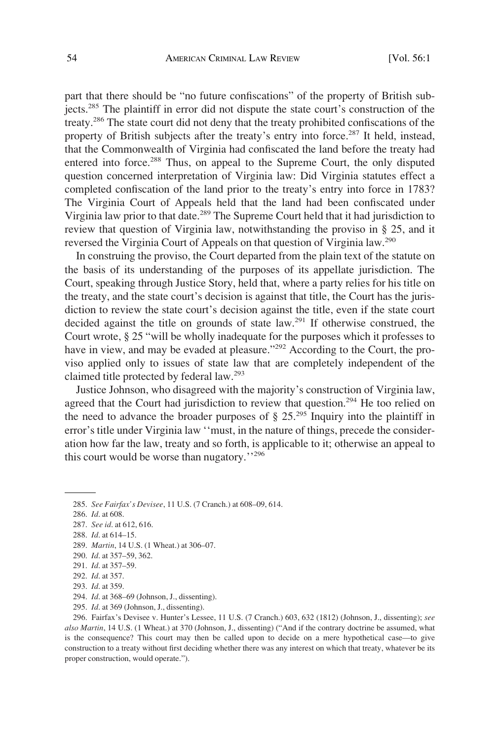part that there should be "no future confiscations" of the property of British subjects.[285] The plaintiff in error did not dispute the state court's construction of the treaty.[286] The state court did not deny that the treaty prohibited confiscations of the property of British subjects after the treaty's entry into force.[287] It held, instead, that the Commonwealth of Virginia had confiscated the land before the treaty had entered into force.[288] Thus, on appeal to the Supreme Court, the only disputed question concerned interpretation of Virginia law: Did Virginia statutes effect a completed confiscation of the land prior to the treaty's entry into force in 1783? The Virginia Court of Appeals held that the land had been confiscated under Virginia law prior to that date.[289] The Supreme Court held that it had jurisdiction to review that question of Virginia law, notwithstanding the proviso in § 25, and it reversed the Virginia Court of Appeals on that question of Virginia law.[290]

In construing the proviso, the Court departed from the plain text of the statute on the basis of its understanding of the purposes of its appellate jurisdiction. The Court, speaking through Justice Story, held that, where a party relies for his title on the treaty, and the state court's decision is against that title, the Court has the jurisdiction to review the state court's decision against the title, even if the state court decided against the title on grounds of state law.[291] If otherwise construed, the Court wrote, § 25 "will be wholly inadequate for the purposes which it professes to have in view, and may be evaded at pleasure."[292] According to the Court, the proviso applied only to issues of state law that are completely independent of the claimed title protected by federal law.[293]

Justice Johnson, who disagreed with the majority's construction of Virginia law, agreed that the Court had jurisdiction to review that question.[294] He too relied on the need to advance the broader purposes of § 25.[295] Inquiry into the plaintiff in error's title under Virginia law ''must, in the nature of things, precede the consideration how far the law, treaty and so forth, is applicable to it; otherwise an appeal to this court would be worse than nugatory.''[296]

---

285. *See Fairfax's Devisee*, 11 U.S. (7 Cranch.) at 608–09, 614.

286. *Id*. at 608.

287. *See id*. at 612, 616.

288. *Id*. at 614–15.

289. *Martin*, 14 U.S. (1 Wheat.) at 306–07.

290. *Id*. at 357–59, 362.

291. *Id*. at 357–59.

292. *Id*. at 357.

293. *Id*. at 359.

294. *Id*. at 368–69 (Johnson, J., dissenting).

295. *Id*. at 369 (Johnson, J., dissenting).

296. Fairfax's Devisee v. Hunter's Lessee, 11 U.S. (7 Cranch.) 603, 632 (1812) (Johnson, J., dissenting); *see also Martin*, 14 U.S. (1 Wheat.) at 370 (Johnson, J., dissenting) ("And if the contrary doctrine be assumed, what is the consequence? This court may then be called upon to decide on a mere hypothetical case—to give construction to a treaty without first deciding whether there was any interest on which that treaty, whatever be its proper construction, would operate.").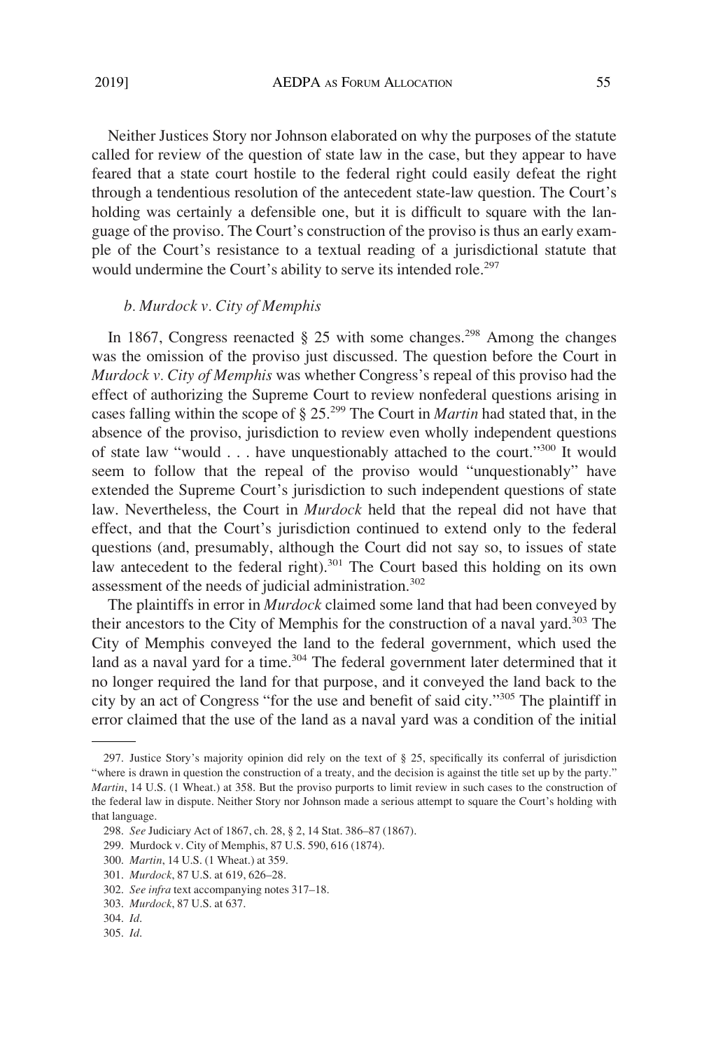Neither Justices Story nor Johnson elaborated on why the purposes of the statute called for review of the question of state law in the case, but they appear to have feared that a state court hostile to the federal right could easily defeat the right through a tendentious resolution of the antecedent state-law question. The Court's holding was certainly a defensible one, but it is difficult to square with the language of the proviso. The Court's construction of the proviso is thus an early example of the Court's resistance to a textual reading of a jurisdictional statute that would undermine the Court's ability to serve its intended role.[297]

*b. Murdock v. City of Memphis*

In 1867, Congress reenacted § 25 with some changes.[298] Among the changes was the omission of the proviso just discussed. The question before the Court in *Murdock v. City of Memphis* was whether Congress's repeal of this proviso had the effect of authorizing the Supreme Court to review nonfederal questions arising in cases falling within the scope of § 25.[299] The Court in *Martin* had stated that, in the absence of the proviso, jurisdiction to review even wholly independent questions of state law "would . . . have unquestionably attached to the court."[300] It would seem to follow that the repeal of the proviso would "unquestionably" have extended the Supreme Court's jurisdiction to such independent questions of state law. Nevertheless, the Court in *Murdock* held that the repeal did not have that effect, and that the Court's jurisdiction continued to extend only to the federal questions (and, presumably, although the Court did not say so, to issues of state law antecedent to the federal right).[301] The Court based this holding on its own assessment of the needs of judicial administration.[302]

The plaintiffs in error in *Murdock* claimed some land that had been conveyed by their ancestors to the City of Memphis for the construction of a naval yard.[303] The City of Memphis conveyed the land to the federal government, which used the land as a naval yard for a time.[304] The federal government later determined that it no longer required the land for that purpose, and it conveyed the land back to the city by an act of Congress "for the use and benefit of said city."[305] The plaintiff in error claimed that the use of the land as a naval yard was a condition of the initial

---

297. Justice Story's majority opinion did rely on the text of § 25, specifically its conferral of jurisdiction "where is drawn in question the construction of a treaty, and the decision is against the title set up by the party." *Martin*, 14 U.S. (1 Wheat.) at 358. But the proviso purports to limit review in such cases to the construction of the federal law in dispute. Neither Story nor Johnson made a serious attempt to square the Court's holding with that language.

298. *See* Judiciary Act of 1867, ch. 28, § 2, 14 Stat. 386–87 (1867).

299. Murdock v. City of Memphis, 87 U.S. 590, 616 (1874).

300. *Martin*, 14 U.S. (1 Wheat.) at 359.

301. *Murdock*, 87 U.S. at 619, 626–28.

302. *See infra* text accompanying notes 317–18.

303. *Murdock*, 87 U.S. at 637.

304. *Id.*

305. *Id.*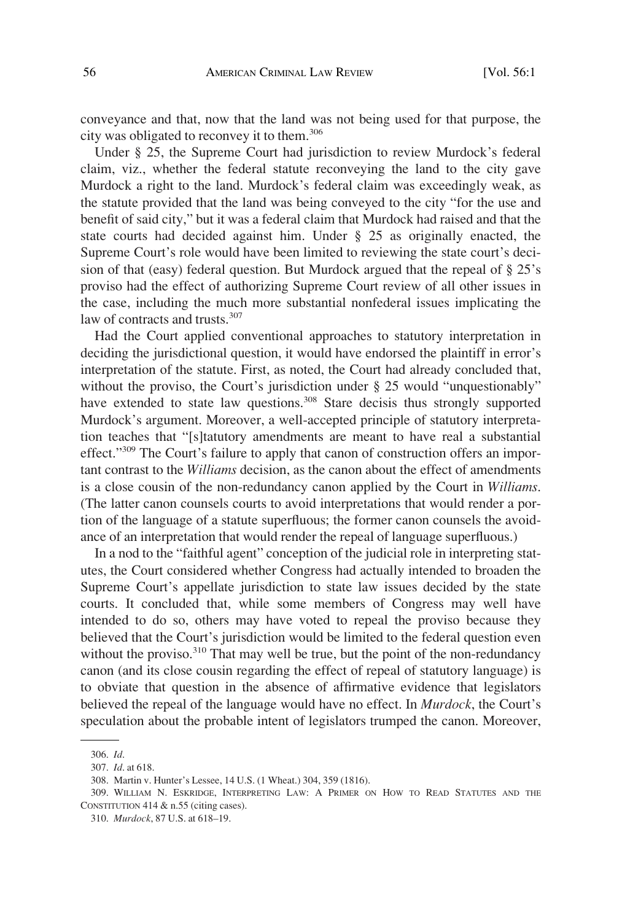conveyance and that, now that the land was not being used for that purpose, the city was obligated to reconvey it to them.[306]

Under § 25, the Supreme Court had jurisdiction to review Murdock's federal claim, viz., whether the federal statute reconveying the land to the city gave Murdock a right to the land. Murdock's federal claim was exceedingly weak, as the statute provided that the land was being conveyed to the city "for the use and benefit of said city," but it was a federal claim that Murdock had raised and that the state courts had decided against him. Under § 25 as originally enacted, the Supreme Court's role would have been limited to reviewing the state court's decision of that (easy) federal question. But Murdock argued that the repeal of § 25's proviso had the effect of authorizing Supreme Court review of all other issues in the case, including the much more substantial nonfederal issues implicating the law of contracts and trusts.[307]

Had the Court applied conventional approaches to statutory interpretation in deciding the jurisdictional question, it would have endorsed the plaintiff in error's interpretation of the statute. First, as noted, the Court had already concluded that, without the proviso, the Court's jurisdiction under § 25 would "unquestionably" have extended to state law questions.[308] Stare decisis thus strongly supported Murdock's argument. Moreover, a well-accepted principle of statutory interpretation teaches that "[s]tatutory amendments are meant to have real a substantial effect."[309] The Court's failure to apply that canon of construction offers an important contrast to the *Williams* decision, as the canon about the effect of amendments is a close cousin of the non-redundancy canon applied by the Court in *Williams*. (The latter canon counsels courts to avoid interpretations that would render a portion of the language of a statute superfluous; the former canon counsels the avoidance of an interpretation that would render the repeal of language superfluous.)

In a nod to the "faithful agent" conception of the judicial role in interpreting statutes, the Court considered whether Congress had actually intended to broaden the Supreme Court's appellate jurisdiction to state law issues decided by the state courts. It concluded that, while some members of Congress may well have intended to do so, others may have voted to repeal the proviso because they believed that the Court's jurisdiction would be limited to the federal question even without the proviso.[310] That may well be true, but the point of the non-redundancy canon (and its close cousin regarding the effect of repeal of statutory language) is to obviate that question in the absence of affirmative evidence that legislators believed the repeal of the language would have no effect. In *Murdock*, the Court's speculation about the probable intent of legislators trumped the canon. Moreover,

---

306. *Id.*

307. *Id.* at 618.

308. Martin v. Hunter's Lessee, 14 U.S. (1 Wheat.) 304, 359 (1816).

309. WILLIAM N. ESKRIDGE, INTERPRETING LAW: A PRIMER ON HOW TO READ STATUTES AND THE CONSTITUTION 414 & n.55 (citing cases).

310. *Murdock*, 87 U.S. at 618–19.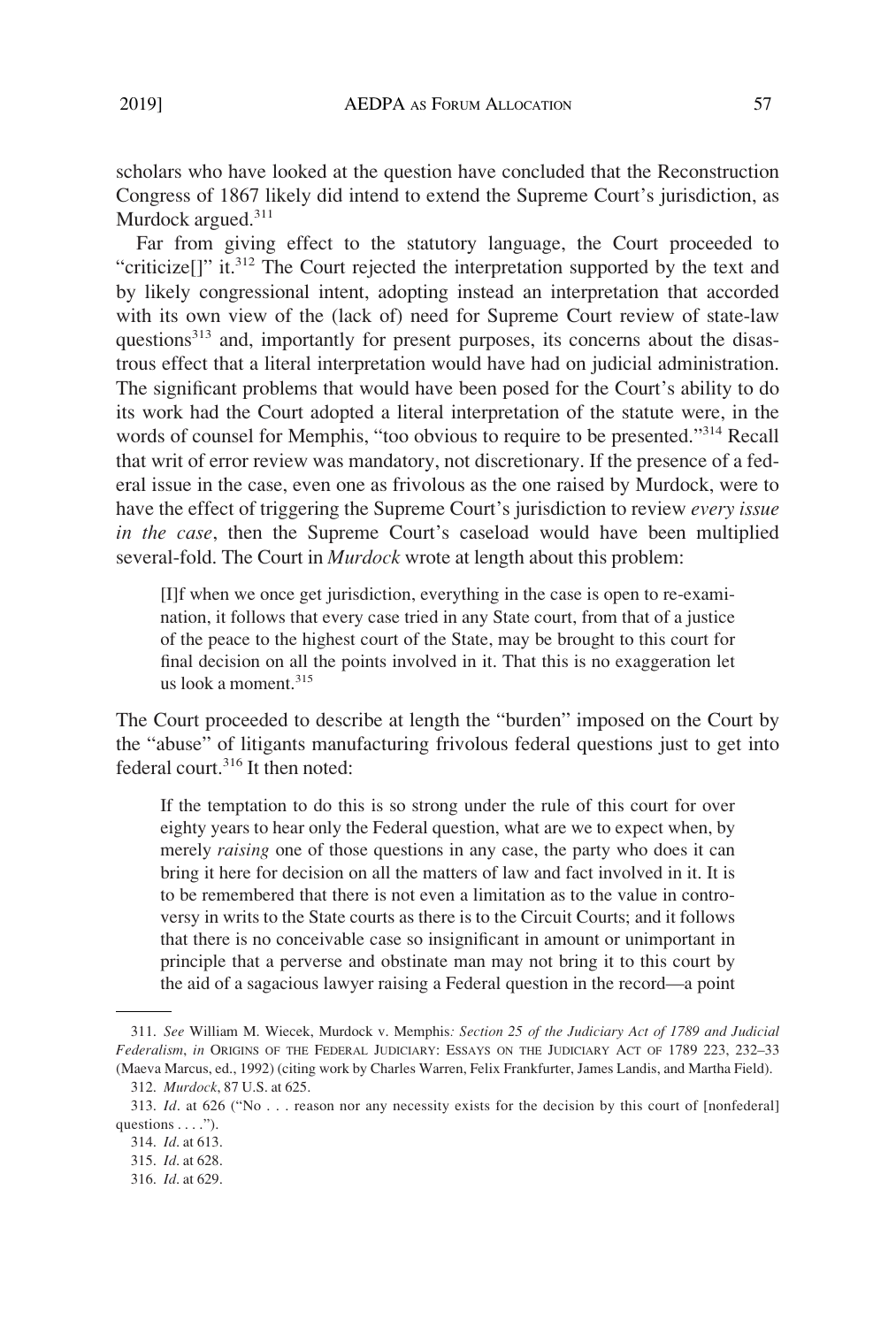scholars who have looked at the question have concluded that the Reconstruction Congress of 1867 likely did intend to extend the Supreme Court's jurisdiction, as Murdock argued.[311]

Far from giving effect to the statutory language, the Court proceeded to "criticize[]" it.[312] The Court rejected the interpretation supported by the text and by likely congressional intent, adopting instead an interpretation that accorded with its own view of the (lack of) need for Supreme Court review of state-law questions[313] and, importantly for present purposes, its concerns about the disastrous effect that a literal interpretation would have had on judicial administration. The significant problems that would have been posed for the Court's ability to do its work had the Court adopted a literal interpretation of the statute were, in the words of counsel for Memphis, "too obvious to require to be presented."[314] Recall that writ of error review was mandatory, not discretionary. If the presence of a federal issue in the case, even one as frivolous as the one raised by Murdock, were to have the effect of triggering the Supreme Court's jurisdiction to review *every issue in the case*, then the Supreme Court's caseload would have been multiplied several-fold. The Court in *Murdock* wrote at length about this problem:

> [I]f when we once get jurisdiction, everything in the case is open to re-examination, it follows that every case tried in any State court, from that of a justice of the peace to the highest court of the State, may be brought to this court for final decision on all the points involved in it. That this is no exaggeration let us look a moment.[315]

The Court proceeded to describe at length the "burden" imposed on the Court by the "abuse" of litigants manufacturing frivolous federal questions just to get into federal court.[316] It then noted:

> If the temptation to do this is so strong under the rule of this court for over eighty years to hear only the Federal question, what are we to expect when, by merely *raising* one of those questions in any case, the party who does it can bring it here for decision on all the matters of law and fact involved in it. It is to be remembered that there is not even a limitation as to the value in controversy in writs to the State courts as there is to the Circuit Courts; and it follows that there is no conceivable case so insignificant in amount or unimportant in principle that a perverse and obstinate man may not bring it to this court by the aid of a sagacious lawyer raising a Federal question in the record—a point

---

311. *See* William M. Wiecek, Murdock v. Memphis*: Section 25 of the Judiciary Act of 1789 and Judicial Federalism*, *in* ORIGINS OF THE FEDERAL JUDICIARY: ESSAYS ON THE JUDICIARY ACT OF 1789 223, 232–33 (Maeva Marcus, ed., 1992) (citing work by Charles Warren, Felix Frankfurter, James Landis, and Martha Field).

312. *Murdock*, 87 U.S. at 625.

313. *Id*. at 626 ("No . . . reason nor any necessity exists for the decision by this court of [nonfederal] questions . . . .").

314. *Id*. at 613.

315. *Id*. at 628.

316. *Id*. at 629.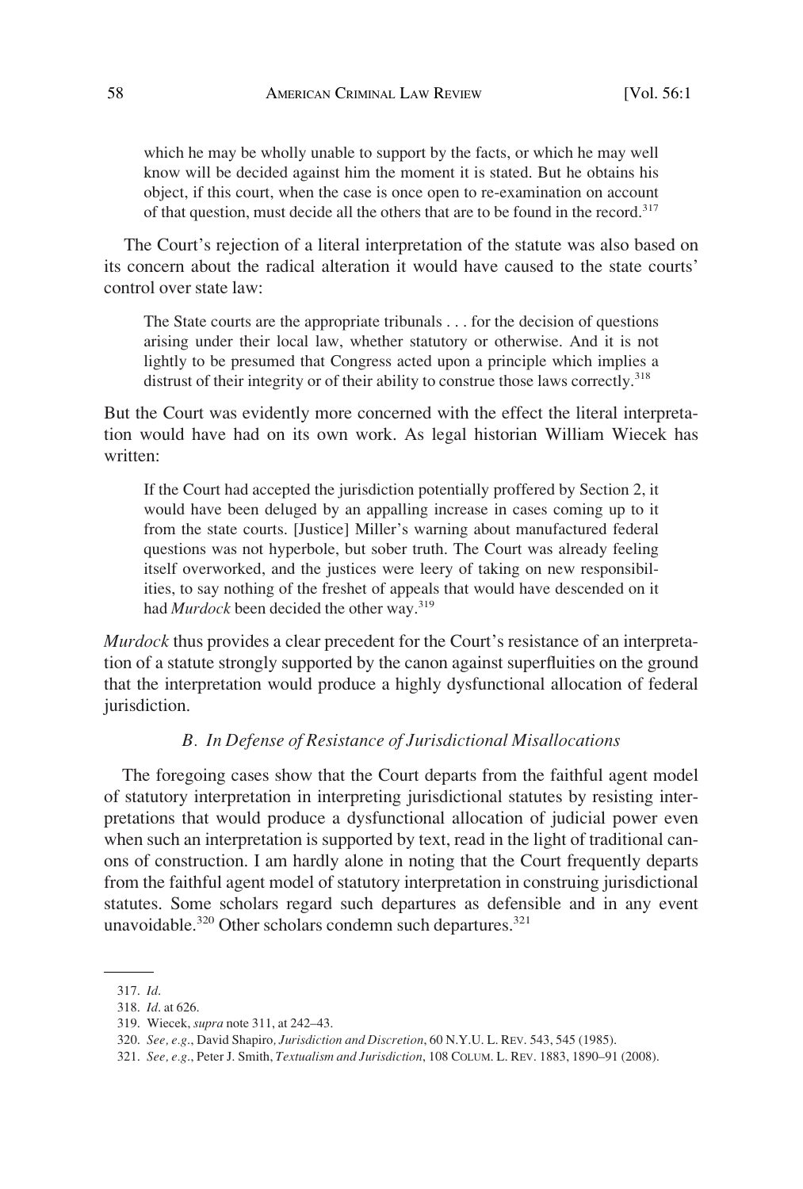which he may be wholly unable to support by the facts, or which he may well know will be decided against him the moment it is stated. But he obtains his object, if this court, when the case is once open to re-examination on account of that question, must decide all the others that are to be found in the record.[317]

The Court's rejection of a literal interpretation of the statute was also based on its concern about the radical alteration it would have caused to the state courts' control over state law:

> The State courts are the appropriate tribunals . . . for the decision of questions arising under their local law, whether statutory or otherwise. And it is not lightly to be presumed that Congress acted upon a principle which implies a distrust of their integrity or of their ability to construe those laws correctly.[318]

But the Court was evidently more concerned with the effect the literal interpretation would have had on its own work. As legal historian William Wiecek has written:

> If the Court had accepted the jurisdiction potentially proffered by Section 2, it would have been deluged by an appalling increase in cases coming up to it from the state courts. [Justice] Miller's warning about manufactured federal questions was not hyperbole, but sober truth. The Court was already feeling itself overworked, and the justices were leery of taking on new responsibilities, to say nothing of the freshet of appeals that would have descended on it had *Murdock* been decided the other way.[319]

*Murdock* thus provides a clear precedent for the Court's resistance of an interpretation of a statute strongly supported by the canon against superfluities on the ground that the interpretation would produce a highly dysfunctional allocation of federal jurisdiction.

### *B. In Defense of Resistance of Jurisdictional Misallocations*

The foregoing cases show that the Court departs from the faithful agent model of statutory interpretation in interpreting jurisdictional statutes by resisting interpretations that would produce a dysfunctional allocation of judicial power even when such an interpretation is supported by text, read in the light of traditional canons of construction. I am hardly alone in noting that the Court frequently departs from the faithful agent model of statutory interpretation in construing jurisdictional statutes. Some scholars regard such departures as defensible and in any event unavoidable.[320] Other scholars condemn such departures.[321]

---

317. *Id.*

318. *Id.* at 626.

319. Wiecek, *supra* note 311, at 242–43.

320. *See, e.g.*, David Shapiro, *Jurisdiction and Discretion*, 60 N.Y.U. L. REV. 543, 545 (1985).

321. *See, e.g.*, Peter J. Smith, *Textualism and Jurisdiction*, 108 COLUM. L. REV. 1883, 1890–91 (2008).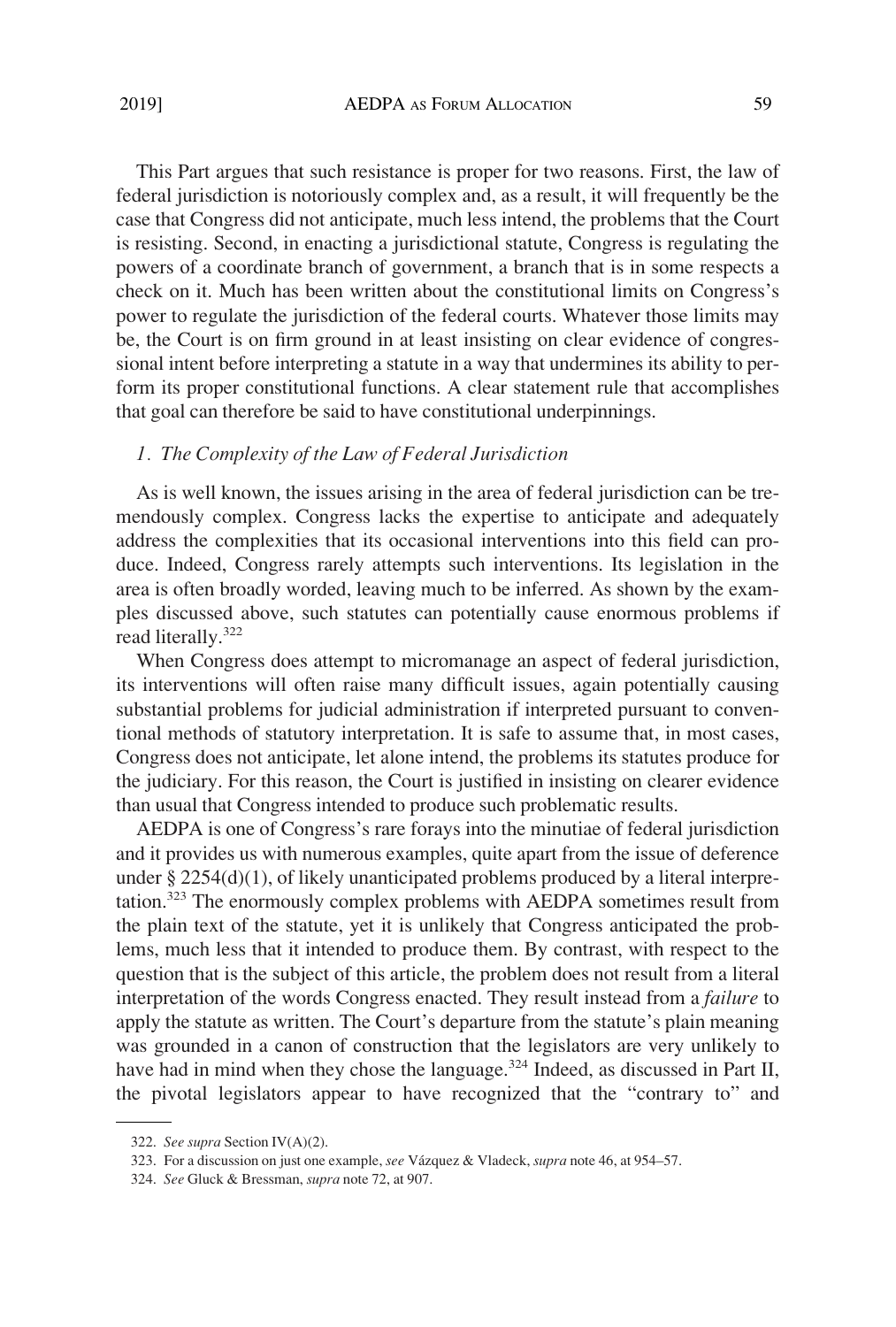This Part argues that such resistance is proper for two reasons. First, the law of federal jurisdiction is notoriously complex and, as a result, it will frequently be the case that Congress did not anticipate, much less intend, the problems that the Court is resisting. Second, in enacting a jurisdictional statute, Congress is regulating the powers of a coordinate branch of government, a branch that is in some respects a check on it. Much has been written about the constitutional limits on Congress's power to regulate the jurisdiction of the federal courts. Whatever those limits may be, the Court is on firm ground in at least insisting on clear evidence of congressional intent before interpreting a statute in a way that undermines its ability to perform its proper constitutional functions. A clear statement rule that accomplishes that goal can therefore be said to have constitutional underpinnings.

### *1. The Complexity of the Law of Federal Jurisdiction*

As is well known, the issues arising in the area of federal jurisdiction can be tremendously complex. Congress lacks the expertise to anticipate and adequately address the complexities that its occasional interventions into this field can produce. Indeed, Congress rarely attempts such interventions. Its legislation in the area is often broadly worded, leaving much to be inferred. As shown by the examples discussed above, such statutes can potentially cause enormous problems if read literally.[322]

When Congress does attempt to micromanage an aspect of federal jurisdiction, its interventions will often raise many difficult issues, again potentially causing substantial problems for judicial administration if interpreted pursuant to conventional methods of statutory interpretation. It is safe to assume that, in most cases, Congress does not anticipate, let alone intend, the problems its statutes produce for the judiciary. For this reason, the Court is justified in insisting on clearer evidence than usual that Congress intended to produce such problematic results.

AEDPA is one of Congress's rare forays into the minutiae of federal jurisdiction and it provides us with numerous examples, quite apart from the issue of deference under § 2254(d)(1), of likely unanticipated problems produced by a literal interpretation.[323] The enormously complex problems with AEDPA sometimes result from the plain text of the statute, yet it is unlikely that Congress anticipated the problems, much less that it intended to produce them. By contrast, with respect to the question that is the subject of this article, the problem does not result from a literal interpretation of the words Congress enacted. They result instead from a *failure* to apply the statute as written. The Court's departure from the statute's plain meaning was grounded in a canon of construction that the legislators are very unlikely to have had in mind when they chose the language.[324] Indeed, as discussed in Part II, the pivotal legislators appear to have recognized that the "contrary to" and

322. *See supra* Section IV(A)(2).

323. For a discussion on just one example, *see* Vázquez & Vladeck, *supra* note 46, at 954–57.

324. *See* Gluck & Bressman, *supra* note 72, at 907.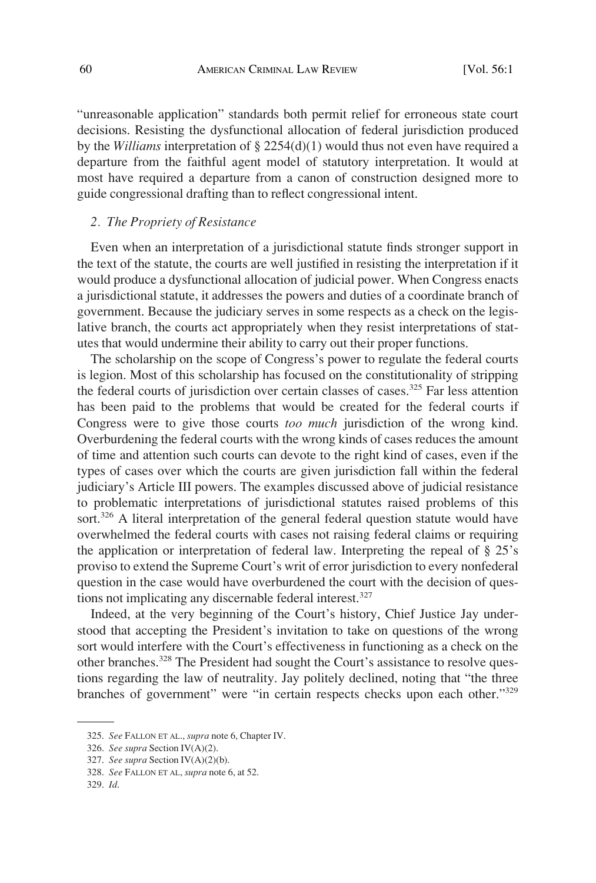"unreasonable application" standards both permit relief for erroneous state court decisions. Resisting the dysfunctional allocation of federal jurisdiction produced by the *Williams* interpretation of § 2254(d)(1) would thus not even have required a departure from the faithful agent model of statutory interpretation. It would at most have required a departure from a canon of construction designed more to guide congressional drafting than to reflect congressional intent.

### *2. The Propriety of Resistance*

Even when an interpretation of a jurisdictional statute finds stronger support in the text of the statute, the courts are well justified in resisting the interpretation if it would produce a dysfunctional allocation of judicial power. When Congress enacts a jurisdictional statute, it addresses the powers and duties of a coordinate branch of government. Because the judiciary serves in some respects as a check on the legislative branch, the courts act appropriately when they resist interpretations of statutes that would undermine their ability to carry out their proper functions.

The scholarship on the scope of Congress's power to regulate the federal courts is legion. Most of this scholarship has focused on the constitutionality of stripping the federal courts of jurisdiction over certain classes of cases.[325] Far less attention has been paid to the problems that would be created for the federal courts if Congress were to give those courts *too much* jurisdiction of the wrong kind. Overburdening the federal courts with the wrong kinds of cases reduces the amount of time and attention such courts can devote to the right kind of cases, even if the types of cases over which the courts are given jurisdiction fall within the federal judiciary's Article III powers. The examples discussed above of judicial resistance to problematic interpretations of jurisdictional statutes raised problems of this sort.[326] A literal interpretation of the general federal question statute would have overwhelmed the federal courts with cases not raising federal claims or requiring the application or interpretation of federal law. Interpreting the repeal of § 25's proviso to extend the Supreme Court's writ of error jurisdiction to every nonfederal question in the case would have overburdened the court with the decision of questions not implicating any discernable federal interest.[327]

Indeed, at the very beginning of the Court's history, Chief Justice Jay understood that accepting the President's invitation to take on questions of the wrong sort would interfere with the Court's effectiveness in functioning as a check on the other branches.[328] The President had sought the Court's assistance to resolve questions regarding the law of neutrality. Jay politely declined, noting that "the three branches of government" were "in certain respects checks upon each other."[329]

---

325. *See* FALLON ET AL., *supra* note 6, Chapter IV.

326. *See supra* Section IV(A)(2).

327. *See supra* Section IV(A)(2)(b).

328. *See* FALLON ET AL, *supra* note 6, at 52.

329. *Id.*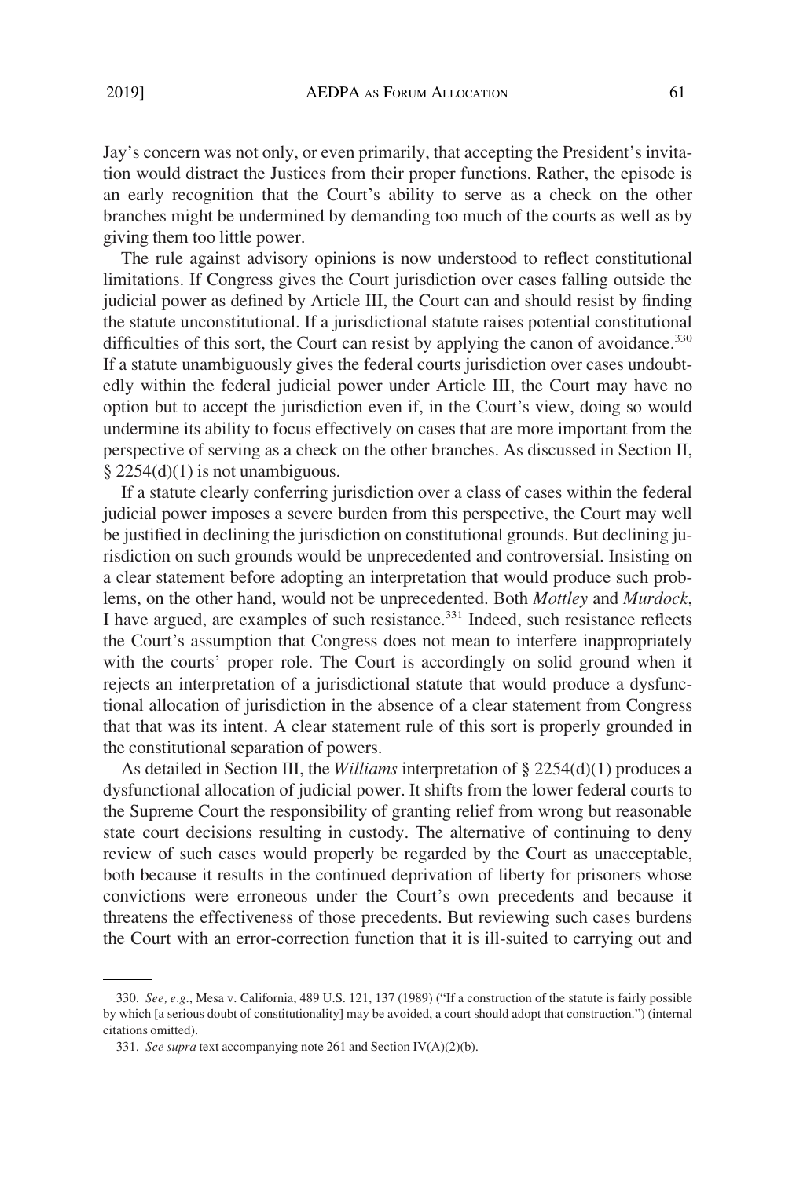Jay's concern was not only, or even primarily, that accepting the President's invitation would distract the Justices from their proper functions. Rather, the episode is an early recognition that the Court's ability to serve as a check on the other branches might be undermined by demanding too much of the courts as well as by giving them too little power.

The rule against advisory opinions is now understood to reflect constitutional limitations. If Congress gives the Court jurisdiction over cases falling outside the judicial power as defined by Article III, the Court can and should resist by finding the statute unconstitutional. If a jurisdictional statute raises potential constitutional difficulties of this sort, the Court can resist by applying the canon of avoidance.[330] If a statute unambiguously gives the federal courts jurisdiction over cases undoubtedly within the federal judicial power under Article III, the Court may have no option but to accept the jurisdiction even if, in the Court's view, doing so would undermine its ability to focus effectively on cases that are more important from the perspective of serving as a check on the other branches. As discussed in Section II, § 2254(d)(1) is not unambiguous.

If a statute clearly conferring jurisdiction over a class of cases within the federal judicial power imposes a severe burden from this perspective, the Court may well be justified in declining the jurisdiction on constitutional grounds. But declining jurisdiction on such grounds would be unprecedented and controversial. Insisting on a clear statement before adopting an interpretation that would produce such problems, on the other hand, would not be unprecedented. Both *Mottley* and *Murdock*, I have argued, are examples of such resistance.[331] Indeed, such resistance reflects the Court's assumption that Congress does not mean to interfere inappropriately with the courts' proper role. The Court is accordingly on solid ground when it rejects an interpretation of a jurisdictional statute that would produce a dysfunctional allocation of jurisdiction in the absence of a clear statement from Congress that that was its intent. A clear statement rule of this sort is properly grounded in the constitutional separation of powers.

As detailed in Section III, the *Williams* interpretation of § 2254(d)(1) produces a dysfunctional allocation of judicial power. It shifts from the lower federal courts to the Supreme Court the responsibility of granting relief from wrong but reasonable state court decisions resulting in custody. The alternative of continuing to deny review of such cases would properly be regarded by the Court as unacceptable, both because it results in the continued deprivation of liberty for prisoners whose convictions were erroneous under the Court's own precedents and because it threatens the effectiveness of those precedents. But reviewing such cases burdens the Court with an error-correction function that it is ill-suited to carrying out and

---

330. *See, e.g.*, Mesa v. California, 489 U.S. 121, 137 (1989) ("If a construction of the statute is fairly possible by which [a serious doubt of constitutionality] may be avoided, a court should adopt that construction.") (internal citations omitted).

331. *See supra* text accompanying note 261 and Section IV(A)(2)(b).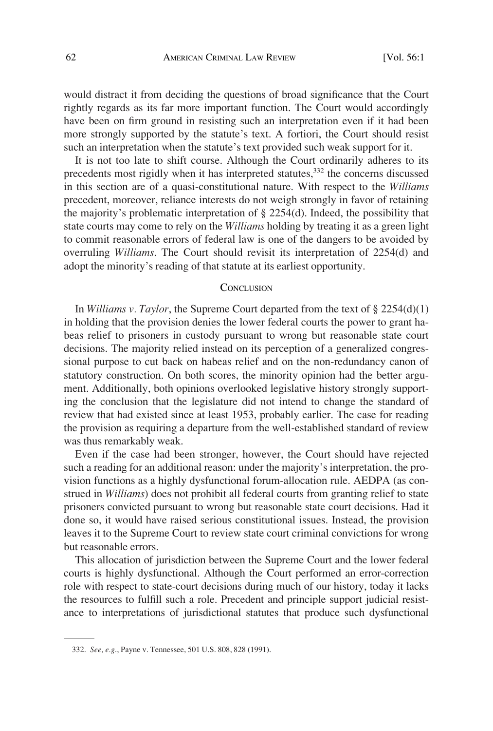would distract it from deciding the questions of broad significance that the Court rightly regards as its far more important function. The Court would accordingly have been on firm ground in resisting such an interpretation even if it had been more strongly supported by the statute's text. A fortiori, the Court should resist such an interpretation when the statute's text provided such weak support for it.

It is not too late to shift course. Although the Court ordinarily adheres to its precedents most rigidly when it has interpreted statutes,[332] the concerns discussed in this section are of a quasi-constitutional nature. With respect to the *Williams* precedent, moreover, reliance interests do not weigh strongly in favor of retaining the majority's problematic interpretation of § 2254(d). Indeed, the possibility that state courts may come to rely on the *Williams* holding by treating it as a green light to commit reasonable errors of federal law is one of the dangers to be avoided by overruling *Williams*. The Court should revisit its interpretation of 2254(d) and adopt the minority's reading of that statute at its earliest opportunity.

## Conclusion

In *Williams v. Taylor*, the Supreme Court departed from the text of § 2254(d)(1) in holding that the provision denies the lower federal courts the power to grant habeas relief to prisoners in custody pursuant to wrong but reasonable state court decisions. The majority relied instead on its perception of a generalized congressional purpose to cut back on habeas relief and on the non-redundancy canon of statutory construction. On both scores, the minority opinion had the better argument. Additionally, both opinions overlooked legislative history strongly supporting the conclusion that the legislature did not intend to change the standard of review that had existed since at least 1953, probably earlier. The case for reading the provision as requiring a departure from the well-established standard of review was thus remarkably weak.

Even if the case had been stronger, however, the Court should have rejected such a reading for an additional reason: under the majority's interpretation, the provision functions as a highly dysfunctional forum-allocation rule. AEDPA (as construed in *Williams*) does not prohibit all federal courts from granting relief to state prisoners convicted pursuant to wrong but reasonable state court decisions. Had it done so, it would have raised serious constitutional issues. Instead, the provision leaves it to the Supreme Court to review state court criminal convictions for wrong but reasonable errors.

This allocation of jurisdiction between the Supreme Court and the lower federal courts is highly dysfunctional. Although the Court performed an error-correction role with respect to state-court decisions during much of our history, today it lacks the resources to fulfill such a role. Precedent and principle support judicial resistance to interpretations of jurisdictional statutes that produce such dysfunctional

---

332. *See, e.g.*, Payne v. Tennessee, 501 U.S. 808, 828 (1991).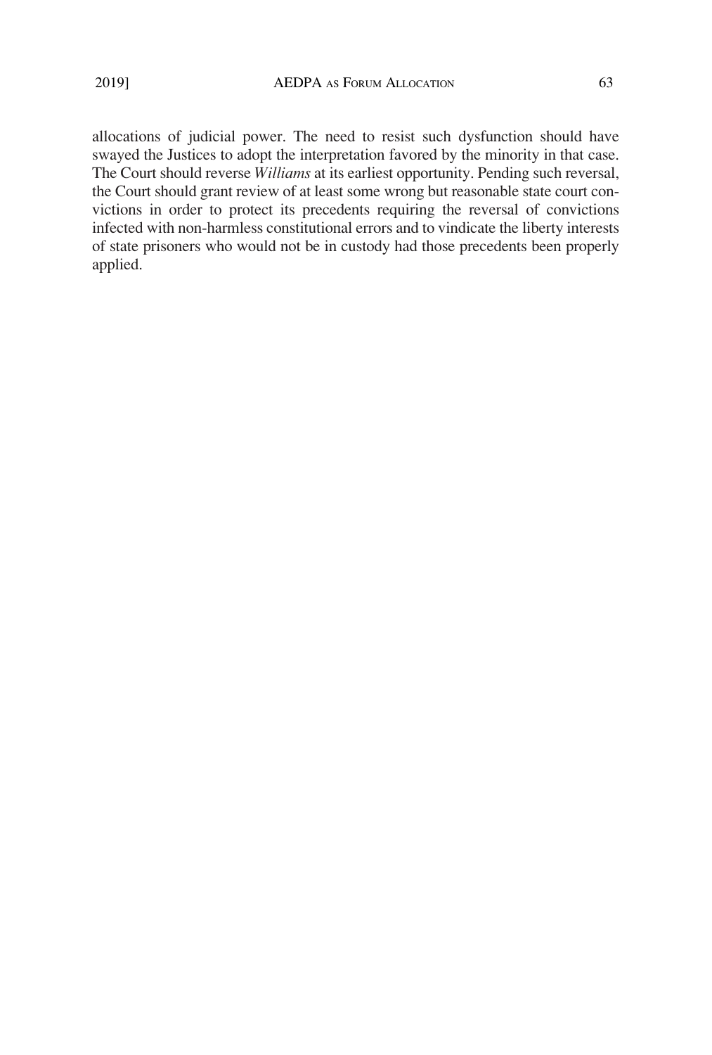allocations of judicial power. The need to resist such dysfunction should have swayed the Justices to adopt the interpretation favored by the minority in that case. The Court should reverse *Williams* at its earliest opportunity. Pending such reversal, the Court should grant review of at least some wrong but reasonable state court convictions in order to protect its precedents requiring the reversal of convictions infected with non-harmless constitutional errors and to vindicate the liberty interests of state prisoners who would not be in custody had those precedents been properly applied.